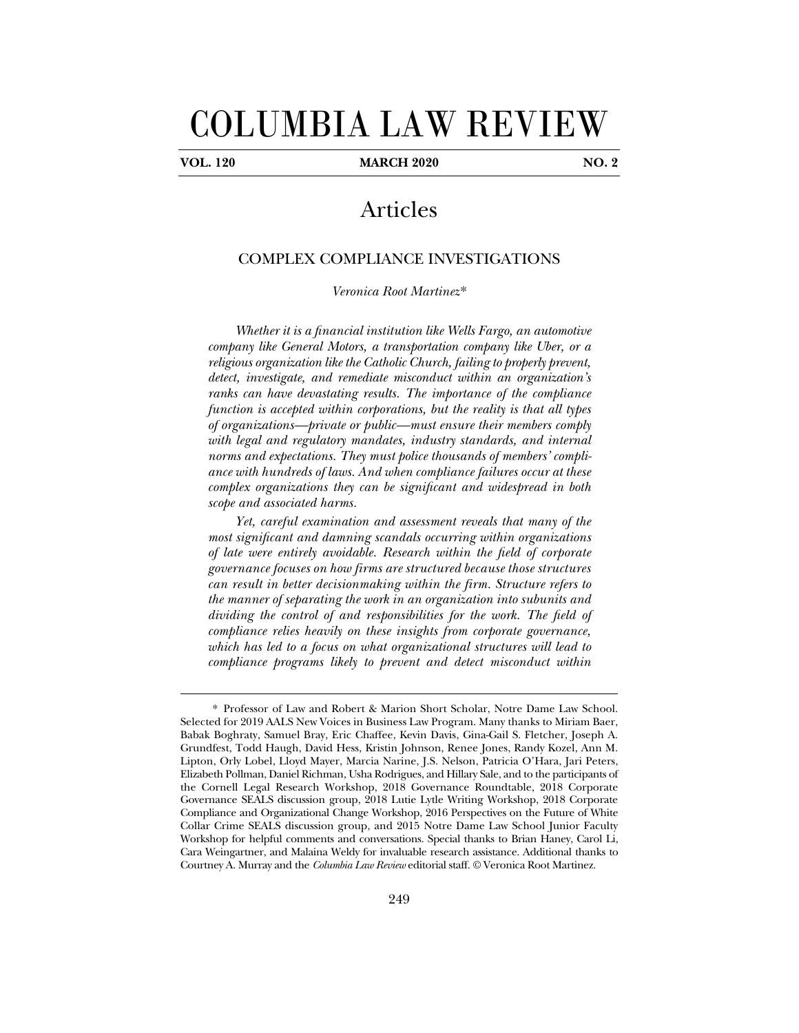# COLUMBIA LAW REVIEW

**VOL. 120 — MARCH 2020 — NO. 2**

## Articles

### COMPLEX COMPLIANCE INVESTIGATIONS

*Veronica Root Martinez**

*Whether it is a financial institution like Wells Fargo, an automotive company like General Motors, a transportation company like Uber, or a religious organization like the Catholic Church, failing to properly prevent, detect, investigate, and remediate misconduct within an organization's ranks can have devastating results. The importance of the compliance function is accepted within corporations, but the reality is that all types of organizations—private or public—must ensure their members comply with legal and regulatory mandates, industry standards, and internal norms and expectations. They must police thousands of members' compliance with hundreds of laws. And when compliance failures occur at these complex organizations they can be significant and widespread in both scope and associated harms.*

*Yet, careful examination and assessment reveals that many of the most significant and damning scandals occurring within organizations of late were entirely avoidable. Research within the field of corporate governance focuses on how firms are structured because those structures can result in better decisionmaking within the firm. Structure refers to the manner of separating the work in an organization into subunits and dividing the control of and responsibilities for the work. The field of compliance relies heavily on these insights from corporate governance, which has led to a focus on what organizational structures will lead to compliance programs likely to prevent and detect misconduct within*

---

\* Professor of Law and Robert & Marion Short Scholar, Notre Dame Law School. Selected for 2019 AALS New Voices in Business Law Program. Many thanks to Miriam Baer, Babak Boghraty, Samuel Bray, Eric Chaffee, Kevin Davis, Gina-Gail S. Fletcher, Joseph A. Grundfest, Todd Haugh, David Hess, Kristin Johnson, Renee Jones, Randy Kozel, Ann M. Lipton, Orly Lobel, Lloyd Mayer, Marcia Narine, J.S. Nelson, Patricia O'Hara, Jari Peters, Elizabeth Pollman, Daniel Richman, Usha Rodrigues, and Hillary Sale, and to the participants of the Cornell Legal Research Workshop, 2018 Governance Roundtable, 2018 Corporate Governance SEALS discussion group, 2018 Lutie Lytle Writing Workshop, 2018 Corporate Compliance and Organizational Change Workshop, 2016 Perspectives on the Future of White Collar Crime SEALS discussion group, and 2015 Notre Dame Law School Junior Faculty Workshop for helpful comments and conversations. Special thanks to Brian Haney, Carol Li, Cara Weingartner, and Malaina Weldy for invaluable research assistance. Additional thanks to Courtney A. Murray and the *Columbia Law Review* editorial staff. © Veronica Root Martinez.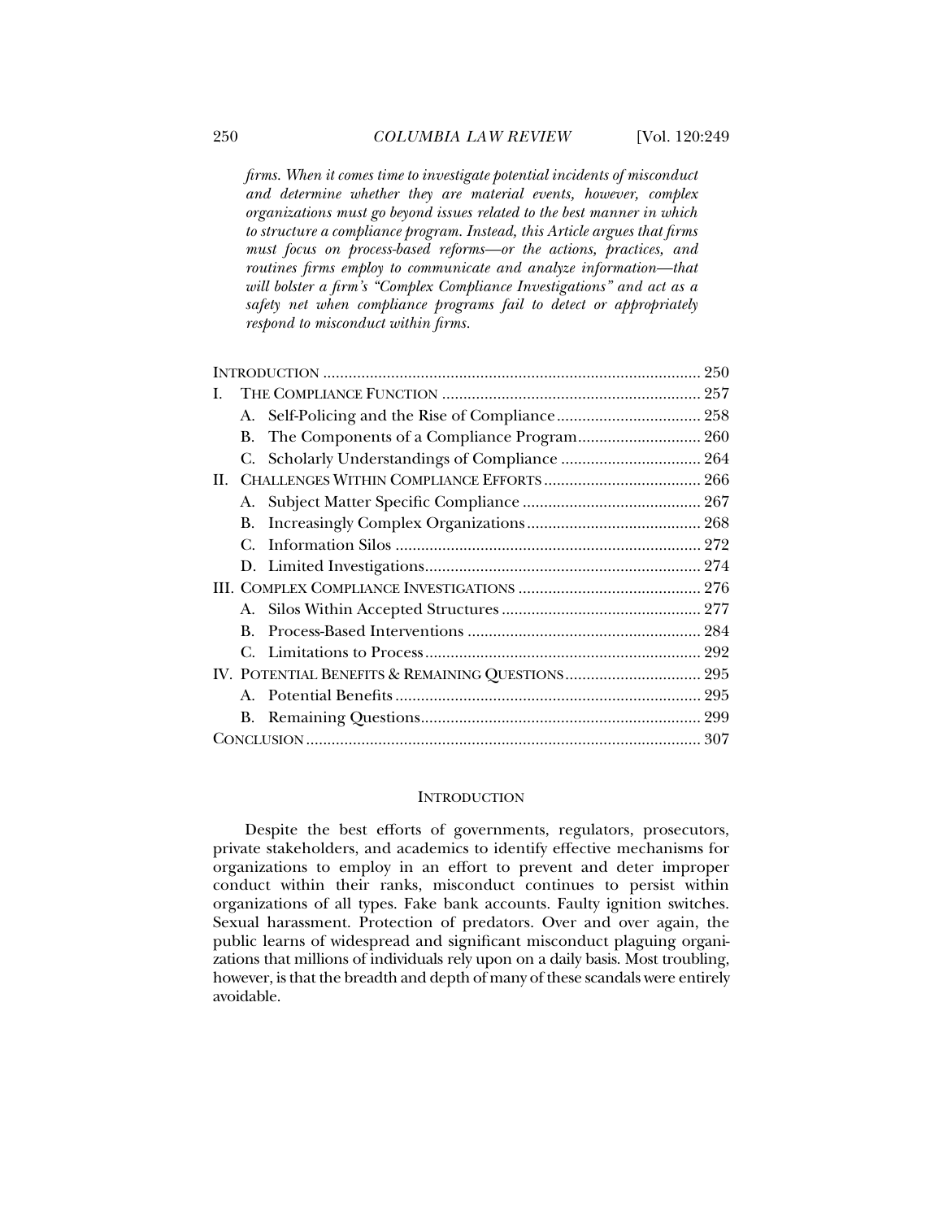*firms. When it comes time to investigate potential incidents of misconduct and determine whether they are material events, however, complex organizations must go beyond issues related to the best manner in which to structure a compliance program. Instead, this Article argues that firms must focus on process-based reforms—or the actions, practices, and routines firms employ to communicate and analyze information—that will bolster a firm's "Complex Compliance Investigations" and act as a safety net when compliance programs fail to detect or appropriately respond to misconduct within firms.*

INTRODUCTION ........................................................ 250
I. THE COMPLIANCE FUNCTION ........................................................ 257
  A. Self-Policing and the Rise of Compliance ........................................................ 258
  B. The Components of a Compliance Program ........................................................ 260
  C. Scholarly Understandings of Compliance ........................................................ 264
II. CHALLENGES WITHIN COMPLIANCE EFFORTS ........................................................ 266
  A. Subject Matter Specific Compliance ........................................................ 267
  B. Increasingly Complex Organizations ........................................................ 268
  C. Information Silos ........................................................ 272
  D. Limited Investigations ........................................................ 274
III. COMPLEX COMPLIANCE INVESTIGATIONS ........................................................ 276
  A. Silos Within Accepted Structures ........................................................ 277
  B. Process-Based Interventions ........................................................ 284
  C. Limitations to Process ........................................................ 292
IV. POTENTIAL BENEFITS & REMAINING QUESTIONS ........................................................ 295
  A. Potential Benefits ........................................................ 295
  B. Remaining Questions ........................................................ 299
CONCLUSION ........................................................ 307

## INTRODUCTION

Despite the best efforts of governments, regulators, prosecutors, private stakeholders, and academics to identify effective mechanisms for organizations to employ in an effort to prevent and deter improper conduct within their ranks, misconduct continues to persist within organizations of all types. Fake bank accounts. Faulty ignition switches. Sexual harassment. Protection of predators. Over and over again, the public learns of widespread and significant misconduct plaguing organizations that millions of individuals rely upon on a daily basis. Most troubling, however, is that the breadth and depth of many of these scandals were entirely avoidable.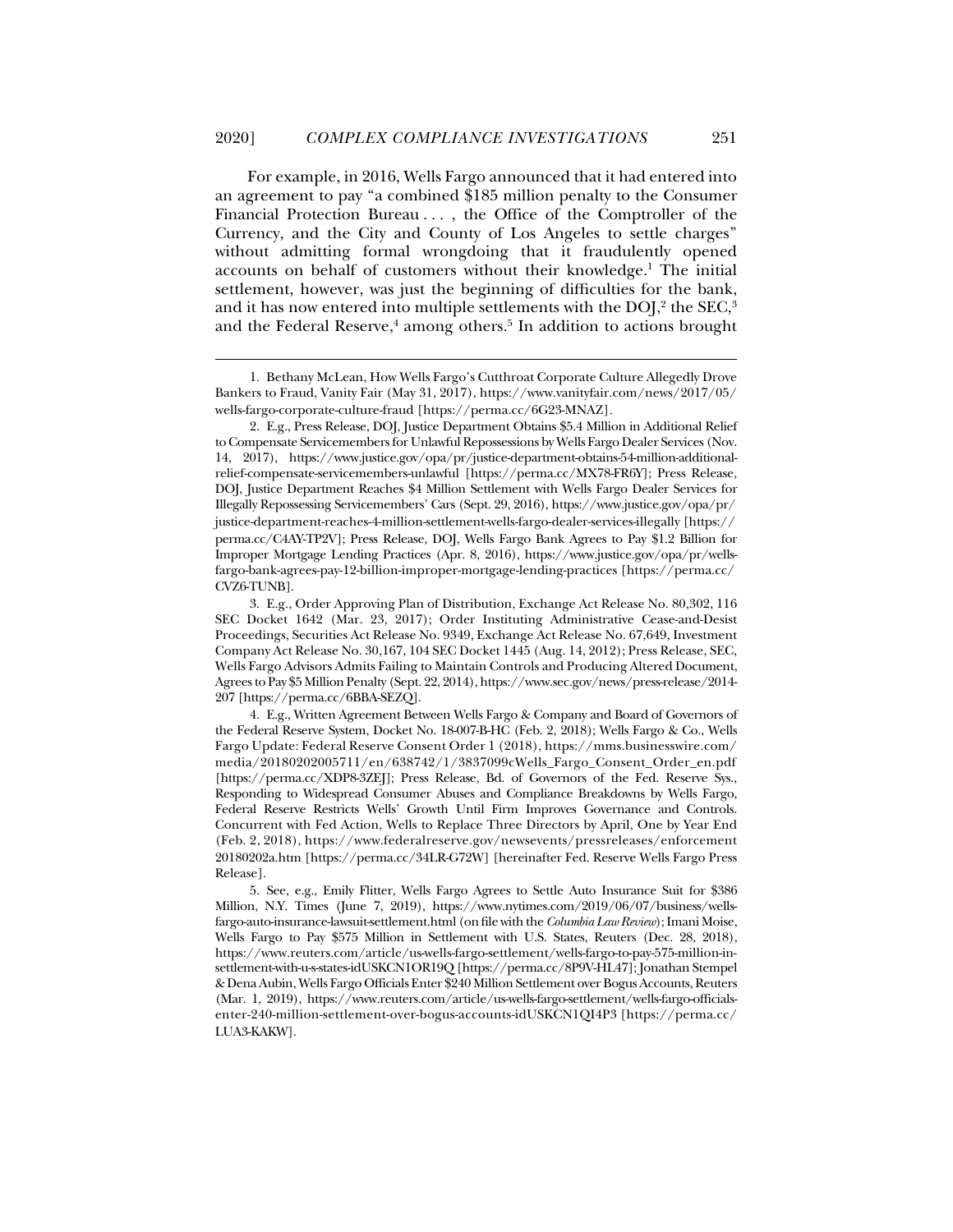For example, in 2016, Wells Fargo announced that it had entered into an agreement to pay "a combined $185 million penalty to the Consumer Financial Protection Bureau . . . , the Office of the Comptroller of the Currency, and the City and County of Los Angeles to settle charges" without admitting formal wrongdoing that it fraudulently opened accounts on behalf of customers without their knowledge.[1] The initial settlement, however, was just the beginning of difficulties for the bank, and it has now entered into multiple settlements with the DOJ,[2] the SEC,[3] and the Federal Reserve,[4] among others.[5] In addition to actions brought

---

1. Bethany McLean, How Wells Fargo's Cutthroat Corporate Culture Allegedly Drove Bankers to Fraud, Vanity Fair (May 31, 2017), https://www.vanityfair.com/news/2017/05/wells-fargo-corporate-culture-fraud [https://perma.cc/6G23-MNAZ].

2. E.g., Press Release, DOJ, Justice Department Obtains $5.4 Million in Additional Relief to Compensate Servicemembers for Unlawful Repossessions by Wells Fargo Dealer Services (Nov. 14, 2017), https://www.justice.gov/opa/pr/justice-department-obtains-54-million-additional-relief-compensate-servicemembers-unlawful [https://perma.cc/MX78-FR6Y]; Press Release, DOJ, Justice Department Reaches $4 Million Settlement with Wells Fargo Dealer Services for Illegally Repossessing Servicemembers' Cars (Sept. 29, 2016), https://www.justice.gov/opa/pr/justice-department-reaches-4-million-settlement-wells-fargo-dealer-services-illegally [https://perma.cc/C4AY-TP2V]; Press Release, DOJ, Wells Fargo Bank Agrees to Pay $1.2 Billion for Improper Mortgage Lending Practices (Apr. 8, 2016), https://www.justice.gov/opa/pr/wells-fargo-bank-agrees-pay-12-billion-improper-mortgage-lending-practices [https://perma.cc/CVZ6-TUNB].

3. E.g., Order Approving Plan of Distribution, Exchange Act Release No. 80,302, 116 SEC Docket 1642 (Mar. 23, 2017); Order Instituting Administrative Cease-and-Desist Proceedings, Securities Act Release No. 9349, Exchange Act Release No. 67,649, Investment Company Act Release No. 30,167, 104 SEC Docket 1445 (Aug. 14, 2012); Press Release, SEC, Wells Fargo Advisors Admits Failing to Maintain Controls and Producing Altered Document, Agrees to Pay $5 Million Penalty (Sept. 22, 2014), https://www.sec.gov/news/press-release/2014-207 [https://perma.cc/6BBA-SEZQ].

4. E.g., Written Agreement Between Wells Fargo & Company and Board of Governors of the Federal Reserve System, Docket No. 18-007-B-HC (Feb. 2, 2018); Wells Fargo & Co., Wells Fargo Update: Federal Reserve Consent Order 1 (2018), https://mms.businesswire.com/media/20180202005711/en/638742/1/3837099cWells_Fargo_Consent_Order_en.pdf [https://perma.cc/XDP8-3ZEJ]; Press Release, Bd. of Governors of the Fed. Reserve Sys., Responding to Widespread Consumer Abuses and Compliance Breakdowns by Wells Fargo, Federal Reserve Restricts Wells' Growth Until Firm Improves Governance and Controls. Concurrent with Fed Action, Wells to Replace Three Directors by April, One by Year End (Feb. 2, 2018), https://www.federalreserve.gov/newsevents/pressreleases/enforcement20180202a.htm [https://perma.cc/34LR-G72W] [hereinafter Fed. Reserve Wells Fargo Press Release].

5. See, e.g., Emily Flitter, Wells Fargo Agrees to Settle Auto Insurance Suit for $386 Million, N.Y. Times (June 7, 2019), https://www.nytimes.com/2019/06/07/business/wells-fargo-auto-insurance-lawsuit-settlement.html (on file with the *Columbia Law Review*); Imani Moise, Wells Fargo to Pay $575 Million in Settlement with U.S. States, Reuters (Dec. 28, 2018), https://www.reuters.com/article/us-wells-fargo-settlement/wells-fargo-to-pay-575-million-in-settlement-with-u-s-states-idUSKCN1OR19Q [https://perma.cc/8P9V-HL47]; Jonathan Stempel & Dena Aubin, Wells Fargo Officials Enter $240 Million Settlement over Bogus Accounts, Reuters (Mar. 1, 2019), https://www.reuters.com/article/us-wells-fargo-settlement/wells-fargo-officials-enter-240-million-settlement-over-bogus-accounts-idUSKCN1QI4P3 [https://perma.cc/LUA3-KAKW].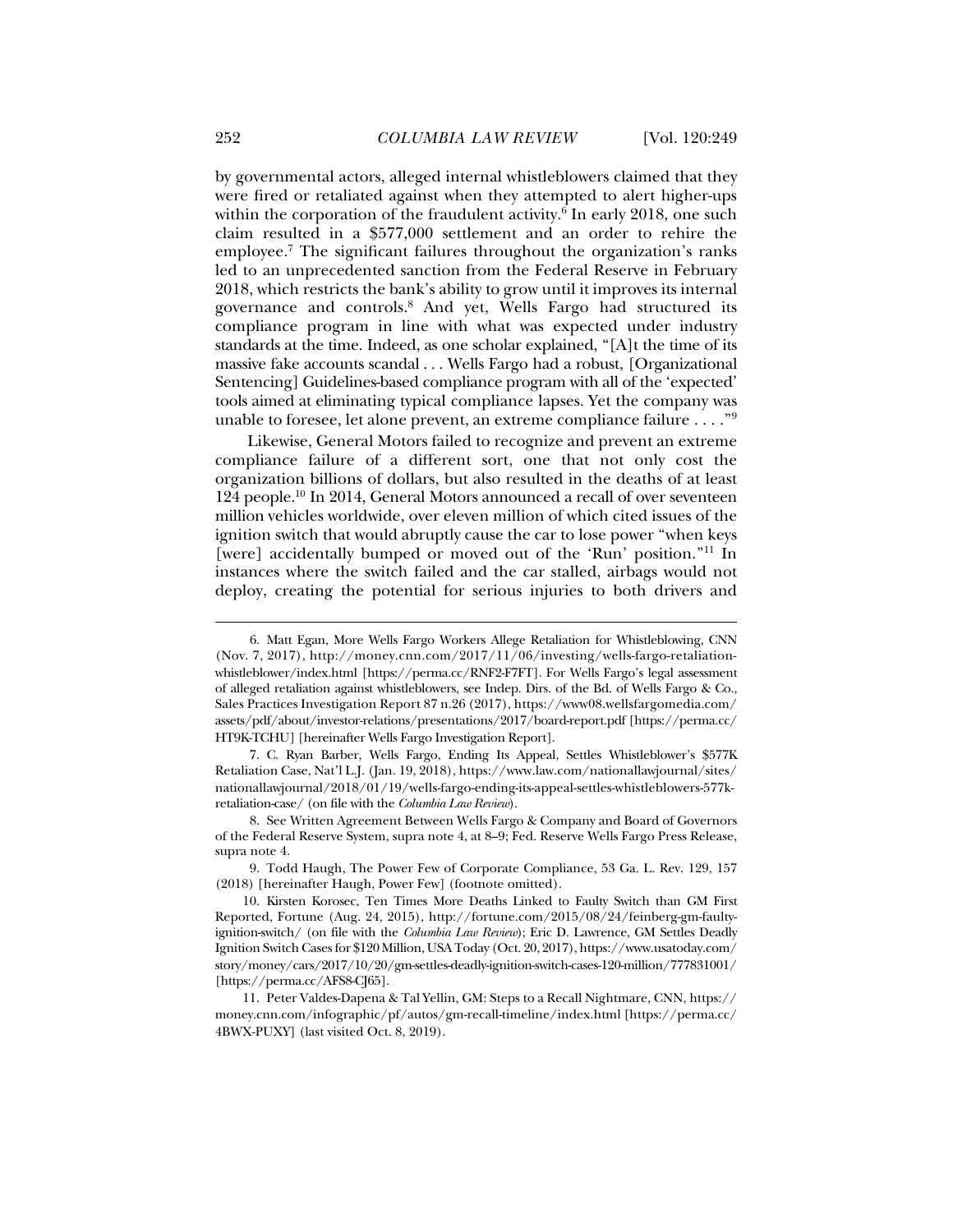by governmental actors, alleged internal whistleblowers claimed that they were fired or retaliated against when they attempted to alert higher-ups within the corporation of the fraudulent activity.[6] In early 2018, one such claim resulted in a $577,000 settlement and an order to rehire the employee.[7] The significant failures throughout the organization's ranks led to an unprecedented sanction from the Federal Reserve in February 2018, which restricts the bank's ability to grow until it improves its internal governance and controls.[8] And yet, Wells Fargo had structured its compliance program in line with what was expected under industry standards at the time. Indeed, as one scholar explained, "[A]t the time of its massive fake accounts scandal . . . Wells Fargo had a robust, [Organizational Sentencing] Guidelines-based compliance program with all of the 'expected' tools aimed at eliminating typical compliance lapses. Yet the company was unable to foresee, let alone prevent, an extreme compliance failure . . . ."[9]

Likewise, General Motors failed to recognize and prevent an extreme compliance failure of a different sort, one that not only cost the organization billions of dollars, but also resulted in the deaths of at least 124 people.[10] In 2014, General Motors announced a recall of over seventeen million vehicles worldwide, over eleven million of which cited issues of the ignition switch that would abruptly cause the car to lose power "when keys [were] accidentally bumped or moved out of the 'Run' position."[11] In instances where the switch failed and the car stalled, airbags would not deploy, creating the potential for serious injuries to both drivers and

---

6. Matt Egan, More Wells Fargo Workers Allege Retaliation for Whistleblowing, CNN (Nov. 7, 2017), http://money.cnn.com/2017/11/06/investing/wells-fargo-retaliation-whistleblower/index.html [https://perma.cc/RNF2-F7FT]. For Wells Fargo's legal assessment of alleged retaliation against whistleblowers, see Indep. Dirs. of the Bd. of Wells Fargo & Co., Sales Practices Investigation Report 87 n.26 (2017), https://www08.wellsfargomedia.com/assets/pdf/about/investor-relations/presentations/2017/board-report.pdf [https://perma.cc/HT9K-TCHU] [hereinafter Wells Fargo Investigation Report].

7. C. Ryan Barber, Wells Fargo, Ending Its Appeal, Settles Whistleblower's $577K Retaliation Case, Nat'l L.J. (Jan. 19, 2018), https://www.law.com/nationallawjournal/sites/nationallawjournal/2018/01/19/wells-fargo-ending-its-appeal-settles-whistleblowers-577k-retaliation-case/ (on file with the *Columbia Law Review*).

8. See Written Agreement Between Wells Fargo & Company and Board of Governors of the Federal Reserve System, supra note 4, at 8–9; Fed. Reserve Wells Fargo Press Release, supra note 4.

9. Todd Haugh, The Power Few of Corporate Compliance, 53 Ga. L. Rev. 129, 157 (2018) [hereinafter Haugh, Power Few] (footnote omitted).

10. Kirsten Korosec, Ten Times More Deaths Linked to Faulty Switch than GM First Reported, Fortune (Aug. 24, 2015), http://fortune.com/2015/08/24/feinberg-gm-faulty-ignition-switch/ (on file with the *Columbia Law Review*); Eric D. Lawrence, GM Settles Deadly Ignition Switch Cases for $120 Million, USA Today (Oct. 20, 2017), https://www.usatoday.com/story/money/cars/2017/10/20/gm-settles-deadly-ignition-switch-cases-120-million/777831001/ [https://perma.cc/AFS8-CJ65].

11. Peter Valdes-Dapena & Tal Yellin, GM: Steps to a Recall Nightmare, CNN, https://money.cnn.com/infographic/pf/autos/gm-recall-timeline/index.html [https://perma.cc/4BWX-PUXY] (last visited Oct. 8, 2019).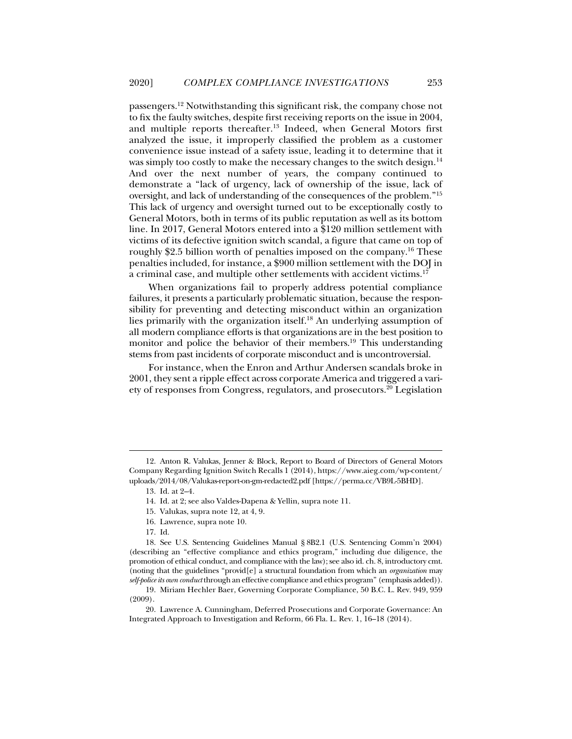passengers.[12] Notwithstanding this significant risk, the company chose not to fix the faulty switches, despite first receiving reports on the issue in 2004, and multiple reports thereafter.[13] Indeed, when General Motors first analyzed the issue, it improperly classified the problem as a customer convenience issue instead of a safety issue, leading it to determine that it was simply too costly to make the necessary changes to the switch design.[14] And over the next number of years, the company continued to demonstrate a "lack of urgency, lack of ownership of the issue, lack of oversight, and lack of understanding of the consequences of the problem."[15] This lack of urgency and oversight turned out to be exceptionally costly to General Motors, both in terms of its public reputation as well as its bottom line. In 2017, General Motors entered into a $120 million settlement with victims of its defective ignition switch scandal, a figure that came on top of roughly $2.5 billion worth of penalties imposed on the company.[16] These penalties included, for instance, a $900 million settlement with the DOJ in a criminal case, and multiple other settlements with accident victims.[17]

When organizations fail to properly address potential compliance failures, it presents a particularly problematic situation, because the responsibility for preventing and detecting misconduct within an organization lies primarily with the organization itself.[18] An underlying assumption of all modern compliance efforts is that organizations are in the best position to monitor and police the behavior of their members.[19] This understanding stems from past incidents of corporate misconduct and is uncontroversial.

For instance, when the Enron and Arthur Andersen scandals broke in 2001, they sent a ripple effect across corporate America and triggered a variety of responses from Congress, regulators, and prosecutors.[20] Legislation

---

12. Anton R. Valukas, Jenner & Block, Report to Board of Directors of General Motors Company Regarding Ignition Switch Recalls 1 (2014), https://www.aieg.com/wp-content/uploads/2014/08/Valukas-report-on-gm-redacted2.pdf [https://perma.cc/VB9L-5BHD].

13. Id. at 2–4.

14. Id. at 2; see also Valdes-Dapena & Yellin, supra note 11.

15. Valukas, supra note 12, at 4, 9.

16. Lawrence, supra note 10.

17. Id.

18. See U.S. Sentencing Guidelines Manual § 8B2.1 (U.S. Sentencing Comm'n 2004) (describing an "effective compliance and ethics program," including due diligence, the promotion of ethical conduct, and compliance with the law); see also id. ch. 8, introductory cmt. (noting that the guidelines "provid[e] a structural foundation from which an *organization* may *self-police its own conduct* through an effective compliance and ethics program" (emphasis added)).

19. Miriam Hechler Baer, Governing Corporate Compliance, 50 B.C. L. Rev. 949, 959 (2009).

20. Lawrence A. Cunningham, Deferred Prosecutions and Corporate Governance: An Integrated Approach to Investigation and Reform, 66 Fla. L. Rev. 1, 16–18 (2014).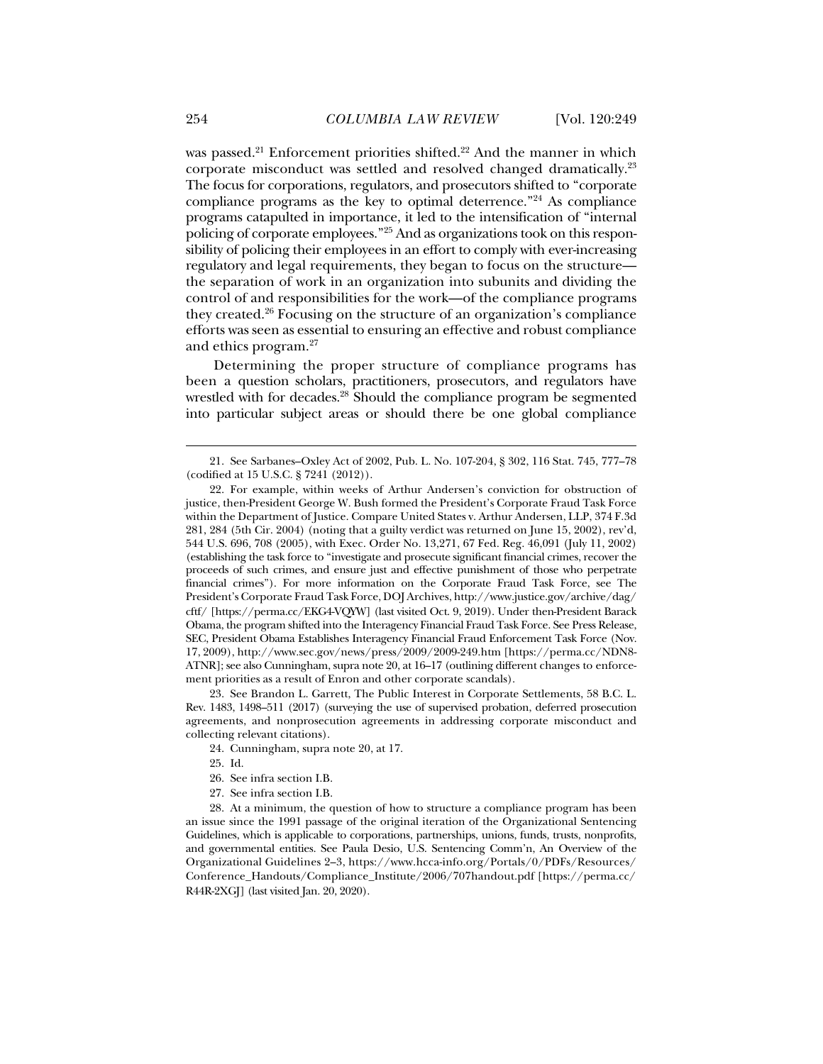was passed.[21] Enforcement priorities shifted.[22] And the manner in which corporate misconduct was settled and resolved changed dramatically.[23] The focus for corporations, regulators, and prosecutors shifted to "corporate compliance programs as the key to optimal deterrence."[24] As compliance programs catapulted in importance, it led to the intensification of "internal policing of corporate employees."[25] And as organizations took on this responsibility of policing their employees in an effort to comply with ever-increasing regulatory and legal requirements, they began to focus on the structure—the separation of work in an organization into subunits and dividing the control of and responsibilities for the work—of the compliance programs they created.[26] Focusing on the structure of an organization's compliance efforts was seen as essential to ensuring an effective and robust compliance and ethics program.[27]

Determining the proper structure of compliance programs has been a question scholars, practitioners, prosecutors, and regulators have wrestled with for decades.[28] Should the compliance program be segmented into particular subject areas or should there be one global compliance

---

21. See Sarbanes–Oxley Act of 2002, Pub. L. No. 107-204, § 302, 116 Stat. 745, 777–78 (codified at 15 U.S.C. § 7241 (2012)).

22. For example, within weeks of Arthur Andersen's conviction for obstruction of justice, then-President George W. Bush formed the President's Corporate Fraud Task Force within the Department of Justice. Compare United States v. Arthur Andersen, LLP, 374 F.3d 281, 284 (5th Cir. 2004) (noting that a guilty verdict was returned on June 15, 2002), rev'd, 544 U.S. 696, 708 (2005), with Exec. Order No. 13,271, 67 Fed. Reg. 46,091 (July 11, 2002) (establishing the task force to "investigate and prosecute significant financial crimes, recover the proceeds of such crimes, and ensure just and effective punishment of those who perpetrate financial crimes"). For more information on the Corporate Fraud Task Force, see The President's Corporate Fraud Task Force, DOJ Archives, http://www.justice.gov/archive/dag/cftf/ [https://perma.cc/EKG4-VQYW] (last visited Oct. 9, 2019). Under then-President Barack Obama, the program shifted into the Interagency Financial Fraud Task Force. See Press Release, SEC, President Obama Establishes Interagency Financial Fraud Enforcement Task Force (Nov. 17, 2009), http://www.sec.gov/news/press/2009/2009-249.htm [https://perma.cc/NDN8-ATNR]; see also Cunningham, supra note 20, at 16–17 (outlining different changes to enforcement priorities as a result of Enron and other corporate scandals).

23. See Brandon L. Garrett, The Public Interest in Corporate Settlements, 58 B.C. L. Rev. 1483, 1498–511 (2017) (surveying the use of supervised probation, deferred prosecution agreements, and nonprosecution agreements in addressing corporate misconduct and collecting relevant citations).

24. Cunningham, supra note 20, at 17.

25. Id.

26. See infra section I.B.

27. See infra section I.B.

28. At a minimum, the question of how to structure a compliance program has been an issue since the 1991 passage of the original iteration of the Organizational Sentencing Guidelines, which is applicable to corporations, partnerships, unions, funds, trusts, nonprofits, and governmental entities. See Paula Desio, U.S. Sentencing Comm'n, An Overview of the Organizational Guidelines 2–3, https://www.hcca-info.org/Portals/0/PDFs/Resources/Conference_Handouts/Compliance_Institute/2006/707handout.pdf [https://perma.cc/R44R-2XGJ] (last visited Jan. 20, 2020).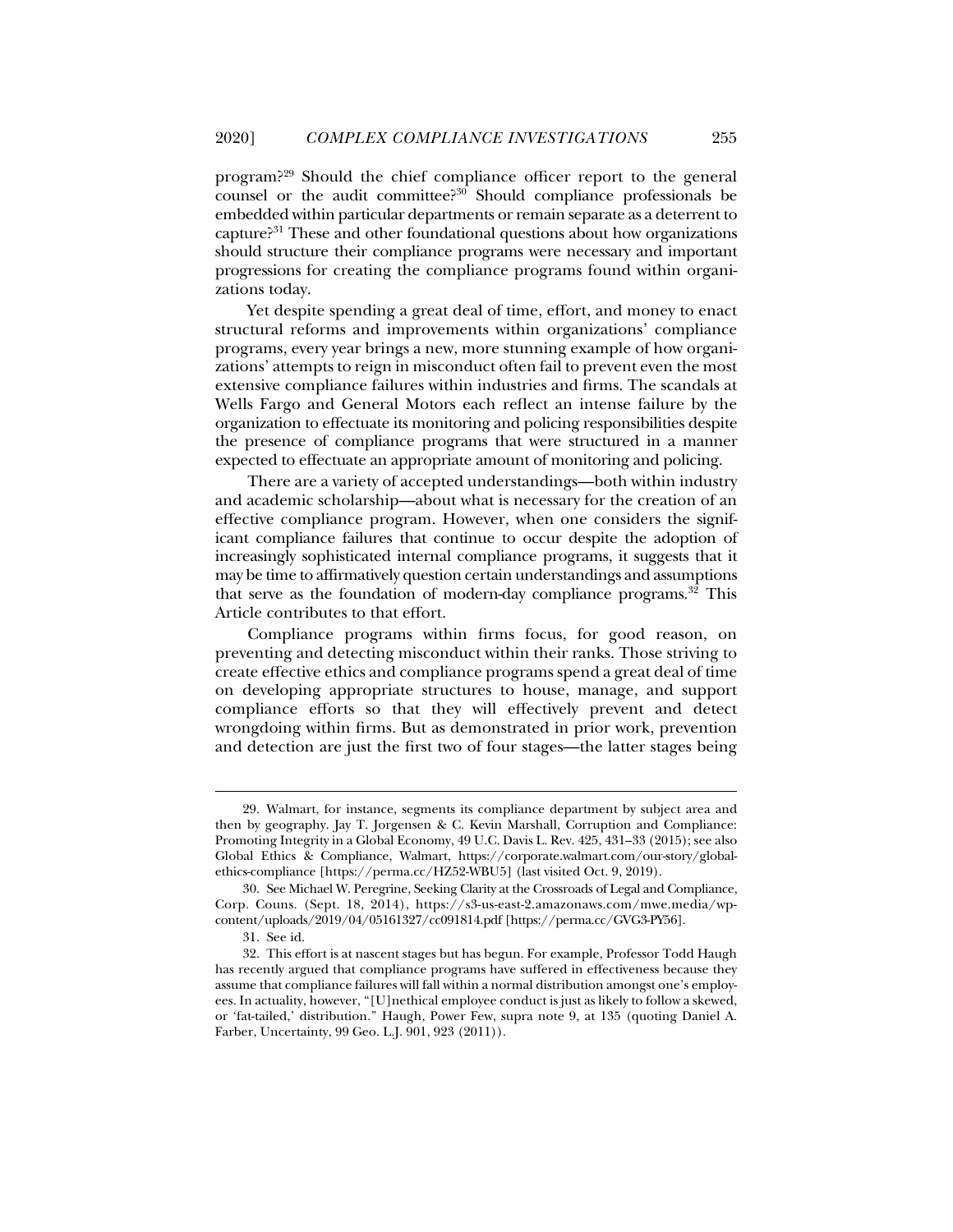program?[29] Should the chief compliance officer report to the general counsel or the audit committee?[30] Should compliance professionals be embedded within particular departments or remain separate as a deterrent to capture?[31] These and other foundational questions about how organizations should structure their compliance programs were necessary and important progressions for creating the compliance programs found within organizations today.

Yet despite spending a great deal of time, effort, and money to enact structural reforms and improvements within organizations' compliance programs, every year brings a new, more stunning example of how organizations' attempts to reign in misconduct often fail to prevent even the most extensive compliance failures within industries and firms. The scandals at Wells Fargo and General Motors each reflect an intense failure by the organization to effectuate its monitoring and policing responsibilities despite the presence of compliance programs that were structured in a manner expected to effectuate an appropriate amount of monitoring and policing.

There are a variety of accepted understandings—both within industry and academic scholarship—about what is necessary for the creation of an effective compliance program. However, when one considers the significant compliance failures that continue to occur despite the adoption of increasingly sophisticated internal compliance programs, it suggests that it may be time to affirmatively question certain understandings and assumptions that serve as the foundation of modern-day compliance programs.[32] This Article contributes to that effort.

Compliance programs within firms focus, for good reason, on preventing and detecting misconduct within their ranks. Those striving to create effective ethics and compliance programs spend a great deal of time on developing appropriate structures to house, manage, and support compliance efforts so that they will effectively prevent and detect wrongdoing within firms. But as demonstrated in prior work, prevention and detection are just the first two of four stages—the latter stages being

---

29. Walmart, for instance, segments its compliance department by subject area and then by geography. Jay T. Jorgensen & C. Kevin Marshall, Corruption and Compliance: Promoting Integrity in a Global Economy, 49 U.C. Davis L. Rev. 425, 431–33 (2015); see also Global Ethics & Compliance, Walmart, https://corporate.walmart.com/our-story/global-ethics-compliance [https://perma.cc/HZ52-WBU5] (last visited Oct. 9, 2019).

30. See Michael W. Peregrine, Seeking Clarity at the Crossroads of Legal and Compliance, Corp. Couns. (Sept. 18, 2014), https://s3-us-east-2.amazonaws.com/mwe.media/wp-content/uploads/2019/04/05161327/cc091814.pdf [https://perma.cc/GVG3-PY56].

31. See id.

32. This effort is at nascent stages but has begun. For example, Professor Todd Haugh has recently argued that compliance programs have suffered in effectiveness because they assume that compliance failures will fall within a normal distribution amongst one's employees. In actuality, however, "[U]nethical employee conduct is just as likely to follow a skewed, or 'fat-tailed,' distribution." Haugh, Power Few, supra note 9, at 135 (quoting Daniel A. Farber, Uncertainty, 99 Geo. L.J. 901, 923 (2011)).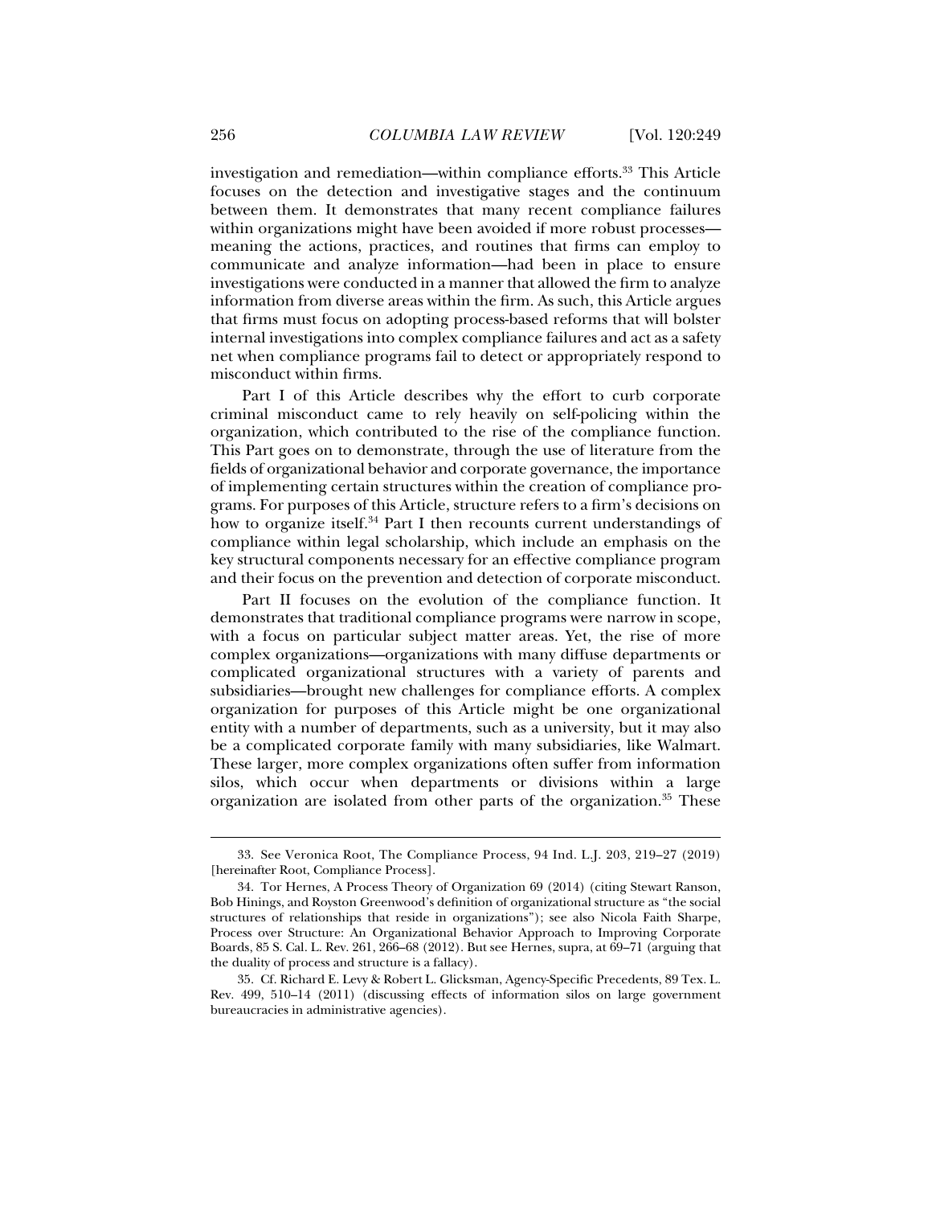investigation and remediation—within compliance efforts.[33] This Article focuses on the detection and investigative stages and the continuum between them. It demonstrates that many recent compliance failures within organizations might have been avoided if more robust processes—meaning the actions, practices, and routines that firms can employ to communicate and analyze information—had been in place to ensure investigations were conducted in a manner that allowed the firm to analyze information from diverse areas within the firm. As such, this Article argues that firms must focus on adopting process-based reforms that will bolster internal investigations into complex compliance failures and act as a safety net when compliance programs fail to detect or appropriately respond to misconduct within firms.

Part I of this Article describes why the effort to curb corporate criminal misconduct came to rely heavily on self-policing within the organization, which contributed to the rise of the compliance function. This Part goes on to demonstrate, through the use of literature from the fields of organizational behavior and corporate governance, the importance of implementing certain structures within the creation of compliance programs. For purposes of this Article, structure refers to a firm's decisions on how to organize itself.[34] Part I then recounts current understandings of compliance within legal scholarship, which include an emphasis on the key structural components necessary for an effective compliance program and their focus on the prevention and detection of corporate misconduct.

Part II focuses on the evolution of the compliance function. It demonstrates that traditional compliance programs were narrow in scope, with a focus on particular subject matter areas. Yet, the rise of more complex organizations—organizations with many diffuse departments or complicated organizational structures with a variety of parents and subsidiaries—brought new challenges for compliance efforts. A complex organization for purposes of this Article might be one organizational entity with a number of departments, such as a university, but it may also be a complicated corporate family with many subsidiaries, like Walmart. These larger, more complex organizations often suffer from information silos, which occur when departments or divisions within a large organization are isolated from other parts of the organization.[35] These

---

33. See Veronica Root, The Compliance Process, 94 Ind. L.J. 203, 219–27 (2019) [hereinafter Root, Compliance Process].

34. Tor Hernes, A Process Theory of Organization 69 (2014) (citing Stewart Ranson, Bob Hinings, and Royston Greenwood's definition of organizational structure as "the social structures of relationships that reside in organizations"); see also Nicola Faith Sharpe, Process over Structure: An Organizational Behavior Approach to Improving Corporate Boards, 85 S. Cal. L. Rev. 261, 266–68 (2012). But see Hernes, supra, at 69–71 (arguing that the duality of process and structure is a fallacy).

35. Cf. Richard E. Levy & Robert L. Glicksman, Agency-Specific Precedents, 89 Tex. L. Rev. 499, 510–14 (2011) (discussing effects of information silos on large government bureaucracies in administrative agencies).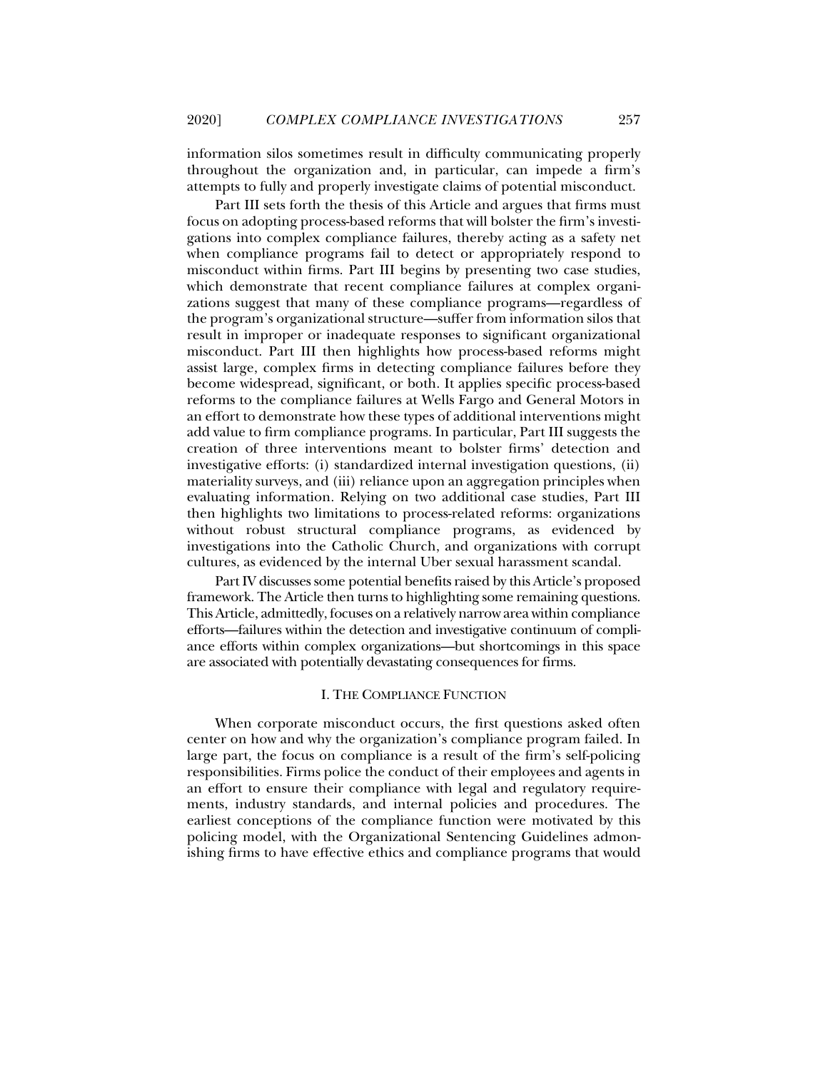information silos sometimes result in difficulty communicating properly throughout the organization and, in particular, can impede a firm's attempts to fully and properly investigate claims of potential misconduct.

Part III sets forth the thesis of this Article and argues that firms must focus on adopting process-based reforms that will bolster the firm's investigations into complex compliance failures, thereby acting as a safety net when compliance programs fail to detect or appropriately respond to misconduct within firms. Part III begins by presenting two case studies, which demonstrate that recent compliance failures at complex organizations suggest that many of these compliance programs—regardless of the program's organizational structure—suffer from information silos that result in improper or inadequate responses to significant organizational misconduct. Part III then highlights how process-based reforms might assist large, complex firms in detecting compliance failures before they become widespread, significant, or both. It applies specific process-based reforms to the compliance failures at Wells Fargo and General Motors in an effort to demonstrate how these types of additional interventions might add value to firm compliance programs. In particular, Part III suggests the creation of three interventions meant to bolster firms' detection and investigative efforts: (i) standardized internal investigation questions, (ii) materiality surveys, and (iii) reliance upon an aggregation principles when evaluating information. Relying on two additional case studies, Part III then highlights two limitations to process-related reforms: organizations without robust structural compliance programs, as evidenced by investigations into the Catholic Church, and organizations with corrupt cultures, as evidenced by the internal Uber sexual harassment scandal.

Part IV discusses some potential benefits raised by this Article's proposed framework. The Article then turns to highlighting some remaining questions. This Article, admittedly, focuses on a relatively narrow area within compliance efforts—failures within the detection and investigative continuum of compliance efforts within complex organizations—but shortcomings in this space are associated with potentially devastating consequences for firms.

## I. The Compliance Function

When corporate misconduct occurs, the first questions asked often center on how and why the organization's compliance program failed. In large part, the focus on compliance is a result of the firm's self-policing responsibilities. Firms police the conduct of their employees and agents in an effort to ensure their compliance with legal and regulatory requirements, industry standards, and internal policies and procedures. The earliest conceptions of the compliance function were motivated by this policing model, with the Organizational Sentencing Guidelines admonishing firms to have effective ethics and compliance programs that would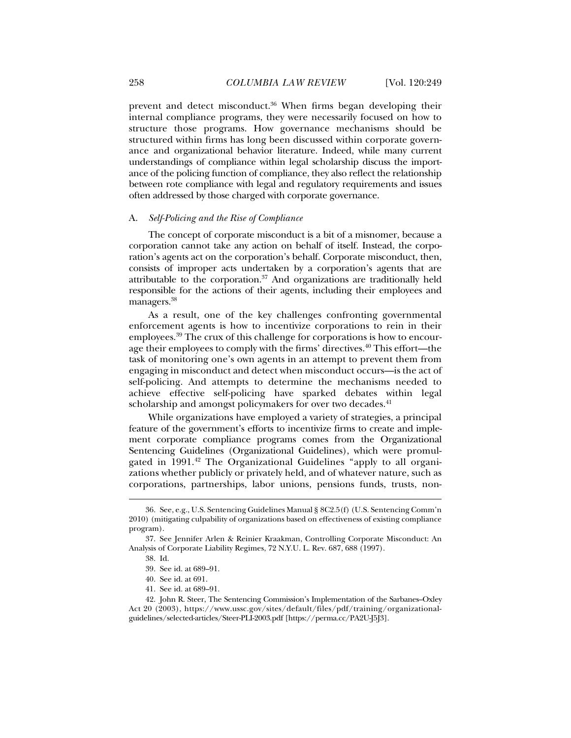prevent and detect misconduct.[36] When firms began developing their internal compliance programs, they were necessarily focused on how to structure those programs. How governance mechanisms should be structured within firms has long been discussed within corporate governance and organizational behavior literature. Indeed, while many current understandings of compliance within legal scholarship discuss the importance of the policing function of compliance, they also reflect the relationship between rote compliance with legal and regulatory requirements and issues often addressed by those charged with corporate governance.

### A. *Self-Policing and the Rise of Compliance*

The concept of corporate misconduct is a bit of a misnomer, because a corporation cannot take any action on behalf of itself. Instead, the corporation's agents act on the corporation's behalf. Corporate misconduct, then, consists of improper acts undertaken by a corporation's agents that are attributable to the corporation.[37] And organizations are traditionally held responsible for the actions of their agents, including their employees and managers.[38]

As a result, one of the key challenges confronting governmental enforcement agents is how to incentivize corporations to rein in their employees.[39] The crux of this challenge for corporations is how to encourage their employees to comply with the firms' directives.[40] This effort—the task of monitoring one's own agents in an attempt to prevent them from engaging in misconduct and detect when misconduct occurs—is the act of self-policing. And attempts to determine the mechanisms needed to achieve effective self-policing have sparked debates within legal scholarship and amongst policymakers for over two decades.[41]

While organizations have employed a variety of strategies, a principal feature of the government's efforts to incentivize firms to create and implement corporate compliance programs comes from the Organizational Sentencing Guidelines (Organizational Guidelines), which were promulgated in 1991.[42] The Organizational Guidelines "apply to all organizations whether publicly or privately held, and of whatever nature, such as corporations, partnerships, labor unions, pensions funds, trusts, non-

---

36. See, e.g., U.S. Sentencing Guidelines Manual § 8C2.5(f) (U.S. Sentencing Comm'n 2010) (mitigating culpability of organizations based on effectiveness of existing compliance program).

37. See Jennifer Arlen & Reinier Kraakman, Controlling Corporate Misconduct: An Analysis of Corporate Liability Regimes, 72 N.Y.U. L. Rev. 687, 688 (1997).

38. Id.

39. See id. at 689–91.

40. See id. at 691.

41. See id. at 689–91.

42. John R. Steer, The Sentencing Commission's Implementation of the Sarbanes–Oxley Act 20 (2003), https://www.ussc.gov/sites/default/files/pdf/training/organizational-guidelines/selected-articles/Steer-PLI-2003.pdf [https://perma.cc/PA2U-J5J3].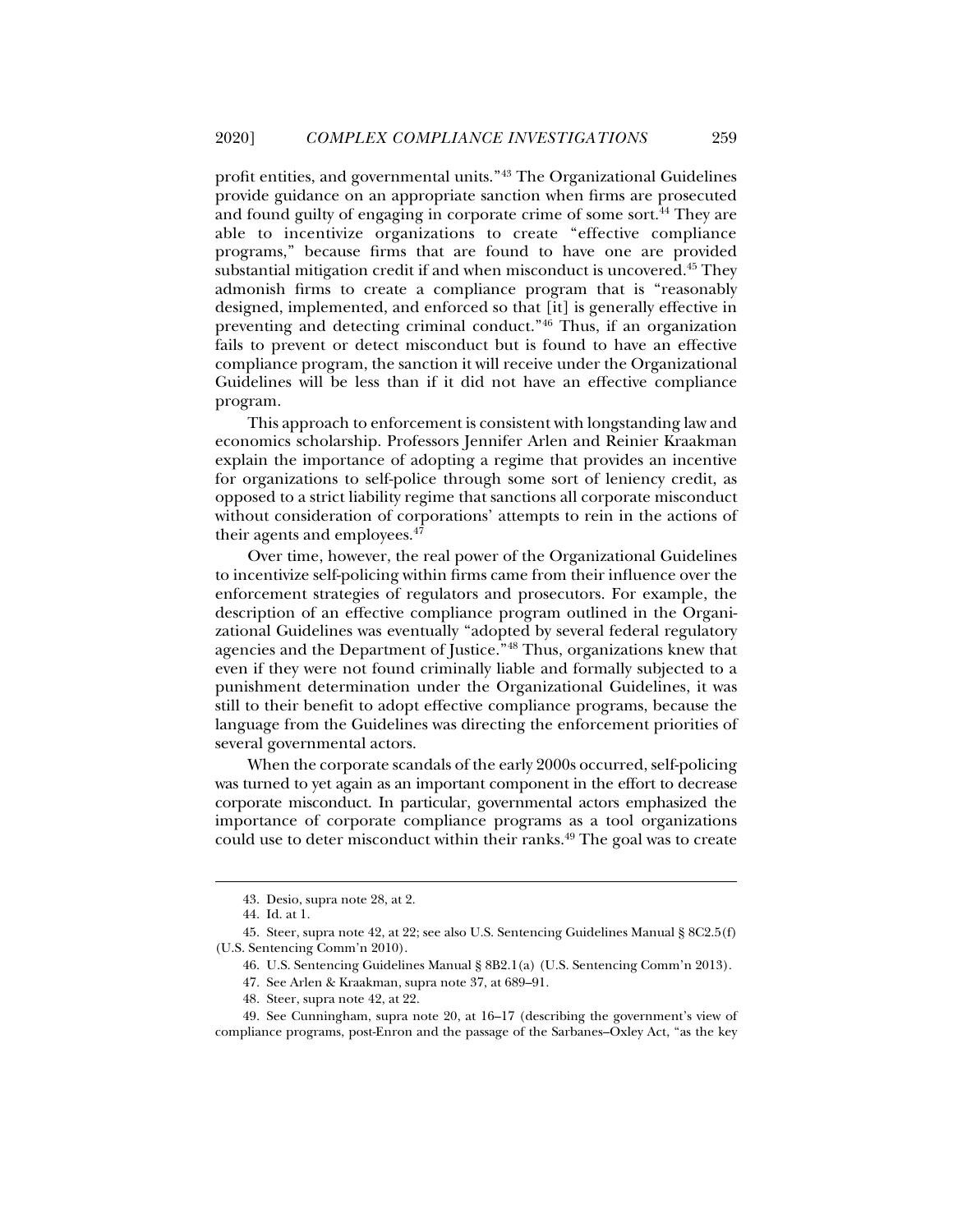profit entities, and governmental units."[43] The Organizational Guidelines provide guidance on an appropriate sanction when firms are prosecuted and found guilty of engaging in corporate crime of some sort.[44] They are able to incentivize organizations to create "effective compliance programs," because firms that are found to have one are provided substantial mitigation credit if and when misconduct is uncovered.[45] They admonish firms to create a compliance program that is "reasonably designed, implemented, and enforced so that [it] is generally effective in preventing and detecting criminal conduct."[46] Thus, if an organization fails to prevent or detect misconduct but is found to have an effective compliance program, the sanction it will receive under the Organizational Guidelines will be less than if it did not have an effective compliance program.

This approach to enforcement is consistent with longstanding law and economics scholarship. Professors Jennifer Arlen and Reinier Kraakman explain the importance of adopting a regime that provides an incentive for organizations to self-police through some sort of leniency credit, as opposed to a strict liability regime that sanctions all corporate misconduct without consideration of corporations' attempts to rein in the actions of their agents and employees.[47]

Over time, however, the real power of the Organizational Guidelines to incentivize self-policing within firms came from their influence over the enforcement strategies of regulators and prosecutors. For example, the description of an effective compliance program outlined in the Organizational Guidelines was eventually "adopted by several federal regulatory agencies and the Department of Justice."[48] Thus, organizations knew that even if they were not found criminally liable and formally subjected to a punishment determination under the Organizational Guidelines, it was still to their benefit to adopt effective compliance programs, because the language from the Guidelines was directing the enforcement priorities of several governmental actors.

When the corporate scandals of the early 2000s occurred, self-policing was turned to yet again as an important component in the effort to decrease corporate misconduct. In particular, governmental actors emphasized the importance of corporate compliance programs as a tool organizations could use to deter misconduct within their ranks.[49] The goal was to create

---

43. Desio, supra note 28, at 2.

44. Id. at 1.

45. Steer, supra note 42, at 22; see also U.S. Sentencing Guidelines Manual § 8C2.5(f) (U.S. Sentencing Comm'n 2010).

46. U.S. Sentencing Guidelines Manual § 8B2.1(a) (U.S. Sentencing Comm'n 2013).

47. See Arlen & Kraakman, supra note 37, at 689–91.

48. Steer, supra note 42, at 22.

49. See Cunningham, supra note 20, at 16–17 (describing the government's view of compliance programs, post-Enron and the passage of the Sarbanes–Oxley Act, "as the key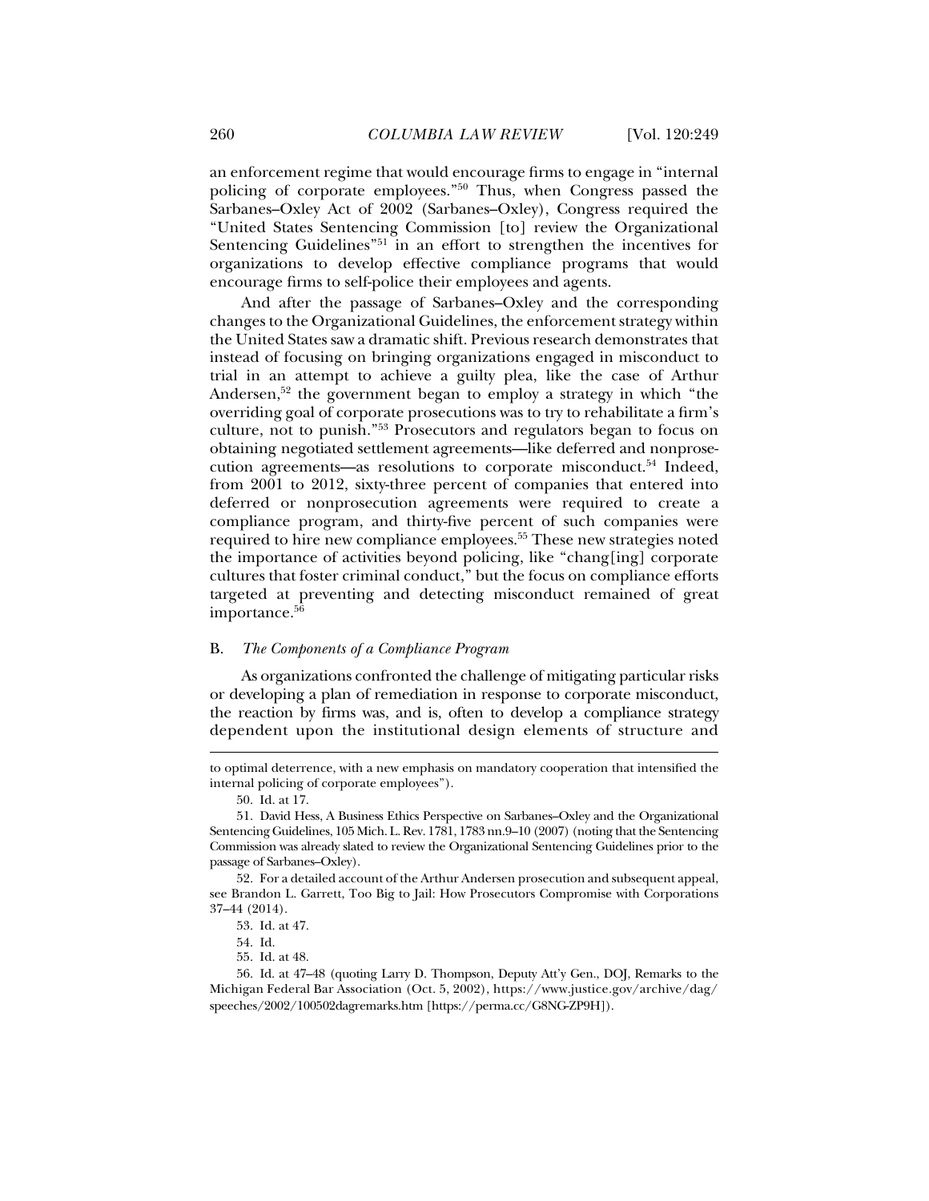an enforcement regime that would encourage firms to engage in "internal policing of corporate employees."[50] Thus, when Congress passed the Sarbanes–Oxley Act of 2002 (Sarbanes–Oxley), Congress required the "United States Sentencing Commission [to] review the Organizational Sentencing Guidelines"[51] in an effort to strengthen the incentives for organizations to develop effective compliance programs that would encourage firms to self-police their employees and agents.

And after the passage of Sarbanes–Oxley and the corresponding changes to the Organizational Guidelines, the enforcement strategy within the United States saw a dramatic shift. Previous research demonstrates that instead of focusing on bringing organizations engaged in misconduct to trial in an attempt to achieve a guilty plea, like the case of Arthur Andersen,[52] the government began to employ a strategy in which "the overriding goal of corporate prosecutions was to try to rehabilitate a firm's culture, not to punish."[53] Prosecutors and regulators began to focus on obtaining negotiated settlement agreements—like deferred and nonprosecution agreements—as resolutions to corporate misconduct.[54] Indeed, from 2001 to 2012, sixty-three percent of companies that entered into deferred or nonprosecution agreements were required to create a compliance program, and thirty-five percent of such companies were required to hire new compliance employees.[55] These new strategies noted the importance of activities beyond policing, like "chang[ing] corporate cultures that foster criminal conduct," but the focus on compliance efforts targeted at preventing and detecting misconduct remained of great importance.[56]

## B. *The Components of a Compliance Program*

As organizations confronted the challenge of mitigating particular risks or developing a plan of remediation in response to corporate misconduct, the reaction by firms was, and is, often to develop a compliance strategy dependent upon the institutional design elements of structure and

---

to optimal deterrence, with a new emphasis on mandatory cooperation that intensified the internal policing of corporate employees").

50. Id. at 17.

51. David Hess, A Business Ethics Perspective on Sarbanes–Oxley and the Organizational Sentencing Guidelines, 105 Mich. L. Rev. 1781, 1783 nn.9–10 (2007) (noting that the Sentencing Commission was already slated to review the Organizational Sentencing Guidelines prior to the passage of Sarbanes–Oxley).

52. For a detailed account of the Arthur Andersen prosecution and subsequent appeal, see Brandon L. Garrett, Too Big to Jail: How Prosecutors Compromise with Corporations 37–44 (2014).

53. Id. at 47.

54. Id.

55. Id. at 48.

56. Id. at 47–48 (quoting Larry D. Thompson, Deputy Att'y Gen., DOJ, Remarks to the Michigan Federal Bar Association (Oct. 5, 2002), https://www.justice.gov/archive/dag/speeches/2002/100502dagremarks.htm [https://perma.cc/G8NG-ZP9H]).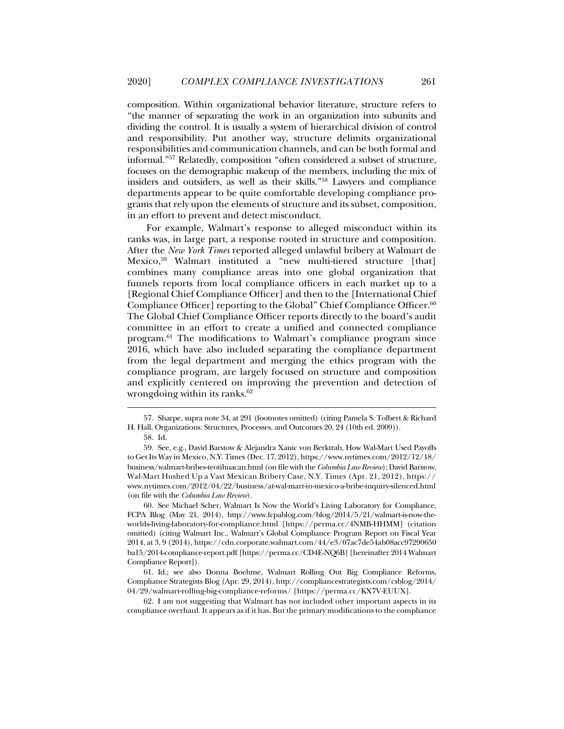composition. Within organizational behavior literature, structure refers to "the manner of separating the work in an organization into subunits and dividing the control. It is usually a system of hierarchical division of control and responsibility. Put another way, structure delimits organizational responsibilities and communication channels, and can be both formal and informal."[57] Relatedly, composition "often considered a subset of structure, focuses on the demographic makeup of the members, including the mix of insiders and outsiders, as well as their skills."[58] Lawyers and compliance departments appear to be quite comfortable developing compliance programs that rely upon the elements of structure and its subset, composition, in an effort to prevent and detect misconduct.

For example, Walmart's response to alleged misconduct within its ranks was, in large part, a response rooted in structure and composition. After the *New York Times* reported alleged unlawful bribery at Walmart de Mexico,[59] Walmart instituted a "new multi-tiered structure [that] combines many compliance areas into one global organization that funnels reports from local compliance officers in each market up to a [Regional Chief Compliance Officer] and then to the [International Chief Compliance Officer] reporting to the Global" Chief Compliance Officer.[60] The Global Chief Compliance Officer reports directly to the board's audit committee in an effort to create a unified and connected compliance program.[61] The modifications to Walmart's compliance program since 2016, which have also included separating the compliance department from the legal department and merging the ethics program with the compliance program, are largely focused on structure and composition and explicitly centered on improving the prevention and detection of wrongdoing within its ranks.[62]

---

57. Sharpe, supra note 34, at 291 (footnotes omitted) (citing Pamela S. Tolbert & Richard H. Hall, Organizations: Structures, Processes, and Outcomes 20, 24 (10th ed. 2009)).

58. Id.

59. See, e.g., David Barstow & Alejandra Xanic von Bertrab, How Wal-Mart Used Payoffs to Get Its Way in Mexico, N.Y. Times (Dec. 17, 2012), https://www.nytimes.com/2012/12/18/business/walmart-bribes-teotihuacan.html (on file with the *Columbia Law Review*); David Barstow, Wal-Mart Hushed Up a Vast Mexican Bribery Case, N.Y. Times (Apr. 21, 2012), https://www.nytimes.com/2012/04/22/business/at-wal-mart-in-mexico-a-bribe-inquiry-silenced.html (on file with the *Columbia Law Review*).

60. See Michael Scher, Walmart Is Now the World's Living Laboratory for Compliance, FCPA Blog (May 21, 2014), http://www.fcpablog.com/blog/2014/5/21/walmart-is-now-the-worlds-living-laboratory-for-compliance.html [https://perma.cc/4NMB-HHMM] (citation omitted) (citing Walmart Inc., Walmart's Global Compliance Program Report on Fiscal Year 2014, at 3, 9 (2014), https://cdn.corporate.walmart.com/44/e3/07ac7de54ab08acc97290650ba15/2014-compliance-report.pdf [https://perma.cc/CD4E-NQ6B] [hereinafter 2014 Walmart Compliance Report]).

61. Id.; see also Donna Boehme, Walmart Rolling Out Big Compliance Reforms, Compliance Strategists Blog (Apr. 29, 2014), http://compliancestrategists.com/csblog/2014/04/29/walmart-rolling-big-compliance-reforms/ [https://perma.cc/KX7V-EUUX].

62. I am not suggesting that Walmart has not included other important aspects in its compliance overhaul. It appears as if it has. But the primary modifications to the compliance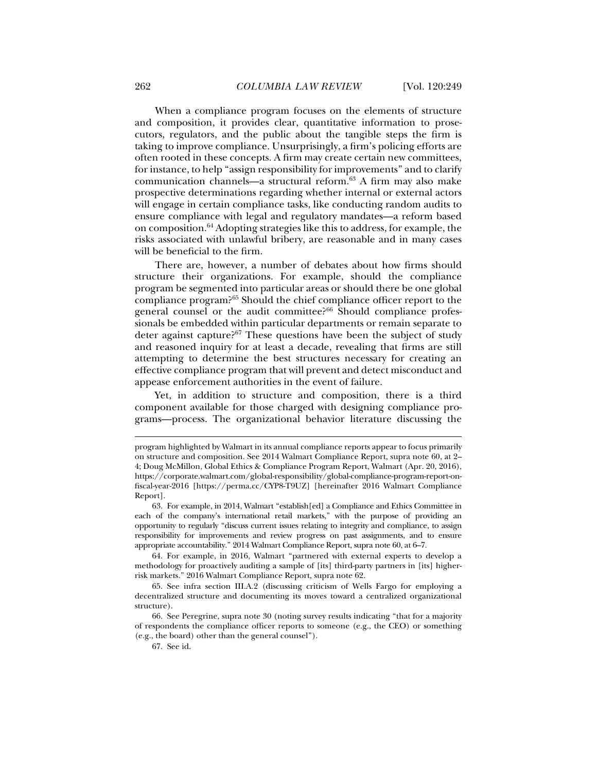When a compliance program focuses on the elements of structure and composition, it provides clear, quantitative information to prosecutors, regulators, and the public about the tangible steps the firm is taking to improve compliance. Unsurprisingly, a firm's policing efforts are often rooted in these concepts. A firm may create certain new committees, for instance, to help "assign responsibility for improvements" and to clarify communication channels—a structural reform.[63] A firm may also make prospective determinations regarding whether internal or external actors will engage in certain compliance tasks, like conducting random audits to ensure compliance with legal and regulatory mandates—a reform based on composition.[64] Adopting strategies like this to address, for example, the risks associated with unlawful bribery, are reasonable and in many cases will be beneficial to the firm.

There are, however, a number of debates about how firms should structure their organizations. For example, should the compliance program be segmented into particular areas or should there be one global compliance program?[65] Should the chief compliance officer report to the general counsel or the audit committee?[66] Should compliance professionals be embedded within particular departments or remain separate to deter against capture?[67] These questions have been the subject of study and reasoned inquiry for at least a decade, revealing that firms are still attempting to determine the best structures necessary for creating an effective compliance program that will prevent and detect misconduct and appease enforcement authorities in the event of failure.

Yet, in addition to structure and composition, there is a third component available for those charged with designing compliance programs—process. The organizational behavior literature discussing the

---

program highlighted by Walmart in its annual compliance reports appear to focus primarily on structure and composition. See 2014 Walmart Compliance Report, supra note 60, at 2–4; Doug McMillon, Global Ethics & Compliance Program Report, Walmart (Apr. 20, 2016), https://corporate.walmart.com/global-responsibility/global-compliance-program-report-on-fiscal-year-2016 [https://perma.cc/CYP8-T9UZ] [hereinafter 2016 Walmart Compliance Report].

63. For example, in 2014, Walmart "establish[ed] a Compliance and Ethics Committee in each of the company's international retail markets," with the purpose of providing an opportunity to regularly "discuss current issues relating to integrity and compliance, to assign responsibility for improvements and review progress on past assignments, and to ensure appropriate accountability." 2014 Walmart Compliance Report, supra note 60, at 6–7.

64. For example, in 2016, Walmart "partnered with external experts to develop a methodology for proactively auditing a sample of [its] third-party partners in [its] higher-risk markets." 2016 Walmart Compliance Report, supra note 62.

65. See infra section III.A.2 (discussing criticism of Wells Fargo for employing a decentralized structure and documenting its moves toward a centralized organizational structure).

66. See Peregrine, supra note 30 (noting survey results indicating "that for a majority of respondents the compliance officer reports to someone (e.g., the CEO) or something (e.g., the board) other than the general counsel").

67. See id.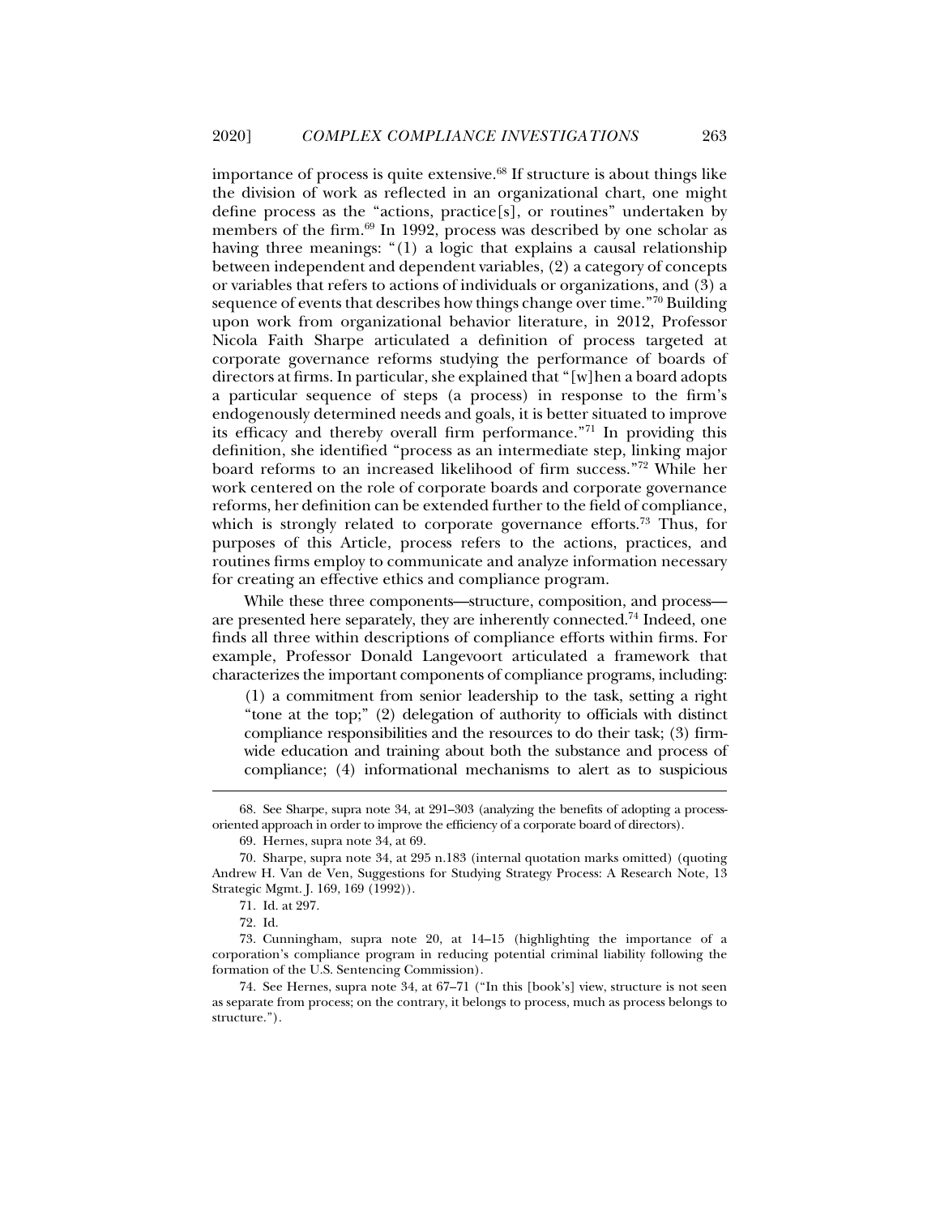importance of process is quite extensive.[68] If structure is about things like the division of work as reflected in an organizational chart, one might define process as the "actions, practice[s], or routines" undertaken by members of the firm.[69] In 1992, process was described by one scholar as having three meanings: "(1) a logic that explains a causal relationship between independent and dependent variables, (2) a category of concepts or variables that refers to actions of individuals or organizations, and (3) a sequence of events that describes how things change over time."[70] Building upon work from organizational behavior literature, in 2012, Professor Nicola Faith Sharpe articulated a definition of process targeted at corporate governance reforms studying the performance of boards of directors at firms. In particular, she explained that "[w]hen a board adopts a particular sequence of steps (a process) in response to the firm's endogenously determined needs and goals, it is better situated to improve its efficacy and thereby overall firm performance."[71] In providing this definition, she identified "process as an intermediate step, linking major board reforms to an increased likelihood of firm success."[72] While her work centered on the role of corporate boards and corporate governance reforms, her definition can be extended further to the field of compliance, which is strongly related to corporate governance efforts.[73] Thus, for purposes of this Article, process refers to the actions, practices, and routines firms employ to communicate and analyze information necessary for creating an effective ethics and compliance program.

While these three components—structure, composition, and process—are presented here separately, they are inherently connected.[74] Indeed, one finds all three within descriptions of compliance efforts within firms. For example, Professor Donald Langevoort articulated a framework that characterizes the important components of compliance programs, including:

> (1) a commitment from senior leadership to the task, setting a right "tone at the top;" (2) delegation of authority to officials with distinct compliance responsibilities and the resources to do their task; (3) firm-wide education and training about both the substance and process of compliance; (4) informational mechanisms to alert as to suspicious

---

68. See Sharpe, supra note 34, at 291–303 (analyzing the benefits of adopting a process-oriented approach in order to improve the efficiency of a corporate board of directors).

69. Hernes, supra note 34, at 69.

70. Sharpe, supra note 34, at 295 n.183 (internal quotation marks omitted) (quoting Andrew H. Van de Ven, Suggestions for Studying Strategy Process: A Research Note, 13 Strategic Mgmt. J. 169, 169 (1992)).

71. Id. at 297.

72. Id.

73. Cunningham, supra note 20, at 14–15 (highlighting the importance of a corporation's compliance program in reducing potential criminal liability following the formation of the U.S. Sentencing Commission).

74. See Hernes, supra note 34, at 67–71 ("In this [book's] view, structure is not seen as separate from process; on the contrary, it belongs to process, much as process belongs to structure.").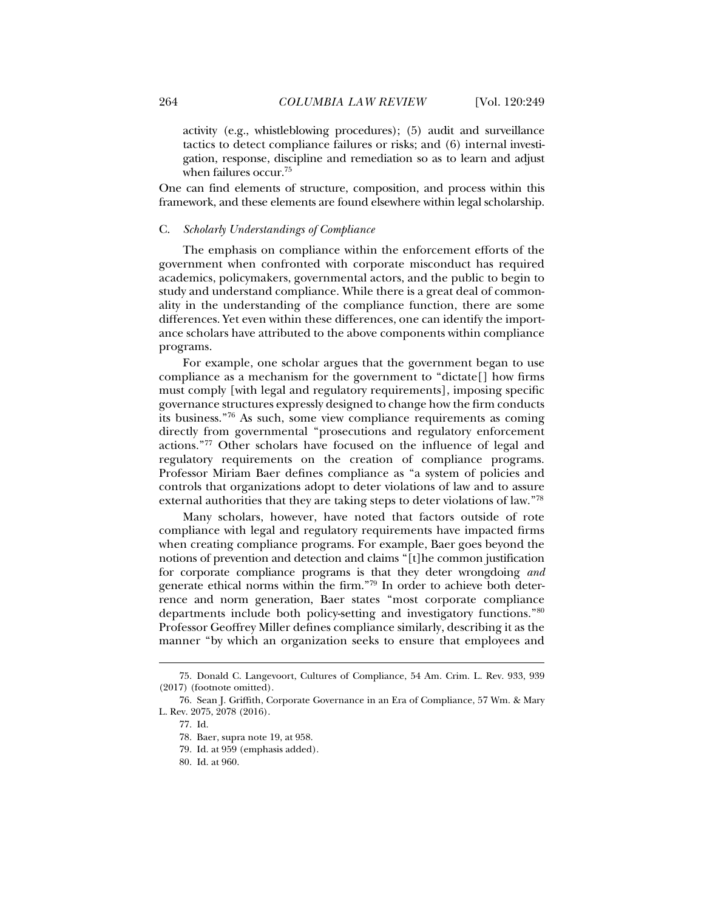activity (e.g., whistleblowing procedures); (5) audit and surveillance tactics to detect compliance failures or risks; and (6) internal investigation, response, discipline and remediation so as to learn and adjust when failures occur.[75]

One can find elements of structure, composition, and process within this framework, and these elements are found elsewhere within legal scholarship.

### C. *Scholarly Understandings of Compliance*

The emphasis on compliance within the enforcement efforts of the government when confronted with corporate misconduct has required academics, policymakers, governmental actors, and the public to begin to study and understand compliance. While there is a great deal of commonality in the understanding of the compliance function, there are some differences. Yet even within these differences, one can identify the importance scholars have attributed to the above components within compliance programs.

For example, one scholar argues that the government began to use compliance as a mechanism for the government to "dictate[] how firms must comply [with legal and regulatory requirements], imposing specific governance structures expressly designed to change how the firm conducts its business."[76] As such, some view compliance requirements as coming directly from governmental "prosecutions and regulatory enforcement actions."[77] Other scholars have focused on the influence of legal and regulatory requirements on the creation of compliance programs. Professor Miriam Baer defines compliance as "a system of policies and controls that organizations adopt to deter violations of law and to assure external authorities that they are taking steps to deter violations of law."[78]

Many scholars, however, have noted that factors outside of rote compliance with legal and regulatory requirements have impacted firms when creating compliance programs. For example, Baer goes beyond the notions of prevention and detection and claims "[t]he common justification for corporate compliance programs is that they deter wrongdoing *and* generate ethical norms within the firm."[79] In order to achieve both deterrence and norm generation, Baer states "most corporate compliance departments include both policy-setting and investigatory functions."[80] Professor Geoffrey Miller defines compliance similarly, describing it as the manner "by which an organization seeks to ensure that employees and

---

75. Donald C. Langevoort, Cultures of Compliance, 54 Am. Crim. L. Rev. 933, 939 (2017) (footnote omitted).

76. Sean J. Griffith, Corporate Governance in an Era of Compliance, 57 Wm. & Mary L. Rev. 2075, 2078 (2016).

77. Id.

78. Baer, supra note 19, at 958.

79. Id. at 959 (emphasis added).

80. Id. at 960.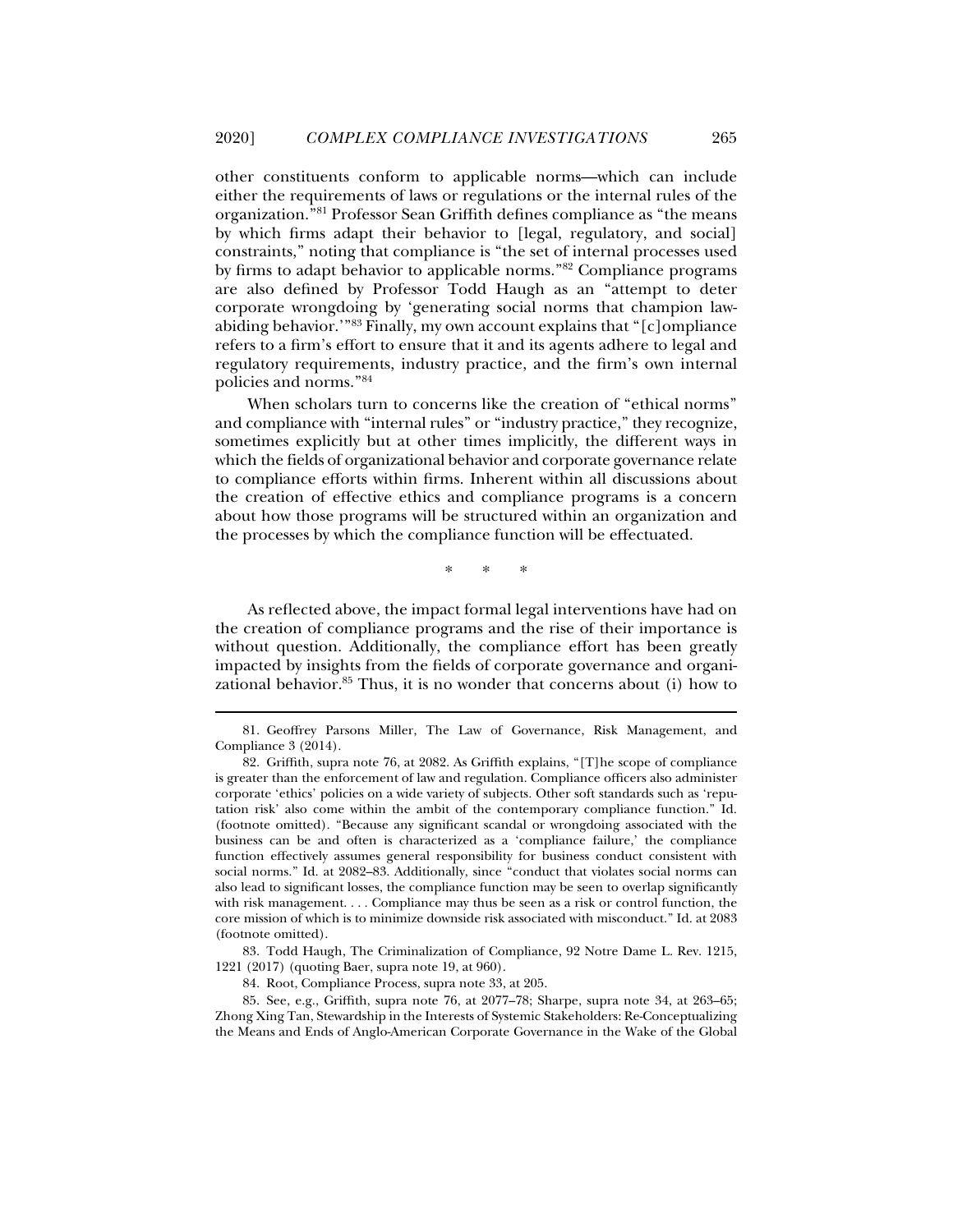other constituents conform to applicable norms—which can include either the requirements of laws or regulations or the internal rules of the organization."[81] Professor Sean Griffith defines compliance as "the means by which firms adapt their behavior to [legal, regulatory, and social] constraints," noting that compliance is "the set of internal processes used by firms to adapt behavior to applicable norms."[82] Compliance programs are also defined by Professor Todd Haugh as an "attempt to deter corporate wrongdoing by 'generating social norms that champion law-abiding behavior.'"[83] Finally, my own account explains that "[c]ompliance refers to a firm's effort to ensure that it and its agents adhere to legal and regulatory requirements, industry practice, and the firm's own internal policies and norms."[84]

When scholars turn to concerns like the creation of "ethical norms" and compliance with "internal rules" or "industry practice," they recognize, sometimes explicitly but at other times implicitly, the different ways in which the fields of organizational behavior and corporate governance relate to compliance efforts within firms. Inherent within all discussions about the creation of effective ethics and compliance programs is a concern about how those programs will be structured within an organization and the processes by which the compliance function will be effectuated.

\* \* \*

As reflected above, the impact formal legal interventions have had on the creation of compliance programs and the rise of their importance is without question. Additionally, the compliance effort has been greatly impacted by insights from the fields of corporate governance and organizational behavior.[85] Thus, it is no wonder that concerns about (i) how to

---

81. Geoffrey Parsons Miller, The Law of Governance, Risk Management, and Compliance 3 (2014).

82. Griffith, supra note 76, at 2082. As Griffith explains, "[T]he scope of compliance is greater than the enforcement of law and regulation. Compliance officers also administer corporate 'ethics' policies on a wide variety of subjects. Other soft standards such as 'reputation risk' also come within the ambit of the contemporary compliance function." Id. (footnote omitted). "Because any significant scandal or wrongdoing associated with the business can be and often is characterized as a 'compliance failure,' the compliance function effectively assumes general responsibility for business conduct consistent with social norms." Id. at 2082–83. Additionally, since "conduct that violates social norms can also lead to significant losses, the compliance function may be seen to overlap significantly with risk management. . . . Compliance may thus be seen as a risk or control function, the core mission of which is to minimize downside risk associated with misconduct." Id. at 2083 (footnote omitted).

83. Todd Haugh, The Criminalization of Compliance, 92 Notre Dame L. Rev. 1215, 1221 (2017) (quoting Baer, supra note 19, at 960).

84. Root, Compliance Process, supra note 33, at 205.

85. See, e.g., Griffith, supra note 76, at 2077–78; Sharpe, supra note 34, at 263–65; Zhong Xing Tan, Stewardship in the Interests of Systemic Stakeholders: Re-Conceptualizing the Means and Ends of Anglo-American Corporate Governance in the Wake of the Global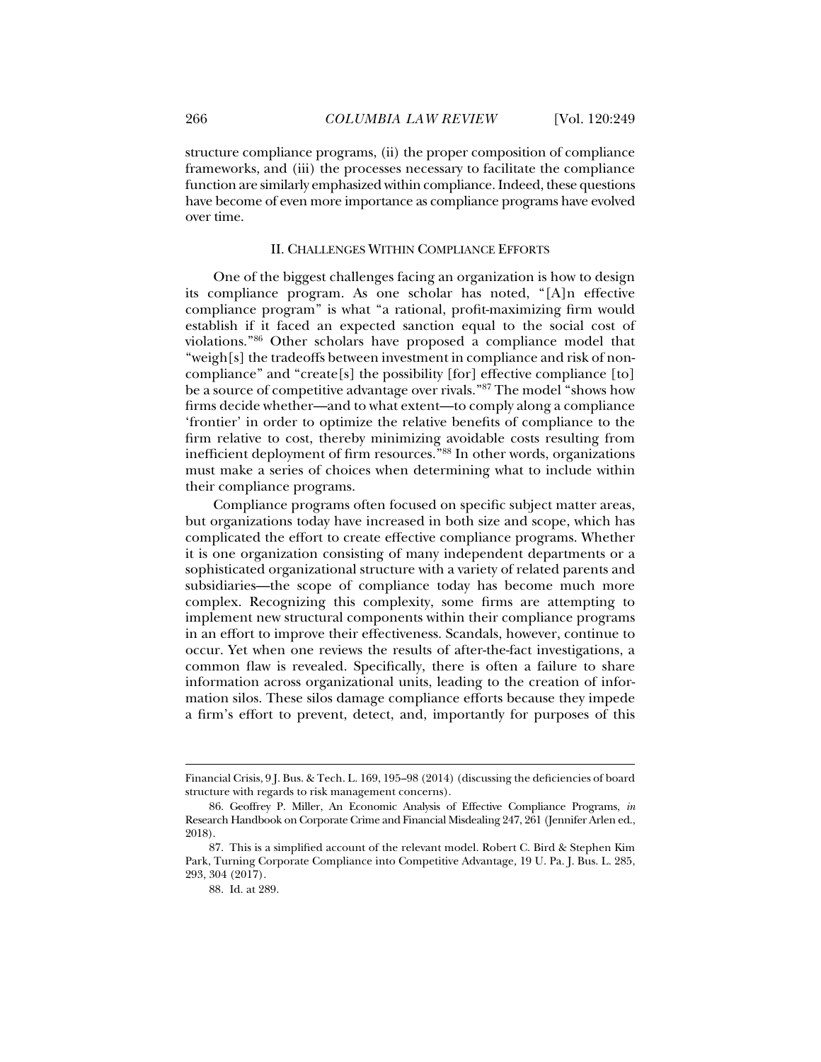structure compliance programs, (ii) the proper composition of compliance frameworks, and (iii) the processes necessary to facilitate the compliance function are similarly emphasized within compliance. Indeed, these questions have become of even more importance as compliance programs have evolved over time.

## II. CHALLENGES WITHIN COMPLIANCE EFFORTS

One of the biggest challenges facing an organization is how to design its compliance program. As one scholar has noted, "[A]n effective compliance program" is what "a rational, profit-maximizing firm would establish if it faced an expected sanction equal to the social cost of violations."[86] Other scholars have proposed a compliance model that "weigh[s] the tradeoffs between investment in compliance and risk of non-compliance" and "create[s] the possibility [for] effective compliance [to] be a source of competitive advantage over rivals."[87] The model "shows how firms decide whether—and to what extent—to comply along a compliance 'frontier' in order to optimize the relative benefits of compliance to the firm relative to cost, thereby minimizing avoidable costs resulting from inefficient deployment of firm resources."[88] In other words, organizations must make a series of choices when determining what to include within their compliance programs.

Compliance programs often focused on specific subject matter areas, but organizations today have increased in both size and scope, which has complicated the effort to create effective compliance programs. Whether it is one organization consisting of many independent departments or a sophisticated organizational structure with a variety of related parents and subsidiaries—the scope of compliance today has become much more complex. Recognizing this complexity, some firms are attempting to implement new structural components within their compliance programs in an effort to improve their effectiveness. Scandals, however, continue to occur. Yet when one reviews the results of after-the-fact investigations, a common flaw is revealed. Specifically, there is often a failure to share information across organizational units, leading to the creation of information silos. These silos damage compliance efforts because they impede a firm's effort to prevent, detect, and, importantly for purposes of this

---

Financial Crisis, 9 J. Bus. & Tech. L. 169, 195–98 (2014) (discussing the deficiencies of board structure with regards to risk management concerns).

86. Geoffrey P. Miller, An Economic Analysis of Effective Compliance Programs, *in* Research Handbook on Corporate Crime and Financial Misdealing 247, 261 (Jennifer Arlen ed., 2018).

87. This is a simplified account of the relevant model. Robert C. Bird & Stephen Kim Park, Turning Corporate Compliance into Competitive Advantage, 19 U. Pa. J. Bus. L. 285, 293, 304 (2017).

88. Id. at 289.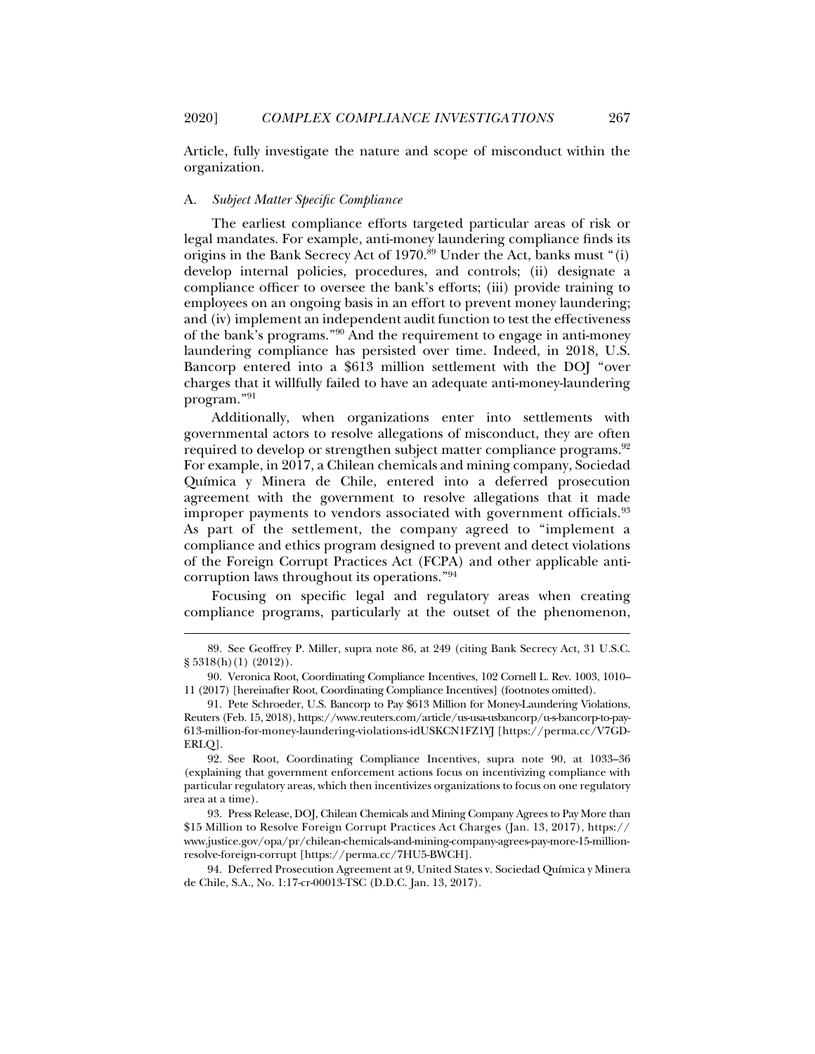Article, fully investigate the nature and scope of misconduct within the organization.

### A. *Subject Matter Specific Compliance*

The earliest compliance efforts targeted particular areas of risk or legal mandates. For example, anti-money laundering compliance finds its origins in the Bank Secrecy Act of 1970.[89] Under the Act, banks must "(i) develop internal policies, procedures, and controls; (ii) designate a compliance officer to oversee the bank's efforts; (iii) provide training to employees on an ongoing basis in an effort to prevent money laundering; and (iv) implement an independent audit function to test the effectiveness of the bank's programs."[90] And the requirement to engage in anti-money laundering compliance has persisted over time. Indeed, in 2018, U.S. Bancorp entered into a $613 million settlement with the DOJ "over charges that it willfully failed to have an adequate anti-money-laundering program."[91]

Additionally, when organizations enter into settlements with governmental actors to resolve allegations of misconduct, they are often required to develop or strengthen subject matter compliance programs.[92] For example, in 2017, a Chilean chemicals and mining company, Sociedad Química y Minera de Chile, entered into a deferred prosecution agreement with the government to resolve allegations that it made improper payments to vendors associated with government officials.[93] As part of the settlement, the company agreed to "implement a compliance and ethics program designed to prevent and detect violations of the Foreign Corrupt Practices Act (FCPA) and other applicable anti-corruption laws throughout its operations."[94]

Focusing on specific legal and regulatory areas when creating compliance programs, particularly at the outset of the phenomenon,

---

89. See Geoffrey P. Miller, supra note 86, at 249 (citing Bank Secrecy Act, 31 U.S.C. § 5318(h)(1) (2012)).

90. Veronica Root, Coordinating Compliance Incentives, 102 Cornell L. Rev. 1003, 1010–11 (2017) [hereinafter Root, Coordinating Compliance Incentives] (footnotes omitted).

91. Pete Schroeder, U.S. Bancorp to Pay $613 Million for Money-Laundering Violations, Reuters (Feb. 15, 2018), https://www.reuters.com/article/us-usa-usbancorp/u-s-bancorp-to-pay-613-million-for-money-laundering-violations-idUSKCN1FZ1YJ [https://perma.cc/V7GD-ERLQ].

92. See Root, Coordinating Compliance Incentives, supra note 90, at 1033–36 (explaining that government enforcement actions focus on incentivizing compliance with particular regulatory areas, which then incentivizes organizations to focus on one regulatory area at a time).

93. Press Release, DOJ, Chilean Chemicals and Mining Company Agrees to Pay More than $15 Million to Resolve Foreign Corrupt Practices Act Charges (Jan. 13, 2017), https://www.justice.gov/opa/pr/chilean-chemicals-and-mining-company-agrees-pay-more-15-million-resolve-foreign-corrupt [https://perma.cc/7HU5-BWCH].

94. Deferred Prosecution Agreement at 9, United States v. Sociedad Química y Minera de Chile, S.A., No. 1:17-cr-00013-TSC (D.D.C. Jan. 13, 2017).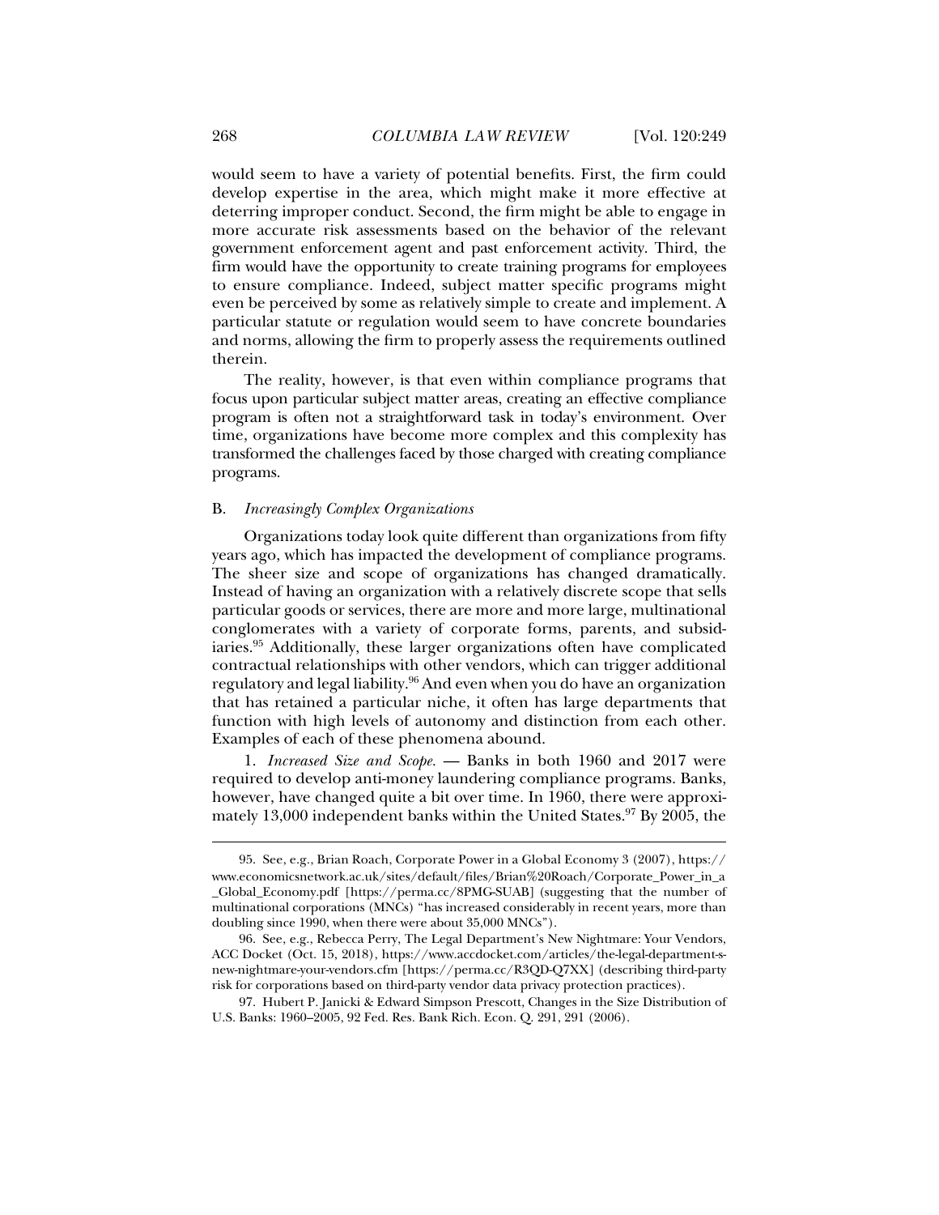would seem to have a variety of potential benefits. First, the firm could develop expertise in the area, which might make it more effective at deterring improper conduct. Second, the firm might be able to engage in more accurate risk assessments based on the behavior of the relevant government enforcement agent and past enforcement activity. Third, the firm would have the opportunity to create training programs for employees to ensure compliance. Indeed, subject matter specific programs might even be perceived by some as relatively simple to create and implement. A particular statute or regulation would seem to have concrete boundaries and norms, allowing the firm to properly assess the requirements outlined therein.

The reality, however, is that even within compliance programs that focus upon particular subject matter areas, creating an effective compliance program is often not a straightforward task in today's environment. Over time, organizations have become more complex and this complexity has transformed the challenges faced by those charged with creating compliance programs.

### B. *Increasingly Complex Organizations*

Organizations today look quite different than organizations from fifty years ago, which has impacted the development of compliance programs. The sheer size and scope of organizations has changed dramatically. Instead of having an organization with a relatively discrete scope that sells particular goods or services, there are more and more large, multinational conglomerates with a variety of corporate forms, parents, and subsidiaries.[95] Additionally, these larger organizations often have complicated contractual relationships with other vendors, which can trigger additional regulatory and legal liability.[96] And even when you do have an organization that has retained a particular niche, it often has large departments that function with high levels of autonomy and distinction from each other. Examples of each of these phenomena abound.

1. *Increased Size and Scope*. — Banks in both 1960 and 2017 were required to develop anti-money laundering compliance programs. Banks, however, have changed quite a bit over time. In 1960, there were approximately 13,000 independent banks within the United States.[97] By 2005, the

---

95. See, e.g., Brian Roach, Corporate Power in a Global Economy 3 (2007), https://www.economicsnetwork.ac.uk/sites/default/files/Brian%20Roach/Corporate_Power_in_a_Global_Economy.pdf [https://perma.cc/8PMG-SUAB] (suggesting that the number of multinational corporations (MNCs) "has increased considerably in recent years, more than doubling since 1990, when there were about 35,000 MNCs").

96. See, e.g., Rebecca Perry, The Legal Department's New Nightmare: Your Vendors, ACC Docket (Oct. 15, 2018), https://www.accdocket.com/articles/the-legal-department-s-new-nightmare-your-vendors.cfm [https://perma.cc/R3QD-Q7XX] (describing third-party risk for corporations based on third-party vendor data privacy protection practices).

97. Hubert P. Janicki & Edward Simpson Prescott, Changes in the Size Distribution of U.S. Banks: 1960–2005, 92 Fed. Res. Bank Rich. Econ. Q. 291, 291 (2006).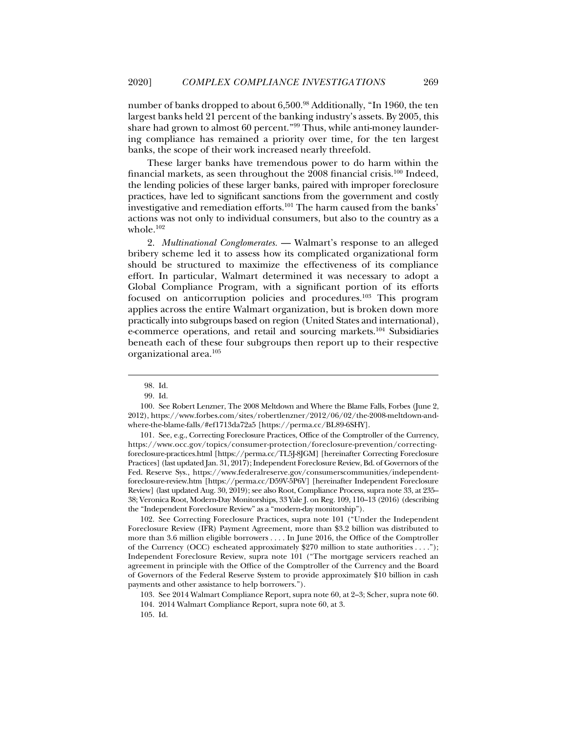number of banks dropped to about 6,500.[98] Additionally, "In 1960, the ten largest banks held 21 percent of the banking industry's assets. By 2005, this share had grown to almost 60 percent."[99] Thus, while anti-money laundering compliance has remained a priority over time, for the ten largest banks, the scope of their work increased nearly threefold.

These larger banks have tremendous power to do harm within the financial markets, as seen throughout the 2008 financial crisis.[100] Indeed, the lending policies of these larger banks, paired with improper foreclosure practices, have led to significant sanctions from the government and costly investigative and remediation efforts.[101] The harm caused from the banks' actions was not only to individual consumers, but also to the country as a whole.[102]

2. *Multinational Conglomerates.* — Walmart's response to an alleged bribery scheme led it to assess how its complicated organizational form should be structured to maximize the effectiveness of its compliance effort. In particular, Walmart determined it was necessary to adopt a Global Compliance Program, with a significant portion of its efforts focused on anticorruption policies and procedures.[103] This program applies across the entire Walmart organization, but is broken down more practically into subgroups based on region (United States and international), e-commerce operations, and retail and sourcing markets.[104] Subsidiaries beneath each of these four subgroups then report up to their respective organizational area.[105]

---

98. Id.

99. Id.

100. See Robert Lenzner, The 2008 Meltdown and Where the Blame Falls, Forbes (June 2, 2012), https://www.forbes.com/sites/robertlenzner/2012/06/02/the-2008-meltdown-and-where-the-blame-falls/#ef1713da72a5 [https://perma.cc/BL89-6SHY].

101. See, e.g., Correcting Foreclosure Practices, Office of the Comptroller of the Currency, https://www.occ.gov/topics/consumer-protection/foreclosure-prevention/correcting-foreclosure-practices.html [https://perma.cc/TL5J-8JGM] [hereinafter Correcting Foreclosure Practices] (last updated Jan. 31, 2017); Independent Foreclosure Review, Bd. of Governors of the Fed. Reserve Sys., https://www.federalreserve.gov/consumerscommunities/independent-foreclosure-review.htm [https://perma.cc/D59V-5P6V] [hereinafter Independent Foreclosure Review] (last updated Aug. 30, 2019); see also Root, Compliance Process, supra note 33, at 235–38; Veronica Root, Modern-Day Monitorships, 33 Yale J. on Reg. 109, 110–13 (2016) (describing the "Independent Foreclosure Review" as a "modern-day monitorship").

102. See Correcting Foreclosure Practices, supra note 101 ("Under the Independent Foreclosure Review (IFR) Payment Agreement, more than $3.2 billion was distributed to more than 3.6 million eligible borrowers . . . . In June 2016, the Office of the Comptroller of the Currency (OCC) escheated approximately $270 million to state authorities . . . ."); Independent Foreclosure Review, supra note 101 ("The mortgage servicers reached an agreement in principle with the Office of the Comptroller of the Currency and the Board of Governors of the Federal Reserve System to provide approximately $10 billion in cash payments and other assistance to help borrowers.").

103. See 2014 Walmart Compliance Report, supra note 60, at 2–3; Scher, supra note 60.

104. 2014 Walmart Compliance Report, supra note 60, at 3.

105. Id.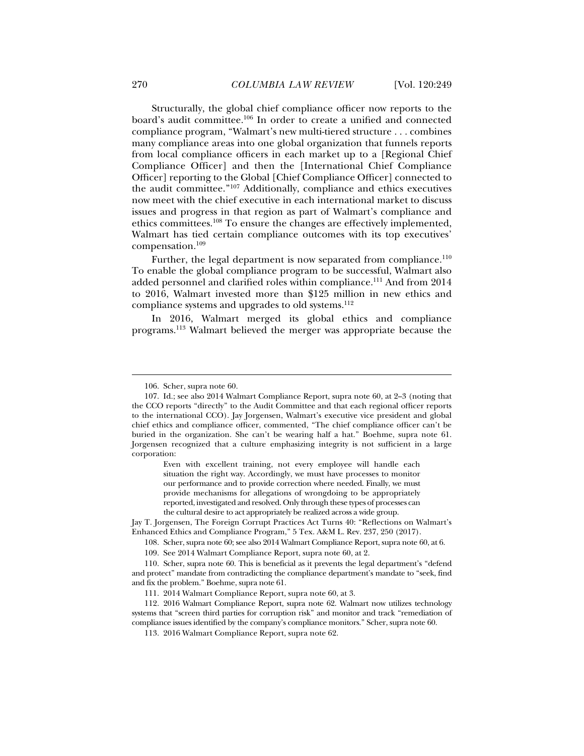Structurally, the global chief compliance officer now reports to the board's audit committee.[106] In order to create a unified and connected compliance program, "Walmart's new multi-tiered structure . . . combines many compliance areas into one global organization that funnels reports from local compliance officers in each market up to a [Regional Chief Compliance Officer] and then the [International Chief Compliance Officer] reporting to the Global [Chief Compliance Officer] connected to the audit committee."[107] Additionally, compliance and ethics executives now meet with the chief executive in each international market to discuss issues and progress in that region as part of Walmart's compliance and ethics committees.[108] To ensure the changes are effectively implemented, Walmart has tied certain compliance outcomes with its top executives' compensation.[109]

Further, the legal department is now separated from compliance.[110] To enable the global compliance program to be successful, Walmart also added personnel and clarified roles within compliance.[111] And from 2014 to 2016, Walmart invested more than $125 million in new ethics and compliance systems and upgrades to old systems.[112]

In 2016, Walmart merged its global ethics and compliance programs.[113] Walmart believed the merger was appropriate because the

---

106. Scher, supra note 60.

107. Id.; see also 2014 Walmart Compliance Report, supra note 60, at 2–3 (noting that the CCO reports "directly" to the Audit Committee and that each regional officer reports to the international CCO). Jay Jorgensen, Walmart's executive vice president and global chief ethics and compliance officer, commented, "The chief compliance officer can't be buried in the organization. She can't be wearing half a hat." Boehme, supra note 61. Jorgensen recognized that a culture emphasizing integrity is not sufficient in a large corporation:

> Even with excellent training, not every employee will handle each situation the right way. Accordingly, we must have processes to monitor our performance and to provide correction where needed. Finally, we must provide mechanisms for allegations of wrongdoing to be appropriately reported, investigated and resolved. Only through these types of processes can the cultural desire to act appropriately be realized across a wide group.

Jay T. Jorgensen, The Foreign Corrupt Practices Act Turns 40: "Reflections on Walmart's Enhanced Ethics and Compliance Program," 5 Tex. A&M L. Rev. 237, 250 (2017).

108. Scher, supra note 60; see also 2014 Walmart Compliance Report, supra note 60, at 6.

109. See 2014 Walmart Compliance Report, supra note 60, at 2.

110. Scher, supra note 60. This is beneficial as it prevents the legal department's "defend and protect" mandate from contradicting the compliance department's mandate to "seek, find and fix the problem." Boehme, supra note 61.

111. 2014 Walmart Compliance Report, supra note 60, at 3.

112. 2016 Walmart Compliance Report, supra note 62. Walmart now utilizes technology systems that "screen third parties for corruption risk" and monitor and track "remediation of compliance issues identified by the company's compliance monitors." Scher, supra note 60.

113. 2016 Walmart Compliance Report, supra note 62.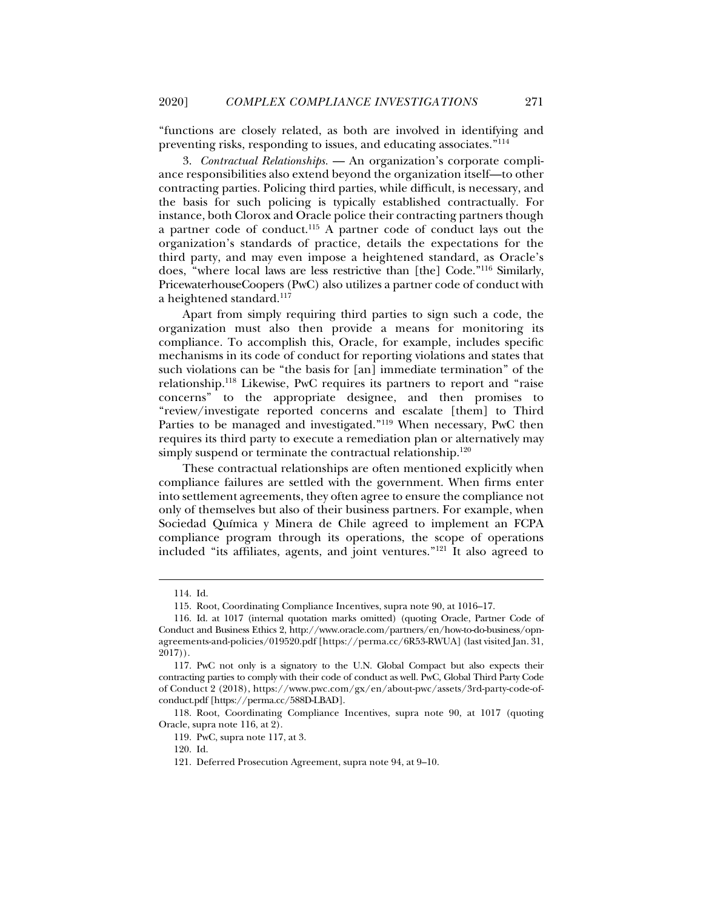"functions are closely related, as both are involved in identifying and preventing risks, responding to issues, and educating associates."[114]

3. *Contractual Relationships.* — An organization's corporate compliance responsibilities also extend beyond the organization itself—to other contracting parties. Policing third parties, while difficult, is necessary, and the basis for such policing is typically established contractually. For instance, both Clorox and Oracle police their contracting partners though a partner code of conduct.[115] A partner code of conduct lays out the organization's standards of practice, details the expectations for the third party, and may even impose a heightened standard, as Oracle's does, "where local laws are less restrictive than [the] Code."[116] Similarly, PricewaterhouseCoopers (PwC) also utilizes a partner code of conduct with a heightened standard.[117]

Apart from simply requiring third parties to sign such a code, the organization must also then provide a means for monitoring its compliance. To accomplish this, Oracle, for example, includes specific mechanisms in its code of conduct for reporting violations and states that such violations can be "the basis for [an] immediate termination" of the relationship.[118] Likewise, PwC requires its partners to report and "raise concerns" to the appropriate designee, and then promises to "review/investigate reported concerns and escalate [them] to Third Parties to be managed and investigated."[119] When necessary, PwC then requires its third party to execute a remediation plan or alternatively may simply suspend or terminate the contractual relationship.[120]

These contractual relationships are often mentioned explicitly when compliance failures are settled with the government. When firms enter into settlement agreements, they often agree to ensure the compliance not only of themselves but also of their business partners. For example, when Sociedad Química y Minera de Chile agreed to implement an FCPA compliance program through its operations, the scope of operations included "its affiliates, agents, and joint ventures."[121] It also agreed to

---

114. Id.

115. Root, Coordinating Compliance Incentives, supra note 90, at 1016–17.

116. Id. at 1017 (internal quotation marks omitted) (quoting Oracle, Partner Code of Conduct and Business Ethics 2, http://www.oracle.com/partners/en/how-to-do-business/opn-agreements-and-policies/019520.pdf [https://perma.cc/6R53-RWUA] (last visited Jan. 31, 2017)).

117. PwC not only is a signatory to the U.N. Global Compact but also expects their contracting parties to comply with their code of conduct as well. PwC, Global Third Party Code of Conduct 2 (2018), https://www.pwc.com/gx/en/about-pwc/assets/3rd-party-code-of-conduct.pdf [https://perma.cc/588D-LBAD].

118. Root, Coordinating Compliance Incentives, supra note 90, at 1017 (quoting Oracle, supra note 116, at 2).

119. PwC, supra note 117, at 3.

120. Id.

121. Deferred Prosecution Agreement, supra note 94, at 9–10.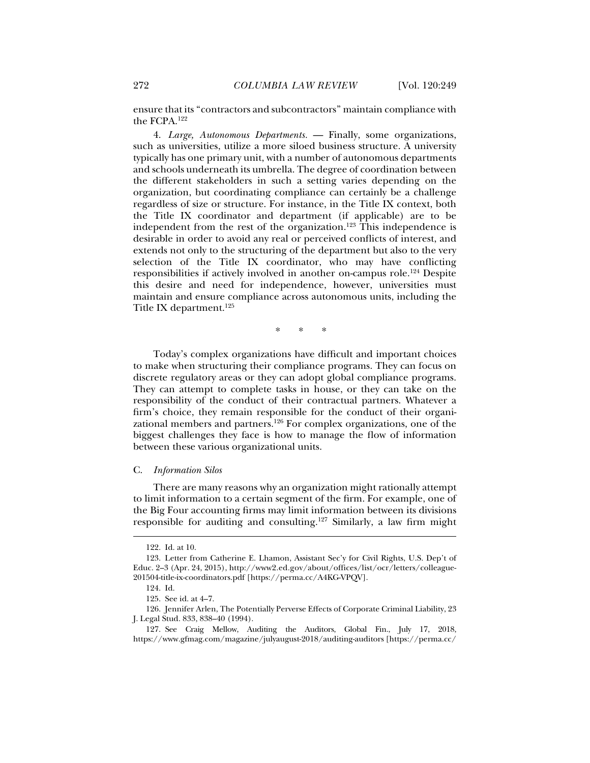ensure that its "contractors and subcontractors" maintain compliance with the FCPA.[122]

4. *Large, Autonomous Departments.* — Finally, some organizations, such as universities, utilize a more siloed business structure. A university typically has one primary unit, with a number of autonomous departments and schools underneath its umbrella. The degree of coordination between the different stakeholders in such a setting varies depending on the organization, but coordinating compliance can certainly be a challenge regardless of size or structure. For instance, in the Title IX context, both the Title IX coordinator and department (if applicable) are to be independent from the rest of the organization.[123] This independence is desirable in order to avoid any real or perceived conflicts of interest, and extends not only to the structuring of the department but also to the very selection of the Title IX coordinator, who may have conflicting responsibilities if actively involved in another on-campus role.[124] Despite this desire and need for independence, however, universities must maintain and ensure compliance across autonomous units, including the Title IX department.[125]

\* \* \*

Today's complex organizations have difficult and important choices to make when structuring their compliance programs. They can focus on discrete regulatory areas or they can adopt global compliance programs. They can attempt to complete tasks in house, or they can take on the responsibility of the conduct of their contractual partners. Whatever a firm's choice, they remain responsible for the conduct of their organizational members and partners.[126] For complex organizations, one of the biggest challenges they face is how to manage the flow of information between these various organizational units.

### C. *Information Silos*

There are many reasons why an organization might rationally attempt to limit information to a certain segment of the firm. For example, one of the Big Four accounting firms may limit information between its divisions responsible for auditing and consulting.[127] Similarly, a law firm might

---

122. Id. at 10.

123. Letter from Catherine E. Lhamon, Assistant Sec'y for Civil Rights, U.S. Dep't of Educ. 2–3 (Apr. 24, 2015), http://www2.ed.gov/about/offices/list/ocr/letters/colleague-201504-title-ix-coordinators.pdf [https://perma.cc/A4KG-VPQV].

124. Id.

125. See id. at 4–7.

126. Jennifer Arlen, The Potentially Perverse Effects of Corporate Criminal Liability, 23 J. Legal Stud. 833, 838–40 (1994).

127. See Craig Mellow, Auditing the Auditors, Global Fin., July 17, 2018, https://www.gfmag.com/magazine/julyaugust-2018/auditing-auditors [https://perma.cc/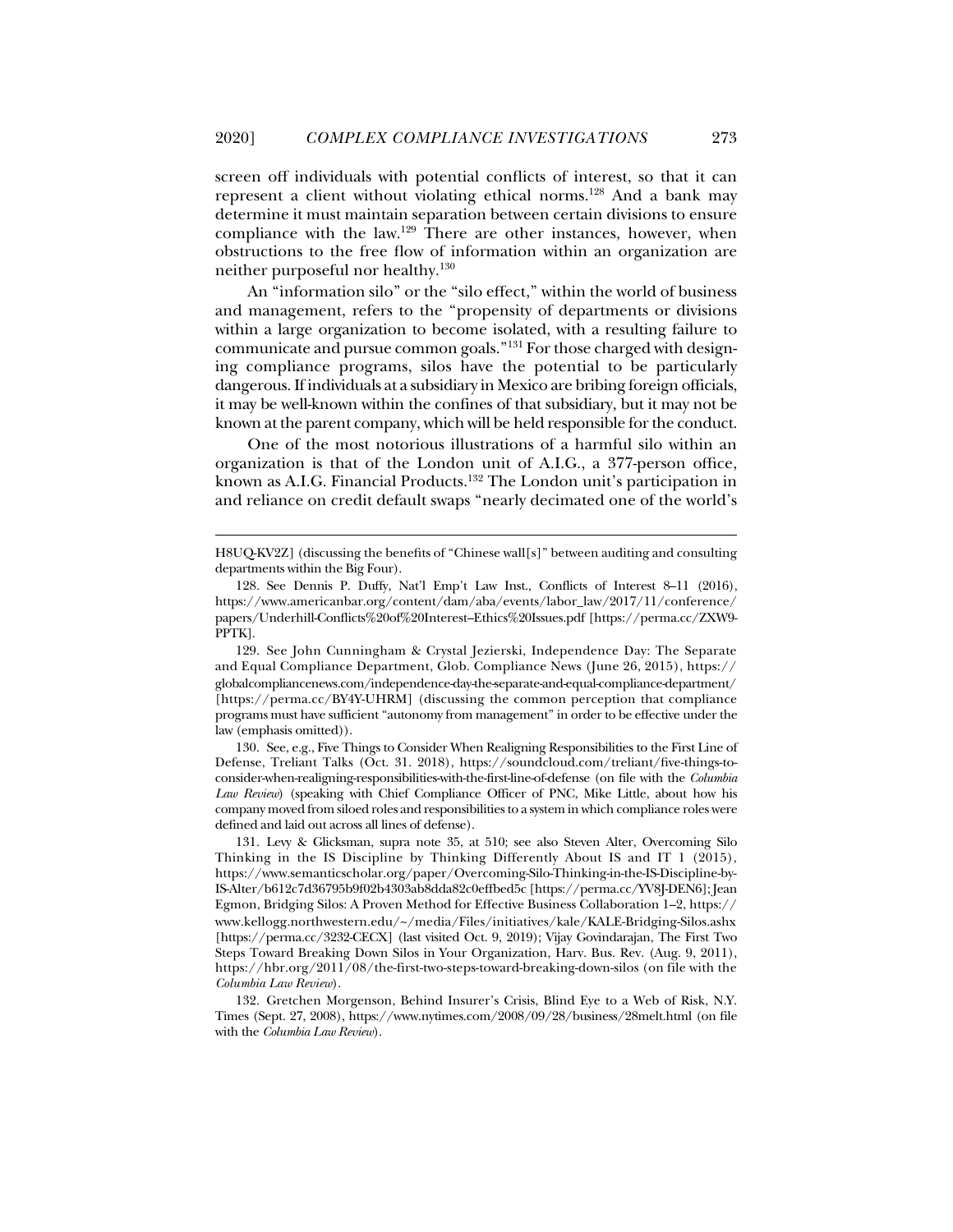screen off individuals with potential conflicts of interest, so that it can represent a client without violating ethical norms.[128] And a bank may determine it must maintain separation between certain divisions to ensure compliance with the law.[129] There are other instances, however, when obstructions to the free flow of information within an organization are neither purposeful nor healthy.[130]

An "information silo" or the "silo effect," within the world of business and management, refers to the "propensity of departments or divisions within a large organization to become isolated, with a resulting failure to communicate and pursue common goals."[131] For those charged with designing compliance programs, silos have the potential to be particularly dangerous. If individuals at a subsidiary in Mexico are bribing foreign officials, it may be well-known within the confines of that subsidiary, but it may not be known at the parent company, which will be held responsible for the conduct.

One of the most notorious illustrations of a harmful silo within an organization is that of the London unit of A.I.G., a 377-person office, known as A.I.G. Financial Products.[132] The London unit's participation in and reliance on credit default swaps "nearly decimated one of the world's

---

H8UQ-KV2Z] (discussing the benefits of "Chinese wall[s]" between auditing and consulting departments within the Big Four).

128. See Dennis P. Duffy, Nat'l Emp't Law Inst., Conflicts of Interest 8–11 (2016), https://www.americanbar.org/content/dam/aba/events/labor_law/2017/11/conference/papers/Underhill-Conflicts%20of%20Interest–Ethics%20Issues.pdf [https://perma.cc/ZXW9-PPTK].

129. See John Cunningham & Crystal Jezierski, Independence Day: The Separate and Equal Compliance Department, Glob. Compliance News (June 26, 2015), https://globalcompliancenews.com/independence-day-the-separate-and-equal-compliance-department/ [https://perma.cc/BY4Y-UHRM] (discussing the common perception that compliance programs must have sufficient "autonomy from management" in order to be effective under the law (emphasis omitted)).

130. See, e.g., Five Things to Consider When Realigning Responsibilities to the First Line of Defense, Treliant Talks (Oct. 31. 2018), https://soundcloud.com/treliant/five-things-to-consider-when-realigning-responsibilities-with-the-first-line-of-defense (on file with the *Columbia Law Review*) (speaking with Chief Compliance Officer of PNC, Mike Little, about how his company moved from siloed roles and responsibilities to a system in which compliance roles were defined and laid out across all lines of defense).

131. Levy & Glicksman, supra note 35, at 510; see also Steven Alter, Overcoming Silo Thinking in the IS Discipline by Thinking Differently About IS and IT 1 (2015), https://www.semanticscholar.org/paper/Overcoming-Silo-Thinking-in-the-IS-Discipline-by-IS-Alter/b612c7d36795b9f02b4303ab8dda82c0effbed5c [https://perma.cc/YV8J-DEN6]; Jean Egmon, Bridging Silos: A Proven Method for Effective Business Collaboration 1–2, https://www.kellogg.northwestern.edu/~/media/Files/initiatives/kale/KALE-Bridging-Silos.ashx [https://perma.cc/3232-CECX] (last visited Oct. 9, 2019); Vijay Govindarajan, The First Two Steps Toward Breaking Down Silos in Your Organization, Harv. Bus. Rev. (Aug. 9, 2011), https://hbr.org/2011/08/the-first-two-steps-toward-breaking-down-silos (on file with the *Columbia Law Review*).

132. Gretchen Morgenson, Behind Insurer's Crisis, Blind Eye to a Web of Risk, N.Y. Times (Sept. 27, 2008), https://www.nytimes.com/2008/09/28/business/28melt.html (on file with the *Columbia Law Review*).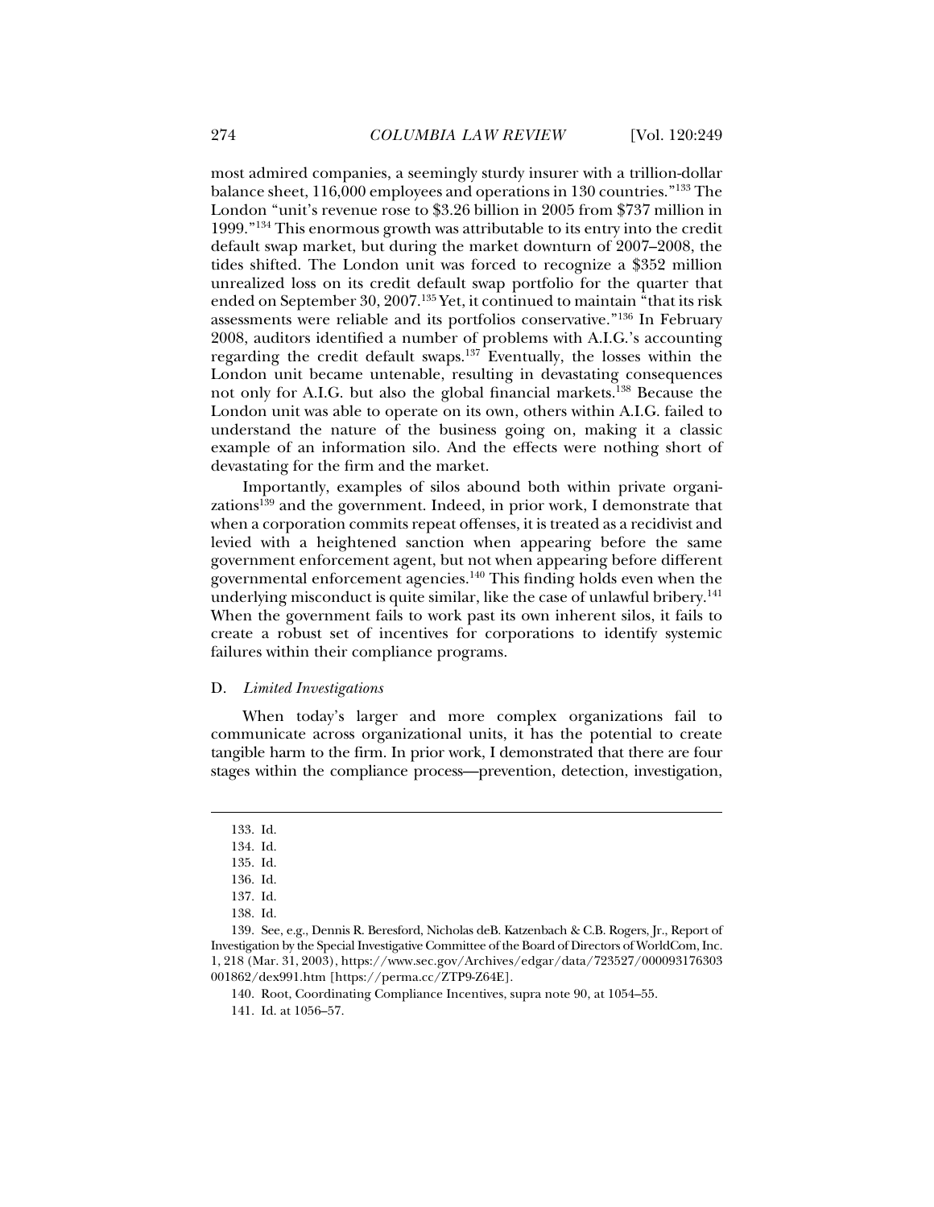most admired companies, a seemingly sturdy insurer with a trillion-dollar balance sheet, 116,000 employees and operations in 130 countries."[133] The London "unit's revenue rose to $3.26 billion in 2005 from $737 million in 1999."[134] This enormous growth was attributable to its entry into the credit default swap market, but during the market downturn of 2007–2008, the tides shifted. The London unit was forced to recognize a $352 million unrealized loss on its credit default swap portfolio for the quarter that ended on September 30, 2007.[135] Yet, it continued to maintain "that its risk assessments were reliable and its portfolios conservative."[136] In February 2008, auditors identified a number of problems with A.I.G.'s accounting regarding the credit default swaps.[137] Eventually, the losses within the London unit became untenable, resulting in devastating consequences not only for A.I.G. but also the global financial markets.[138] Because the London unit was able to operate on its own, others within A.I.G. failed to understand the nature of the business going on, making it a classic example of an information silo. And the effects were nothing short of devastating for the firm and the market.

Importantly, examples of silos abound both within private organizations[139] and the government. Indeed, in prior work, I demonstrate that when a corporation commits repeat offenses, it is treated as a recidivist and levied with a heightened sanction when appearing before the same government enforcement agent, but not when appearing before different governmental enforcement agencies.[140] This finding holds even when the underlying misconduct is quite similar, like the case of unlawful bribery.[141] When the government fails to work past its own inherent silos, it fails to create a robust set of incentives for corporations to identify systemic failures within their compliance programs.

### D. *Limited Investigations*

When today's larger and more complex organizations fail to communicate across organizational units, it has the potential to create tangible harm to the firm. In prior work, I demonstrated that there are four stages within the compliance process—prevention, detection, investigation,

---

133. Id.

134. Id.

135. Id.

136. Id.

137. Id.

138. Id.

139. See, e.g., Dennis R. Beresford, Nicholas deB. Katzenbach & C.B. Rogers, Jr., Report of Investigation by the Special Investigative Committee of the Board of Directors of WorldCom, Inc. 1, 218 (Mar. 31, 2003), https://www.sec.gov/Archives/edgar/data/723527/000093176303001862/dex991.htm [https://perma.cc/ZTP9-Z64E].

140. Root, Coordinating Compliance Incentives, supra note 90, at 1054–55.

141. Id. at 1056–57.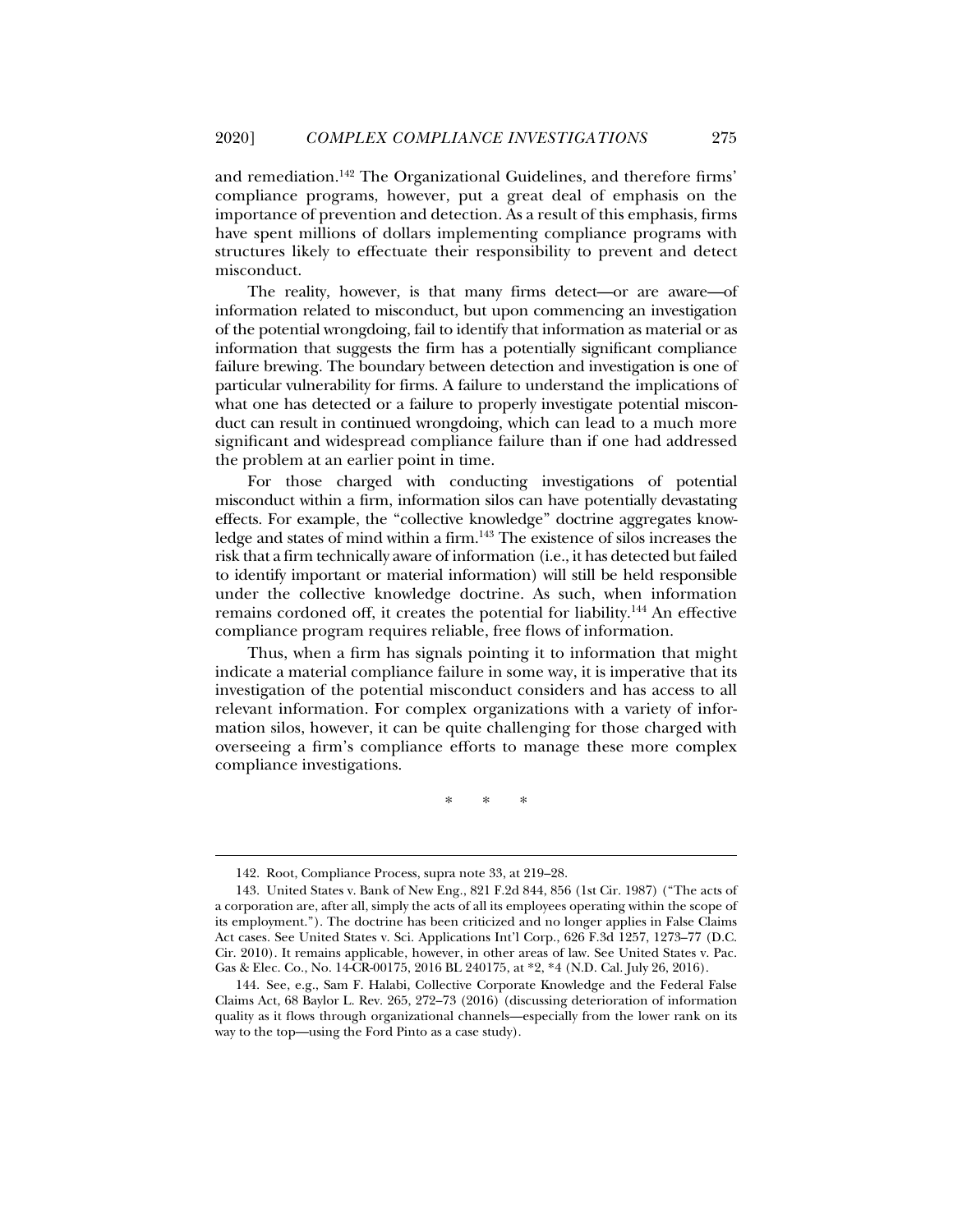and remediation.[142] The Organizational Guidelines, and therefore firms' compliance programs, however, put a great deal of emphasis on the importance of prevention and detection. As a result of this emphasis, firms have spent millions of dollars implementing compliance programs with structures likely to effectuate their responsibility to prevent and detect misconduct.

The reality, however, is that many firms detect—or are aware—of information related to misconduct, but upon commencing an investigation of the potential wrongdoing, fail to identify that information as material or as information that suggests the firm has a potentially significant compliance failure brewing. The boundary between detection and investigation is one of particular vulnerability for firms. A failure to understand the implications of what one has detected or a failure to properly investigate potential misconduct can result in continued wrongdoing, which can lead to a much more significant and widespread compliance failure than if one had addressed the problem at an earlier point in time.

For those charged with conducting investigations of potential misconduct within a firm, information silos can have potentially devastating effects. For example, the "collective knowledge" doctrine aggregates knowledge and states of mind within a firm.[143] The existence of silos increases the risk that a firm technically aware of information (i.e., it has detected but failed to identify important or material information) will still be held responsible under the collective knowledge doctrine. As such, when information remains cordoned off, it creates the potential for liability.[144] An effective compliance program requires reliable, free flows of information.

Thus, when a firm has signals pointing it to information that might indicate a material compliance failure in some way, it is imperative that its investigation of the potential misconduct considers and has access to all relevant information. For complex organizations with a variety of information silos, however, it can be quite challenging for those charged with overseeing a firm's compliance efforts to manage these more complex compliance investigations.

\* \* \*

---

142. Root, Compliance Process, supra note 33, at 219–28.

143. United States v. Bank of New Eng., 821 F.2d 844, 856 (1st Cir. 1987) ("The acts of a corporation are, after all, simply the acts of all its employees operating within the scope of its employment."). The doctrine has been criticized and no longer applies in False Claims Act cases. See United States v. Sci. Applications Int'l Corp., 626 F.3d 1257, 1273–77 (D.C. Cir. 2010). It remains applicable, however, in other areas of law. See United States v. Pac. Gas & Elec. Co., No. 14-CR-00175, 2016 BL 240175, at *2, *4 (N.D. Cal. July 26, 2016).

144. See, e.g., Sam F. Halabi, Collective Corporate Knowledge and the Federal False Claims Act, 68 Baylor L. Rev. 265, 272–73 (2016) (discussing deterioration of information quality as it flows through organizational channels—especially from the lower rank on its way to the top—using the Ford Pinto as a case study).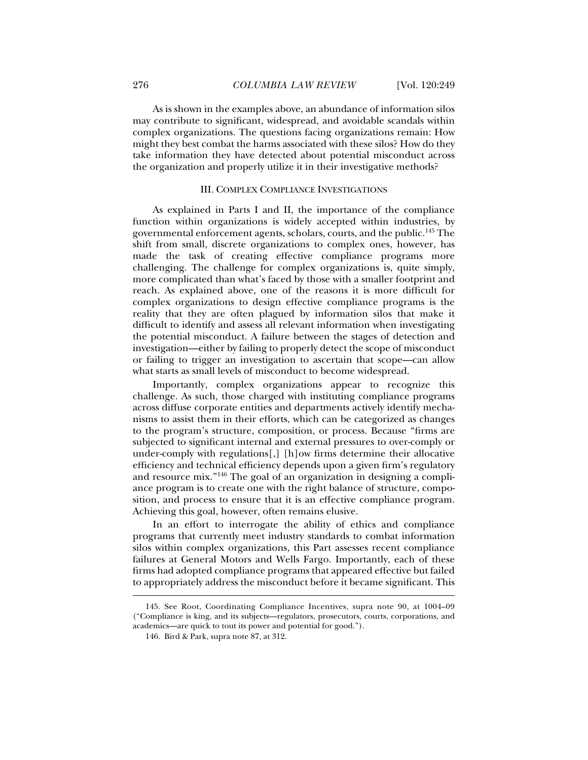As is shown in the examples above, an abundance of information silos may contribute to significant, widespread, and avoidable scandals within complex organizations. The questions facing organizations remain: How might they best combat the harms associated with these silos? How do they take information they have detected about potential misconduct across the organization and properly utilize it in their investigative methods?

## III. COMPLEX COMPLIANCE INVESTIGATIONS

As explained in Parts I and II, the importance of the compliance function within organizations is widely accepted within industries, by governmental enforcement agents, scholars, courts, and the public.[145] The shift from small, discrete organizations to complex ones, however, has made the task of creating effective compliance programs more challenging. The challenge for complex organizations is, quite simply, more complicated than what's faced by those with a smaller footprint and reach. As explained above, one of the reasons it is more difficult for complex organizations to design effective compliance programs is the reality that they are often plagued by information silos that make it difficult to identify and assess all relevant information when investigating the potential misconduct. A failure between the stages of detection and investigation—either by failing to properly detect the scope of misconduct or failing to trigger an investigation to ascertain that scope—can allow what starts as small levels of misconduct to become widespread.

Importantly, complex organizations appear to recognize this challenge. As such, those charged with instituting compliance programs across diffuse corporate entities and departments actively identify mechanisms to assist them in their efforts, which can be categorized as changes to the program's structure, composition, or process. Because "firms are subjected to significant internal and external pressures to over-comply or under-comply with regulations[,] [h]ow firms determine their allocative efficiency and technical efficiency depends upon a given firm's regulatory and resource mix."[146] The goal of an organization in designing a compliance program is to create one with the right balance of structure, composition, and process to ensure that it is an effective compliance program. Achieving this goal, however, often remains elusive.

In an effort to interrogate the ability of ethics and compliance programs that currently meet industry standards to combat information silos within complex organizations, this Part assesses recent compliance failures at General Motors and Wells Fargo. Importantly, each of these firms had adopted compliance programs that appeared effective but failed to appropriately address the misconduct before it became significant. This

---

145. See Root, Coordinating Compliance Incentives, supra note 90, at 1004–09 ("Compliance is king, and its subjects—regulators, prosecutors, courts, corporations, and academics—are quick to tout its power and potential for good.").

146. Bird & Park, supra note 87, at 312.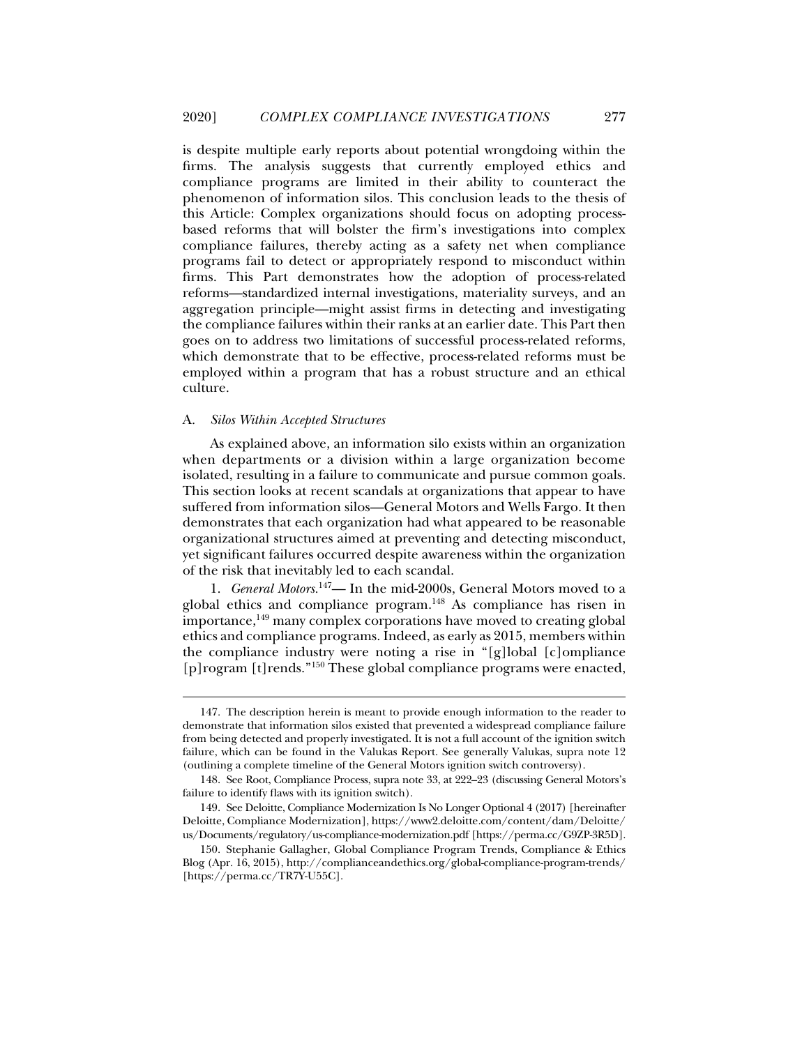is despite multiple early reports about potential wrongdoing within the firms. The analysis suggests that currently employed ethics and compliance programs are limited in their ability to counteract the phenomenon of information silos. This conclusion leads to the thesis of this Article: Complex organizations should focus on adopting process-based reforms that will bolster the firm's investigations into complex compliance failures, thereby acting as a safety net when compliance programs fail to detect or appropriately respond to misconduct within firms. This Part demonstrates how the adoption of process-related reforms—standardized internal investigations, materiality surveys, and an aggregation principle—might assist firms in detecting and investigating the compliance failures within their ranks at an earlier date. This Part then goes on to address two limitations of successful process-related reforms, which demonstrate that to be effective, process-related reforms must be employed within a program that has a robust structure and an ethical culture.

### A. *Silos Within Accepted Structures*

As explained above, an information silo exists within an organization when departments or a division within a large organization become isolated, resulting in a failure to communicate and pursue common goals. This section looks at recent scandals at organizations that appear to have suffered from information silos—General Motors and Wells Fargo. It then demonstrates that each organization had what appeared to be reasonable organizational structures aimed at preventing and detecting misconduct, yet significant failures occurred despite awareness within the organization of the risk that inevitably led to each scandal.

1. *General Motors.*[147]— In the mid-2000s, General Motors moved to a global ethics and compliance program.[148] As compliance has risen in importance,[149] many complex corporations have moved to creating global ethics and compliance programs. Indeed, as early as 2015, members within the compliance industry were noting a rise in "[g]lobal [c]ompliance [p]rogram [t]rends."[150] These global compliance programs were enacted,

---

147. The description herein is meant to provide enough information to the reader to demonstrate that information silos existed that prevented a widespread compliance failure from being detected and properly investigated. It is not a full account of the ignition switch failure, which can be found in the Valukas Report. See generally Valukas, supra note 12 (outlining a complete timeline of the General Motors ignition switch controversy).

148. See Root, Compliance Process, supra note 33, at 222–23 (discussing General Motors's failure to identify flaws with its ignition switch).

149. See Deloitte, Compliance Modernization Is No Longer Optional 4 (2017) [hereinafter Deloitte, Compliance Modernization], https://www2.deloitte.com/content/dam/Deloitte/us/Documents/regulatory/us-compliance-modernization.pdf [https://perma.cc/G9ZP-3R5D].

150. Stephanie Gallagher, Global Compliance Program Trends, Compliance & Ethics Blog (Apr. 16, 2015), http://complianceandethics.org/global-compliance-program-trends/ [https://perma.cc/TR7Y-U55C].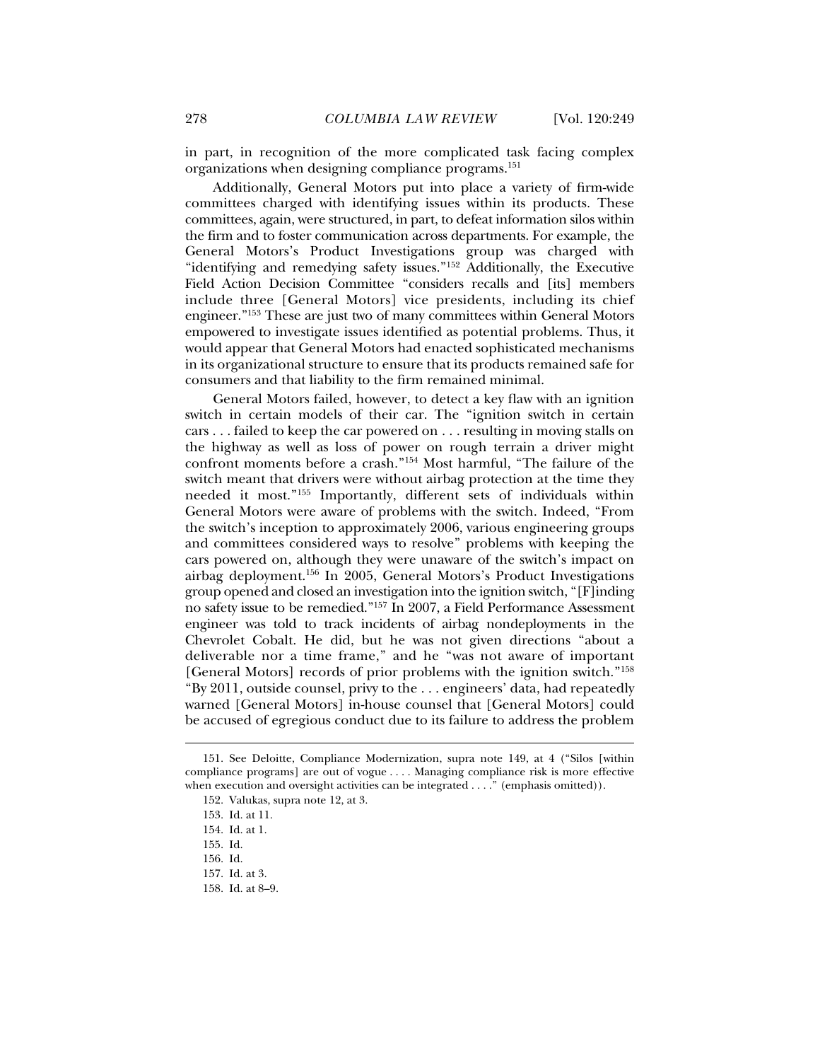in part, in recognition of the more complicated task facing complex organizations when designing compliance programs.[151]

Additionally, General Motors put into place a variety of firm-wide committees charged with identifying issues within its products. These committees, again, were structured, in part, to defeat information silos within the firm and to foster communication across departments. For example, the General Motors's Product Investigations group was charged with "identifying and remedying safety issues."[152] Additionally, the Executive Field Action Decision Committee "considers recalls and [its] members include three [General Motors] vice presidents, including its chief engineer."[153] These are just two of many committees within General Motors empowered to investigate issues identified as potential problems. Thus, it would appear that General Motors had enacted sophisticated mechanisms in its organizational structure to ensure that its products remained safe for consumers and that liability to the firm remained minimal.

General Motors failed, however, to detect a key flaw with an ignition switch in certain models of their car. The "ignition switch in certain cars . . . failed to keep the car powered on . . . resulting in moving stalls on the highway as well as loss of power on rough terrain a driver might confront moments before a crash."[154] Most harmful, "The failure of the switch meant that drivers were without airbag protection at the time they needed it most."[155] Importantly, different sets of individuals within General Motors were aware of problems with the switch. Indeed, "From the switch's inception to approximately 2006, various engineering groups and committees considered ways to resolve" problems with keeping the cars powered on, although they were unaware of the switch's impact on airbag deployment.[156] In 2005, General Motors's Product Investigations group opened and closed an investigation into the ignition switch, "[F]inding no safety issue to be remedied."[157] In 2007, a Field Performance Assessment engineer was told to track incidents of airbag nondeployments in the Chevrolet Cobalt. He did, but he was not given directions "about a deliverable nor a time frame," and he "was not aware of important [General Motors] records of prior problems with the ignition switch."[158] "By 2011, outside counsel, privy to the . . . engineers' data, had repeatedly warned [General Motors] in-house counsel that [General Motors] could be accused of egregious conduct due to its failure to address the problem

---

151. See Deloitte, Compliance Modernization, supra note 149, at 4 ("Silos [within compliance programs] are out of vogue . . . . Managing compliance risk is more effective when execution and oversight activities can be integrated . . . ." (emphasis omitted)).

152. Valukas, supra note 12, at 3.

153. Id. at 11.

154. Id. at 1.

155. Id.

156. Id.

157. Id. at 3.

158. Id. at 8–9.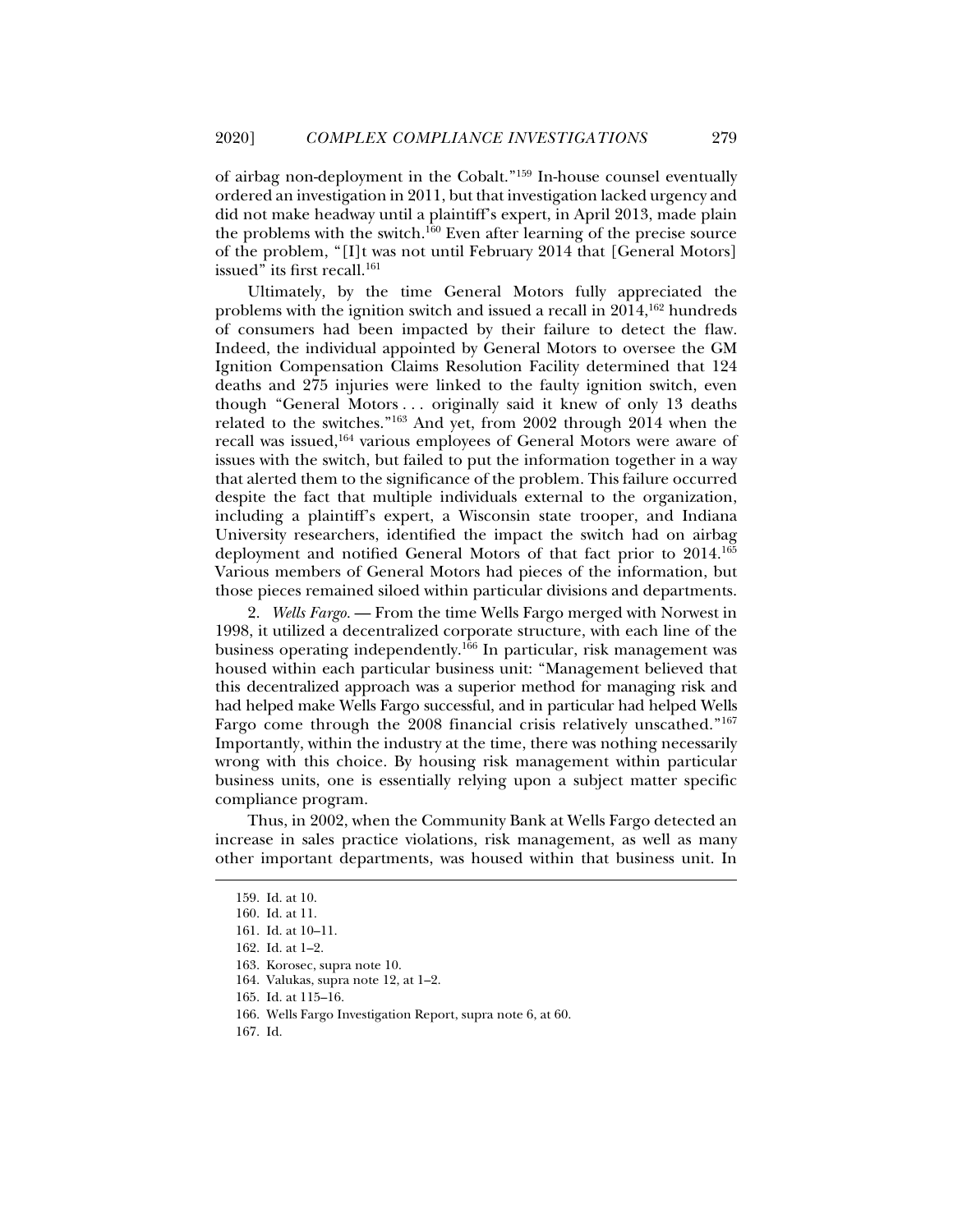of airbag non-deployment in the Cobalt."[159] In-house counsel eventually ordered an investigation in 2011, but that investigation lacked urgency and did not make headway until a plaintiff's expert, in April 2013, made plain the problems with the switch.[160] Even after learning of the precise source of the problem, "[I]t was not until February 2014 that [General Motors] issued" its first recall.[161]

Ultimately, by the time General Motors fully appreciated the problems with the ignition switch and issued a recall in 2014,[162] hundreds of consumers had been impacted by their failure to detect the flaw. Indeed, the individual appointed by General Motors to oversee the GM Ignition Compensation Claims Resolution Facility determined that 124 deaths and 275 injuries were linked to the faulty ignition switch, even though "General Motors . . . originally said it knew of only 13 deaths related to the switches."[163] And yet, from 2002 through 2014 when the recall was issued,[164] various employees of General Motors were aware of issues with the switch, but failed to put the information together in a way that alerted them to the significance of the problem. This failure occurred despite the fact that multiple individuals external to the organization, including a plaintiff's expert, a Wisconsin state trooper, and Indiana University researchers, identified the impact the switch had on airbag deployment and notified General Motors of that fact prior to 2014.[165] Various members of General Motors had pieces of the information, but those pieces remained siloed within particular divisions and departments.

2. *Wells Fargo*. — From the time Wells Fargo merged with Norwest in 1998, it utilized a decentralized corporate structure, with each line of the business operating independently.[166] In particular, risk management was housed within each particular business unit: "Management believed that this decentralized approach was a superior method for managing risk and had helped make Wells Fargo successful, and in particular had helped Wells Fargo come through the 2008 financial crisis relatively unscathed."[167] Importantly, within the industry at the time, there was nothing necessarily wrong with this choice. By housing risk management within particular business units, one is essentially relying upon a subject matter specific compliance program.

Thus, in 2002, when the Community Bank at Wells Fargo detected an increase in sales practice violations, risk management, as well as many other important departments, was housed within that business unit. In

159. Id. at 10.

160. Id. at 11.

161. Id. at 10–11.

162. Id. at 1–2.

163. Korosec, supra note 10.

164. Valukas, supra note 12, at 1–2.

165. Id. at 115–16.

166. Wells Fargo Investigation Report, supra note 6, at 60.

167. Id.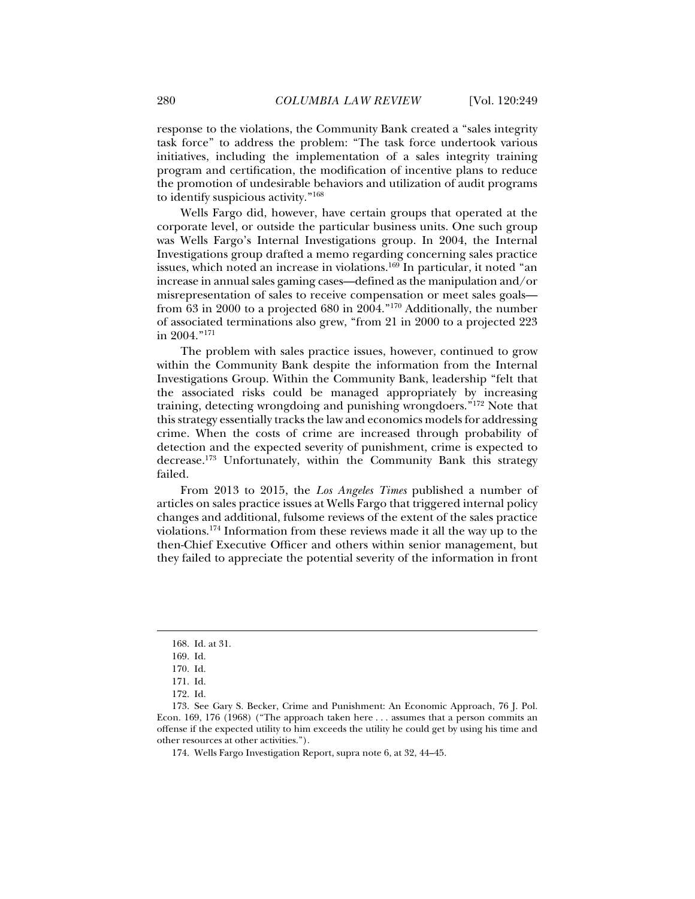response to the violations, the Community Bank created a "sales integrity task force" to address the problem: "The task force undertook various initiatives, including the implementation of a sales integrity training program and certification, the modification of incentive plans to reduce the promotion of undesirable behaviors and utilization of audit programs to identify suspicious activity."[168]

Wells Fargo did, however, have certain groups that operated at the corporate level, or outside the particular business units. One such group was Wells Fargo's Internal Investigations group. In 2004, the Internal Investigations group drafted a memo regarding concerning sales practice issues, which noted an increase in violations.[169] In particular, it noted "an increase in annual sales gaming cases—defined as the manipulation and/or misrepresentation of sales to receive compensation or meet sales goals—from 63 in 2000 to a projected 680 in 2004."[170] Additionally, the number of associated terminations also grew, "from 21 in 2000 to a projected 223 in 2004."[171]

The problem with sales practice issues, however, continued to grow within the Community Bank despite the information from the Internal Investigations Group. Within the Community Bank, leadership "felt that the associated risks could be managed appropriately by increasing training, detecting wrongdoing and punishing wrongdoers."[172] Note that this strategy essentially tracks the law and economics models for addressing crime. When the costs of crime are increased through probability of detection and the expected severity of punishment, crime is expected to decrease.[173] Unfortunately, within the Community Bank this strategy failed.

From 2013 to 2015, the *Los Angeles Times* published a number of articles on sales practice issues at Wells Fargo that triggered internal policy changes and additional, fulsome reviews of the extent of the sales practice violations.[174] Information from these reviews made it all the way up to the then-Chief Executive Officer and others within senior management, but they failed to appreciate the potential severity of the information in front

---

168. Id. at 31.

169. Id.

170. Id.

171. Id.

172. Id.

173. See Gary S. Becker, Crime and Punishment: An Economic Approach, 76 J. Pol. Econ. 169, 176 (1968) ("The approach taken here . . . assumes that a person commits an offense if the expected utility to him exceeds the utility he could get by using his time and other resources at other activities.").

174. Wells Fargo Investigation Report, supra note 6, at 32, 44–45.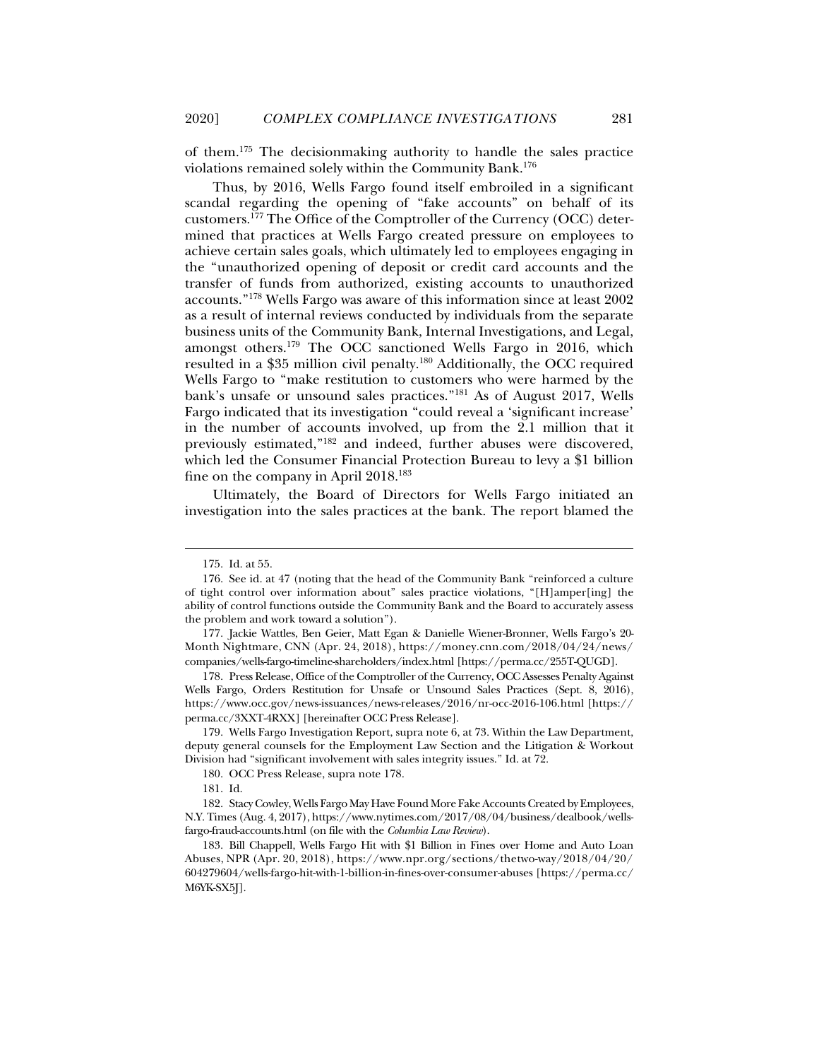of them.[175] The decisionmaking authority to handle the sales practice violations remained solely within the Community Bank.[176]

Thus, by 2016, Wells Fargo found itself embroiled in a significant scandal regarding the opening of "fake accounts" on behalf of its customers.[177] The Office of the Comptroller of the Currency (OCC) determined that practices at Wells Fargo created pressure on employees to achieve certain sales goals, which ultimately led to employees engaging in the "unauthorized opening of deposit or credit card accounts and the transfer of funds from authorized, existing accounts to unauthorized accounts."[178] Wells Fargo was aware of this information since at least 2002 as a result of internal reviews conducted by individuals from the separate business units of the Community Bank, Internal Investigations, and Legal, amongst others.[179] The OCC sanctioned Wells Fargo in 2016, which resulted in a $35 million civil penalty.[180] Additionally, the OCC required Wells Fargo to "make restitution to customers who were harmed by the bank's unsafe or unsound sales practices."[181] As of August 2017, Wells Fargo indicated that its investigation "could reveal a 'significant increase' in the number of accounts involved, up from the 2.1 million that it previously estimated,"[182] and indeed, further abuses were discovered, which led the Consumer Financial Protection Bureau to levy a $1 billion fine on the company in April 2018.[183]

Ultimately, the Board of Directors for Wells Fargo initiated an investigation into the sales practices at the bank. The report blamed the

---

175. Id. at 55.

176. See id. at 47 (noting that the head of the Community Bank "reinforced a culture of tight control over information about" sales practice violations, "[H]amper[ing] the ability of control functions outside the Community Bank and the Board to accurately assess the problem and work toward a solution").

177. Jackie Wattles, Ben Geier, Matt Egan & Danielle Wiener-Bronner, Wells Fargo's 20-Month Nightmare, CNN (Apr. 24, 2018), https://money.cnn.com/2018/04/24/news/companies/wells-fargo-timeline-shareholders/index.html [https://perma.cc/255T-QUGD].

178. Press Release, Office of the Comptroller of the Currency, OCC Assesses Penalty Against Wells Fargo, Orders Restitution for Unsafe or Unsound Sales Practices (Sept. 8, 2016), https://www.occ.gov/news-issuances/news-releases/2016/nr-occ-2016-106.html [https://perma.cc/3XXT-4RXX] [hereinafter OCC Press Release].

179. Wells Fargo Investigation Report, supra note 6, at 73. Within the Law Department, deputy general counsels for the Employment Law Section and the Litigation & Workout Division had "significant involvement with sales integrity issues." Id. at 72.

180. OCC Press Release, supra note 178.

181. Id.

182. Stacy Cowley, Wells Fargo May Have Found More Fake Accounts Created by Employees, N.Y. Times (Aug. 4, 2017), https://www.nytimes.com/2017/08/04/business/dealbook/wells-fargo-fraud-accounts.html (on file with the *Columbia Law Review*).

183. Bill Chappell, Wells Fargo Hit with $1 Billion in Fines over Home and Auto Loan Abuses, NPR (Apr. 20, 2018), https://www.npr.org/sections/thetwo-way/2018/04/20/604279604/wells-fargo-hit-with-1-billion-in-fines-over-consumer-abuses [https://perma.cc/M6YK-SX5J].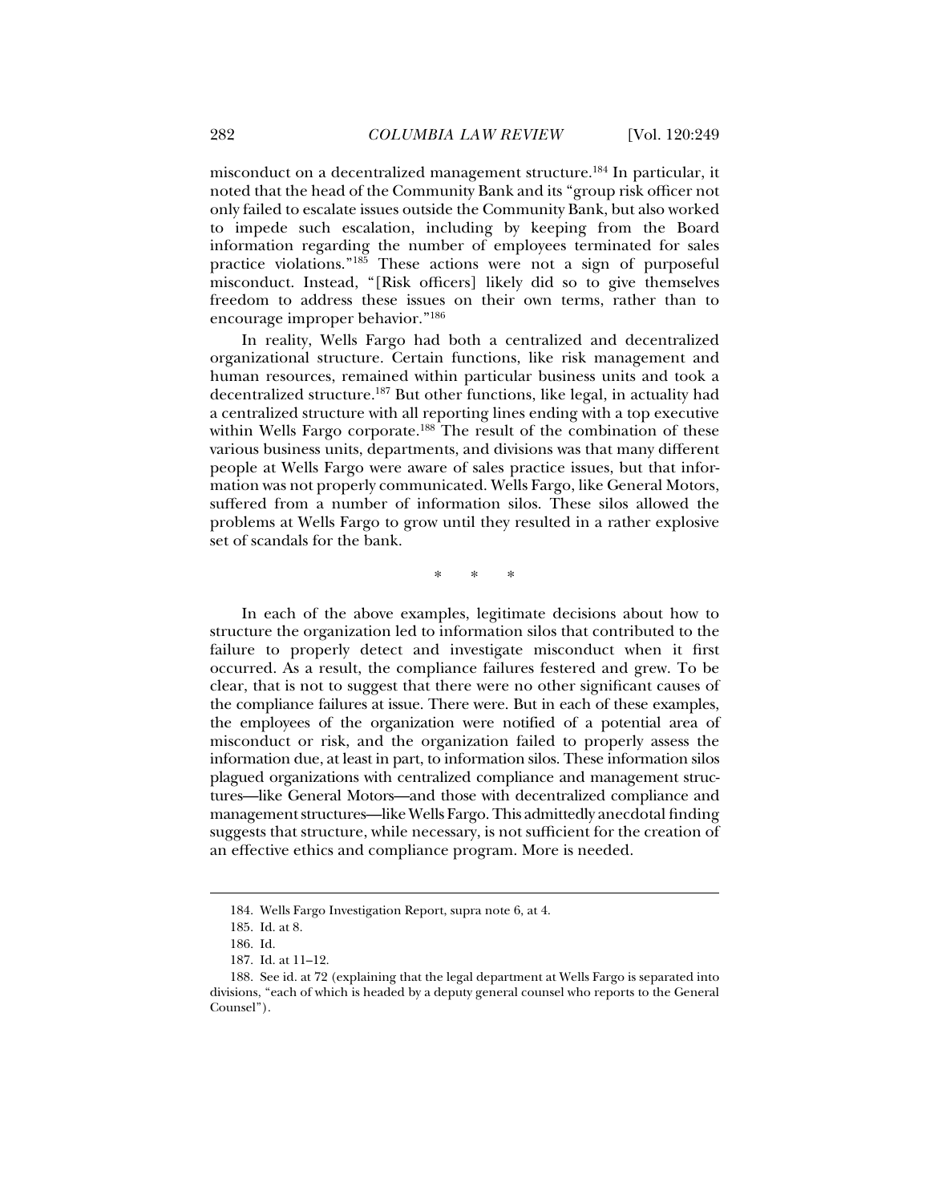misconduct on a decentralized management structure.[184] In particular, it noted that the head of the Community Bank and its "group risk officer not only failed to escalate issues outside the Community Bank, but also worked to impede such escalation, including by keeping from the Board information regarding the number of employees terminated for sales practice violations."[185] These actions were not a sign of purposeful misconduct. Instead, "[Risk officers] likely did so to give themselves freedom to address these issues on their own terms, rather than to encourage improper behavior."[186]

In reality, Wells Fargo had both a centralized and decentralized organizational structure. Certain functions, like risk management and human resources, remained within particular business units and took a decentralized structure.[187] But other functions, like legal, in actuality had a centralized structure with all reporting lines ending with a top executive within Wells Fargo corporate.[188] The result of the combination of these various business units, departments, and divisions was that many different people at Wells Fargo were aware of sales practice issues, but that information was not properly communicated. Wells Fargo, like General Motors, suffered from a number of information silos. These silos allowed the problems at Wells Fargo to grow until they resulted in a rather explosive set of scandals for the bank.

\* \* \*

In each of the above examples, legitimate decisions about how to structure the organization led to information silos that contributed to the failure to properly detect and investigate misconduct when it first occurred. As a result, the compliance failures festered and grew. To be clear, that is not to suggest that there were no other significant causes of the compliance failures at issue. There were. But in each of these examples, the employees of the organization were notified of a potential area of misconduct or risk, and the organization failed to properly assess the information due, at least in part, to information silos. These information silos plagued organizations with centralized compliance and management structures—like General Motors—and those with decentralized compliance and management structures—like Wells Fargo. This admittedly anecdotal finding suggests that structure, while necessary, is not sufficient for the creation of an effective ethics and compliance program. More is needed.

---

184. Wells Fargo Investigation Report, supra note 6, at 4.

185. Id. at 8.

186. Id.

187. Id. at 11–12.

188. See id. at 72 (explaining that the legal department at Wells Fargo is separated into divisions, "each of which is headed by a deputy general counsel who reports to the General Counsel").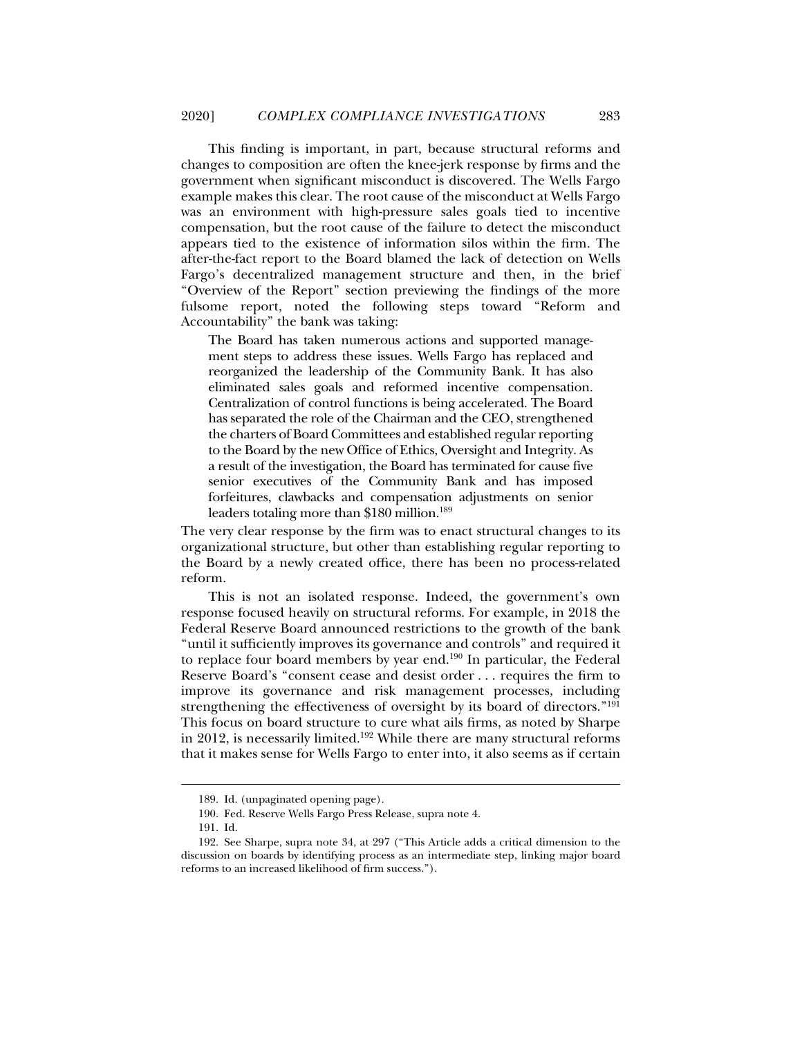This finding is important, in part, because structural reforms and changes to composition are often the knee-jerk response by firms and the government when significant misconduct is discovered. The Wells Fargo example makes this clear. The root cause of the misconduct at Wells Fargo was an environment with high-pressure sales goals tied to incentive compensation, but the root cause of the failure to detect the misconduct appears tied to the existence of information silos within the firm. The after-the-fact report to the Board blamed the lack of detection on Wells Fargo's decentralized management structure and then, in the brief "Overview of the Report" section previewing the findings of the more fulsome report, noted the following steps toward "Reform and Accountability" the bank was taking:

> The Board has taken numerous actions and supported management steps to address these issues. Wells Fargo has replaced and reorganized the leadership of the Community Bank. It has also eliminated sales goals and reformed incentive compensation. Centralization of control functions is being accelerated. The Board has separated the role of the Chairman and the CEO, strengthened the charters of Board Committees and established regular reporting to the Board by the new Office of Ethics, Oversight and Integrity. As a result of the investigation, the Board has terminated for cause five senior executives of the Community Bank and has imposed forfeitures, clawbacks and compensation adjustments on senior leaders totaling more than $180 million.[189]

The very clear response by the firm was to enact structural changes to its organizational structure, but other than establishing regular reporting to the Board by a newly created office, there has been no process-related reform.

This is not an isolated response. Indeed, the government's own response focused heavily on structural reforms. For example, in 2018 the Federal Reserve Board announced restrictions to the growth of the bank "until it sufficiently improves its governance and controls" and required it to replace four board members by year end.[190] In particular, the Federal Reserve Board's "consent cease and desist order . . . requires the firm to improve its governance and risk management processes, including strengthening the effectiveness of oversight by its board of directors."[191] This focus on board structure to cure what ails firms, as noted by Sharpe in 2012, is necessarily limited.[192] While there are many structural reforms that it makes sense for Wells Fargo to enter into, it also seems as if certain

---

189. Id. (unpaginated opening page).

190. Fed. Reserve Wells Fargo Press Release, supra note 4.

191. Id.

192. See Sharpe, supra note 34, at 297 ("This Article adds a critical dimension to the discussion on boards by identifying process as an intermediate step, linking major board reforms to an increased likelihood of firm success.").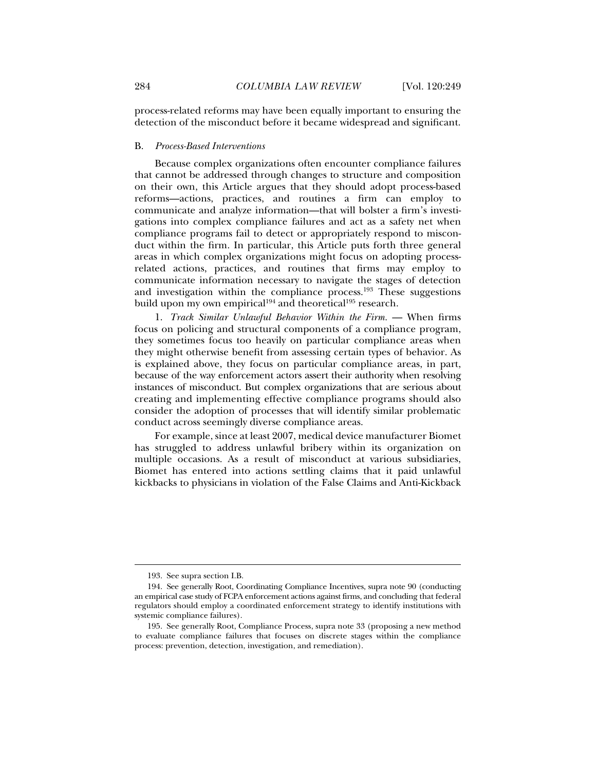process-related reforms may have been equally important to ensuring the detection of the misconduct before it became widespread and significant.

### B. *Process-Based Interventions*

Because complex organizations often encounter compliance failures that cannot be addressed through changes to structure and composition on their own, this Article argues that they should adopt process-based reforms—actions, practices, and routines a firm can employ to communicate and analyze information—that will bolster a firm's investigations into complex compliance failures and act as a safety net when compliance programs fail to detect or appropriately respond to misconduct within the firm. In particular, this Article puts forth three general areas in which complex organizations might focus on adopting process-related actions, practices, and routines that firms may employ to communicate information necessary to navigate the stages of detection and investigation within the compliance process.[193] These suggestions build upon my own empirical[194] and theoretical[195] research.

1. *Track Similar Unlawful Behavior Within the Firm.* — When firms focus on policing and structural components of a compliance program, they sometimes focus too heavily on particular compliance areas when they might otherwise benefit from assessing certain types of behavior. As is explained above, they focus on particular compliance areas, in part, because of the way enforcement actors assert their authority when resolving instances of misconduct. But complex organizations that are serious about creating and implementing effective compliance programs should also consider the adoption of processes that will identify similar problematic conduct across seemingly diverse compliance areas.

For example, since at least 2007, medical device manufacturer Biomet has struggled to address unlawful bribery within its organization on multiple occasions. As a result of misconduct at various subsidiaries, Biomet has entered into actions settling claims that it paid unlawful kickbacks to physicians in violation of the False Claims and Anti-Kickback

---

193. See supra section I.B.

194. See generally Root, Coordinating Compliance Incentives, supra note 90 (conducting an empirical case study of FCPA enforcement actions against firms, and concluding that federal regulators should employ a coordinated enforcement strategy to identify institutions with systemic compliance failures).

195. See generally Root, Compliance Process, supra note 33 (proposing a new method to evaluate compliance failures that focuses on discrete stages within the compliance process: prevention, detection, investigation, and remediation).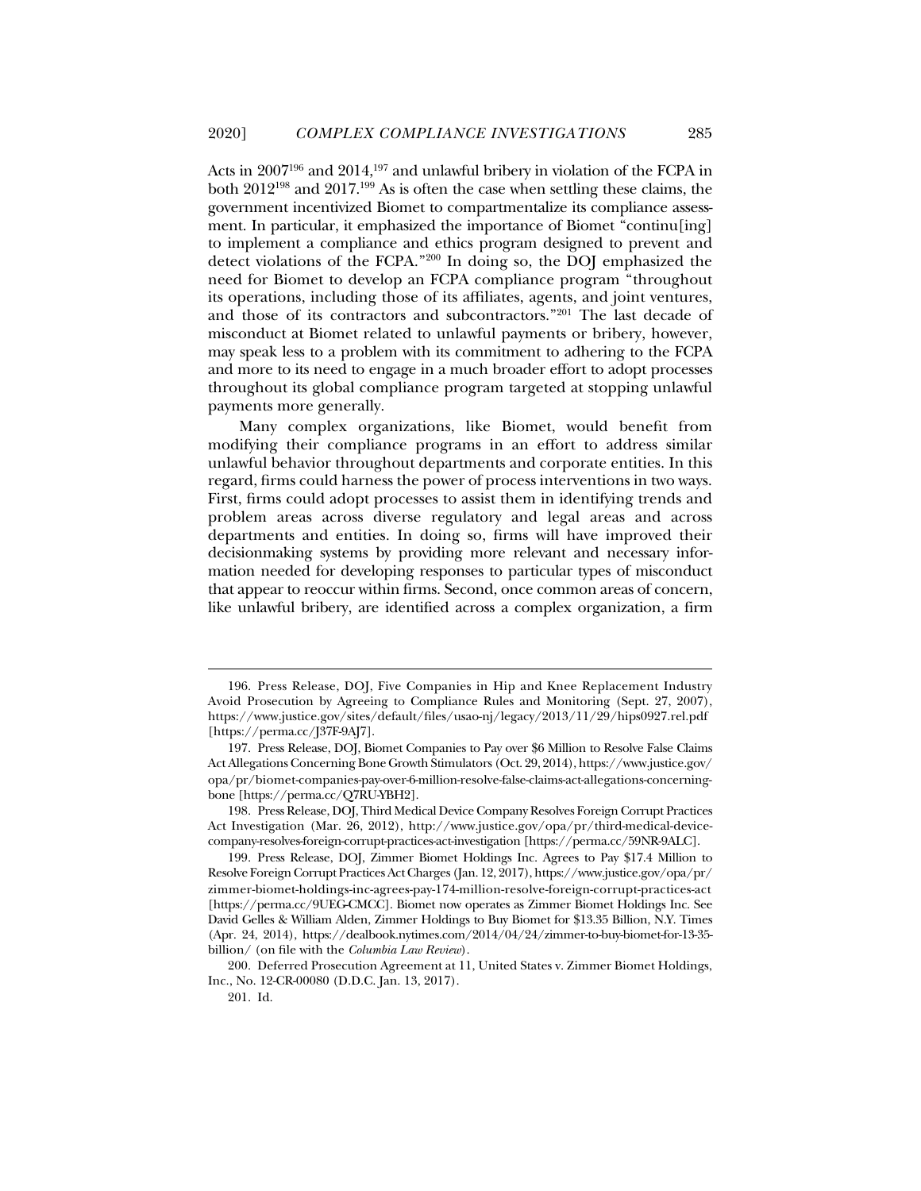Acts in 2007[196] and 2014,[197] and unlawful bribery in violation of the FCPA in both 2012[198] and 2017.[199] As is often the case when settling these claims, the government incentivized Biomet to compartmentalize its compliance assessment. In particular, it emphasized the importance of Biomet "continu[ing] to implement a compliance and ethics program designed to prevent and detect violations of the FCPA."[200] In doing so, the DOJ emphasized the need for Biomet to develop an FCPA compliance program "throughout its operations, including those of its affiliates, agents, and joint ventures, and those of its contractors and subcontractors."[201] The last decade of misconduct at Biomet related to unlawful payments or bribery, however, may speak less to a problem with its commitment to adhering to the FCPA and more to its need to engage in a much broader effort to adopt processes throughout its global compliance program targeted at stopping unlawful payments more generally.

Many complex organizations, like Biomet, would benefit from modifying their compliance programs in an effort to address similar unlawful behavior throughout departments and corporate entities. In this regard, firms could harness the power of process interventions in two ways. First, firms could adopt processes to assist them in identifying trends and problem areas across diverse regulatory and legal areas and across departments and entities. In doing so, firms will have improved their decisionmaking systems by providing more relevant and necessary information needed for developing responses to particular types of misconduct that appear to reoccur within firms. Second, once common areas of concern, like unlawful bribery, are identified across a complex organization, a firm

---

196. Press Release, DOJ, Five Companies in Hip and Knee Replacement Industry Avoid Prosecution by Agreeing to Compliance Rules and Monitoring (Sept. 27, 2007), https://www.justice.gov/sites/default/files/usao-nj/legacy/2013/11/29/hips0927.rel.pdf [https://perma.cc/J37F-9AJ7].

197. Press Release, DOJ, Biomet Companies to Pay over $6 Million to Resolve False Claims Act Allegations Concerning Bone Growth Stimulators (Oct. 29, 2014), https://www.justice.gov/opa/pr/biomet-companies-pay-over-6-million-resolve-false-claims-act-allegations-concerning-bone [https://perma.cc/Q7RU-YBH2].

198. Press Release, DOJ, Third Medical Device Company Resolves Foreign Corrupt Practices Act Investigation (Mar. 26, 2012), http://www.justice.gov/opa/pr/third-medical-device-company-resolves-foreign-corrupt-practices-act-investigation [https://perma.cc/59NR-9ALC].

199. Press Release, DOJ, Zimmer Biomet Holdings Inc. Agrees to Pay $17.4 Million to Resolve Foreign Corrupt Practices Act Charges (Jan. 12, 2017), https://www.justice.gov/opa/pr/zimmer-biomet-holdings-inc-agrees-pay-174-million-resolve-foreign-corrupt-practices-act [https://perma.cc/9UEG-CMCC]. Biomet now operates as Zimmer Biomet Holdings Inc. See David Gelles & William Alden, Zimmer Holdings to Buy Biomet for $13.35 Billion, N.Y. Times (Apr. 24, 2014), https://dealbook.nytimes.com/2014/04/24/zimmer-to-buy-biomet-for-13-35-billion/ (on file with the *Columbia Law Review*).

200. Deferred Prosecution Agreement at 11, United States v. Zimmer Biomet Holdings, Inc., No. 12-CR-00080 (D.D.C. Jan. 13, 2017).

201. Id.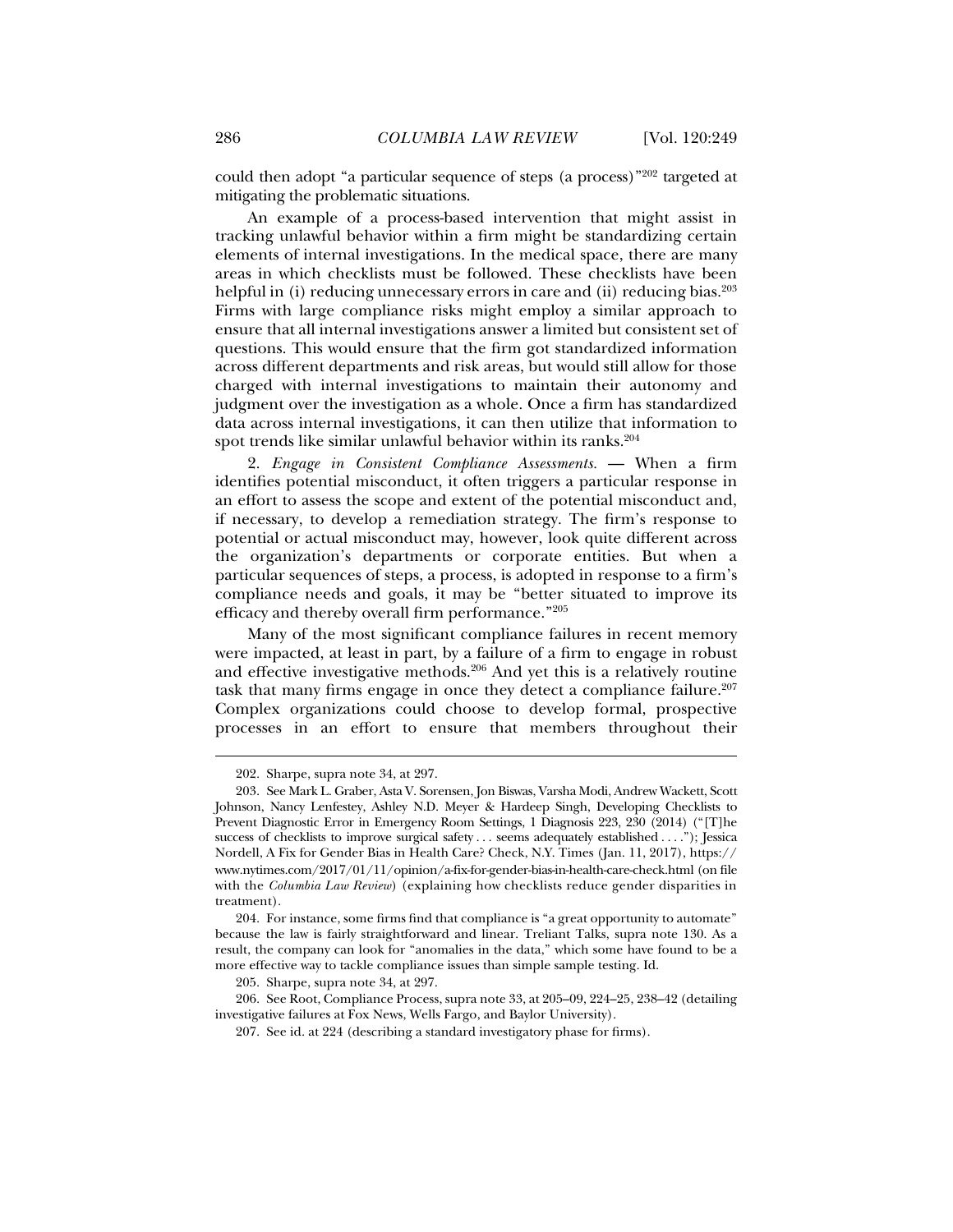could then adopt "a particular sequence of steps (a process)"[202] targeted at mitigating the problematic situations.

An example of a process-based intervention that might assist in tracking unlawful behavior within a firm might be standardizing certain elements of internal investigations. In the medical space, there are many areas in which checklists must be followed. These checklists have been helpful in (i) reducing unnecessary errors in care and (ii) reducing bias.[203] Firms with large compliance risks might employ a similar approach to ensure that all internal investigations answer a limited but consistent set of questions. This would ensure that the firm got standardized information across different departments and risk areas, but would still allow for those charged with internal investigations to maintain their autonomy and judgment over the investigation as a whole. Once a firm has standardized data across internal investigations, it can then utilize that information to spot trends like similar unlawful behavior within its ranks.[204]

2. *Engage in Consistent Compliance Assessments.* — When a firm identifies potential misconduct, it often triggers a particular response in an effort to assess the scope and extent of the potential misconduct and, if necessary, to develop a remediation strategy. The firm's response to potential or actual misconduct may, however, look quite different across the organization's departments or corporate entities. But when a particular sequences of steps, a process, is adopted in response to a firm's compliance needs and goals, it may be "better situated to improve its efficacy and thereby overall firm performance."[205]

Many of the most significant compliance failures in recent memory were impacted, at least in part, by a failure of a firm to engage in robust and effective investigative methods.[206] And yet this is a relatively routine task that many firms engage in once they detect a compliance failure.[207] Complex organizations could choose to develop formal, prospective processes in an effort to ensure that members throughout their

---

202. Sharpe, supra note 34, at 297.

203. See Mark L. Graber, Asta V. Sorensen, Jon Biswas, Varsha Modi, Andrew Wackett, Scott Johnson, Nancy Lenfestey, Ashley N.D. Meyer & Hardeep Singh, Developing Checklists to Prevent Diagnostic Error in Emergency Room Settings, 1 Diagnosis 223, 230 (2014) ("[T]he success of checklists to improve surgical safety . . . seems adequately established . . . ."); Jessica Nordell, A Fix for Gender Bias in Health Care? Check, N.Y. Times (Jan. 11, 2017), https://www.nytimes.com/2017/01/11/opinion/a-fix-for-gender-bias-in-health-care-check.html (on file with the *Columbia Law Review*) (explaining how checklists reduce gender disparities in treatment).

204. For instance, some firms find that compliance is "a great opportunity to automate" because the law is fairly straightforward and linear. Treliant Talks, supra note 130. As a result, the company can look for "anomalies in the data," which some have found to be a more effective way to tackle compliance issues than simple sample testing. Id.

205. Sharpe, supra note 34, at 297.

206. See Root, Compliance Process, supra note 33, at 205–09, 224–25, 238–42 (detailing investigative failures at Fox News, Wells Fargo, and Baylor University).

207. See id. at 224 (describing a standard investigatory phase for firms).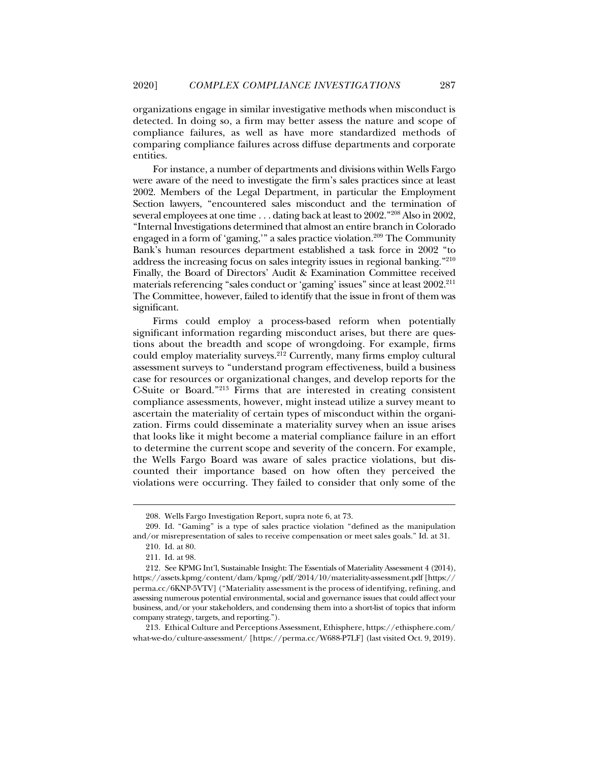organizations engage in similar investigative methods when misconduct is detected. In doing so, a firm may better assess the nature and scope of compliance failures, as well as have more standardized methods of comparing compliance failures across diffuse departments and corporate entities.

For instance, a number of departments and divisions within Wells Fargo were aware of the need to investigate the firm's sales practices since at least 2002. Members of the Legal Department, in particular the Employment Section lawyers, "encountered sales misconduct and the termination of several employees at one time . . . dating back at least to 2002."[208] Also in 2002, "Internal Investigations determined that almost an entire branch in Colorado engaged in a form of 'gaming,'" a sales practice violation.[209] The Community Bank's human resources department established a task force in 2002 "to address the increasing focus on sales integrity issues in regional banking."[210] Finally, the Board of Directors' Audit & Examination Committee received materials referencing "sales conduct or 'gaming' issues" since at least 2002.[211] The Committee, however, failed to identify that the issue in front of them was significant.

Firms could employ a process-based reform when potentially significant information regarding misconduct arises, but there are questions about the breadth and scope of wrongdoing. For example, firms could employ materiality surveys.[212] Currently, many firms employ cultural assessment surveys to "understand program effectiveness, build a business case for resources or organizational changes, and develop reports for the C-Suite or Board."[213] Firms that are interested in creating consistent compliance assessments, however, might instead utilize a survey meant to ascertain the materiality of certain types of misconduct within the organization. Firms could disseminate a materiality survey when an issue arises that looks like it might become a material compliance failure in an effort to determine the current scope and severity of the concern. For example, the Wells Fargo Board was aware of sales practice violations, but discounted their importance based on how often they perceived the violations were occurring. They failed to consider that only some of the

---

208. Wells Fargo Investigation Report, supra note 6, at 73.

209. Id. "Gaming" is a type of sales practice violation "defined as the manipulation and/or misrepresentation of sales to receive compensation or meet sales goals." Id. at 31.

210. Id. at 80.

211. Id. at 98.

212. See KPMG Int'l, Sustainable Insight: The Essentials of Materiality Assessment 4 (2014), https://assets.kpmg/content/dam/kpmg/pdf/2014/10/materiality-assessment.pdf [https://perma.cc/6KNP-5VTV] ("Materiality assessment is the process of identifying, refining, and assessing numerous potential environmental, social and governance issues that could affect your business, and/or your stakeholders, and condensing them into a short-list of topics that inform company strategy, targets, and reporting.").

213. Ethical Culture and Perceptions Assessment, Ethisphere, https://ethisphere.com/what-we-do/culture-assessment/ [https://perma.cc/W688-P7LF] (last visited Oct. 9, 2019).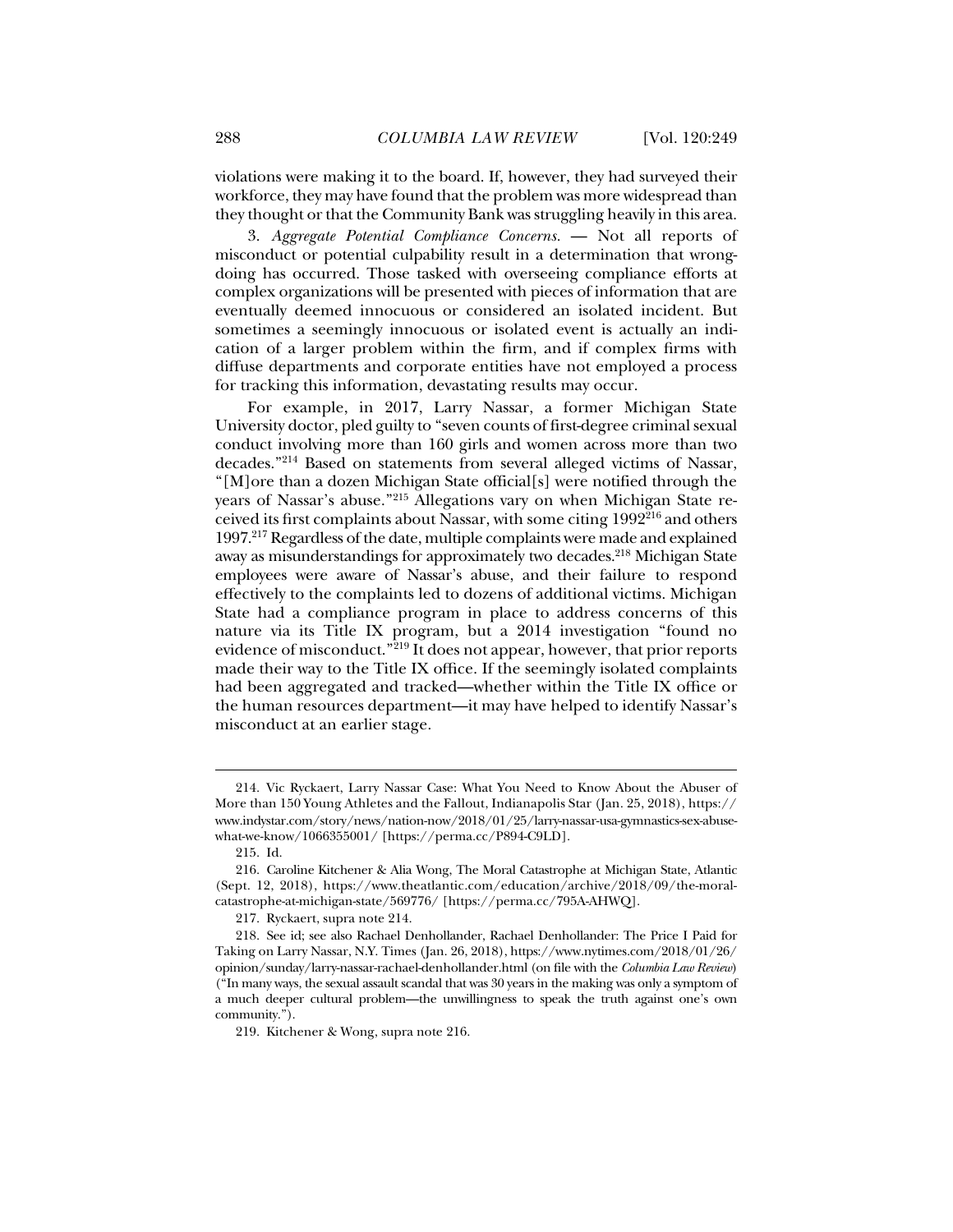violations were making it to the board. If, however, they had surveyed their workforce, they may have found that the problem was more widespread than they thought or that the Community Bank was struggling heavily in this area.

3. *Aggregate Potential Compliance Concerns.* — Not all reports of misconduct or potential culpability result in a determination that wrongdoing has occurred. Those tasked with overseeing compliance efforts at complex organizations will be presented with pieces of information that are eventually deemed innocuous or considered an isolated incident. But sometimes a seemingly innocuous or isolated event is actually an indication of a larger problem within the firm, and if complex firms with diffuse departments and corporate entities have not employed a process for tracking this information, devastating results may occur.

For example, in 2017, Larry Nassar, a former Michigan State University doctor, pled guilty to "seven counts of first-degree criminal sexual conduct involving more than 160 girls and women across more than two decades."[214] Based on statements from several alleged victims of Nassar, "[M]ore than a dozen Michigan State official[s] were notified through the years of Nassar's abuse."[215] Allegations vary on when Michigan State received its first complaints about Nassar, with some citing 1992[216] and others 1997.[217] Regardless of the date, multiple complaints were made and explained away as misunderstandings for approximately two decades.[218] Michigan State employees were aware of Nassar's abuse, and their failure to respond effectively to the complaints led to dozens of additional victims. Michigan State had a compliance program in place to address concerns of this nature via its Title IX program, but a 2014 investigation "found no evidence of misconduct."[219] It does not appear, however, that prior reports made their way to the Title IX office. If the seemingly isolated complaints had been aggregated and tracked—whether within the Title IX office or the human resources department—it may have helped to identify Nassar's misconduct at an earlier stage.

---

214. Vic Ryckaert, Larry Nassar Case: What You Need to Know About the Abuser of More than 150 Young Athletes and the Fallout, Indianapolis Star (Jan. 25, 2018), https://www.indystar.com/story/news/nation-now/2018/01/25/larry-nassar-usa-gymnastics-sex-abuse-what-we-know/1066355001/ [https://perma.cc/P894-C9LD].

215. Id.

216. Caroline Kitchener & Alia Wong, The Moral Catastrophe at Michigan State, Atlantic (Sept. 12, 2018), https://www.theatlantic.com/education/archive/2018/09/the-moral-catastrophe-at-michigan-state/569776/ [https://perma.cc/795A-AHWQ].

217. Ryckaert, supra note 214.

218. See id; see also Rachael Denhollander, Rachael Denhollander: The Price I Paid for Taking on Larry Nassar, N.Y. Times (Jan. 26, 2018), https://www.nytimes.com/2018/01/26/opinion/sunday/larry-nassar-rachael-denhollander.html (on file with the *Columbia Law Review*) ("In many ways, the sexual assault scandal that was 30 years in the making was only a symptom of a much deeper cultural problem—the unwillingness to speak the truth against one's own community.").

219. Kitchener & Wong, supra note 216.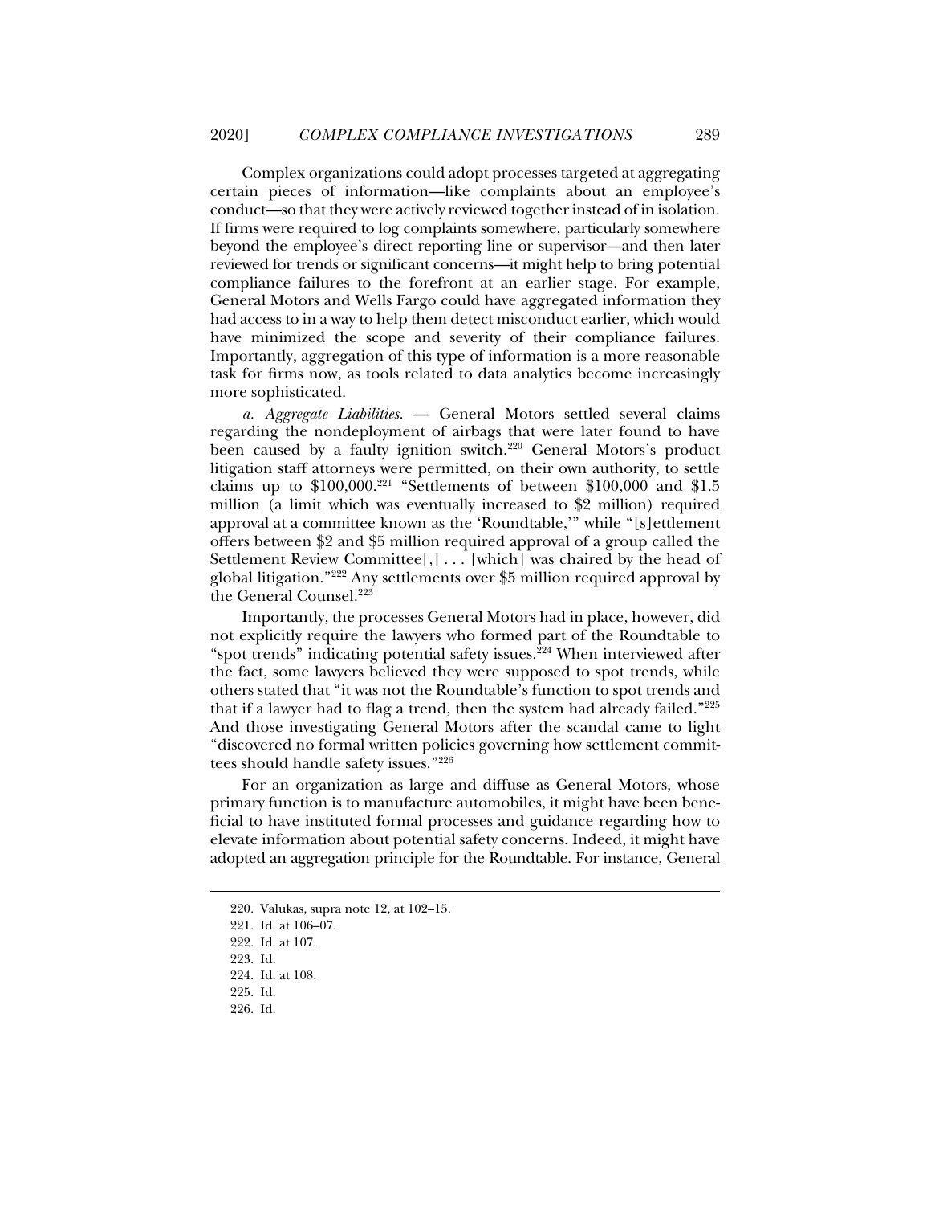Complex organizations could adopt processes targeted at aggregating certain pieces of information—like complaints about an employee's conduct—so that they were actively reviewed together instead of in isolation. If firms were required to log complaints somewhere, particularly somewhere beyond the employee's direct reporting line or supervisor—and then later reviewed for trends or significant concerns—it might help to bring potential compliance failures to the forefront at an earlier stage. For example, General Motors and Wells Fargo could have aggregated information they had access to in a way to help them detect misconduct earlier, which would have minimized the scope and severity of their compliance failures. Importantly, aggregation of this type of information is a more reasonable task for firms now, as tools related to data analytics become increasingly more sophisticated.

*a. Aggregate Liabilities.* — General Motors settled several claims regarding the nondeployment of airbags that were later found to have been caused by a faulty ignition switch.[220] General Motors's product litigation staff attorneys were permitted, on their own authority, to settle claims up to $100,000.[221] "Settlements of between $100,000 and $1.5 million (a limit which was eventually increased to $2 million) required approval at a committee known as the 'Roundtable,'" while "[s]ettlement offers between $2 and $5 million required approval of a group called the Settlement Review Committee[,] . . . [which] was chaired by the head of global litigation."[222] Any settlements over $5 million required approval by the General Counsel.[223]

Importantly, the processes General Motors had in place, however, did not explicitly require the lawyers who formed part of the Roundtable to "spot trends" indicating potential safety issues.[224] When interviewed after the fact, some lawyers believed they were supposed to spot trends, while others stated that "it was not the Roundtable's function to spot trends and that if a lawyer had to flag a trend, then the system had already failed."[225] And those investigating General Motors after the scandal came to light "discovered no formal written policies governing how settlement committees should handle safety issues."[226]

For an organization as large and diffuse as General Motors, whose primary function is to manufacture automobiles, it might have been beneficial to have instituted formal processes and guidance regarding how to elevate information about potential safety concerns. Indeed, it might have adopted an aggregation principle for the Roundtable. For instance, General

220. Valukas, supra note 12, at 102–15.

221. Id. at 106–07.

222. Id. at 107.

223. Id.

224. Id. at 108.

225. Id.

226. Id.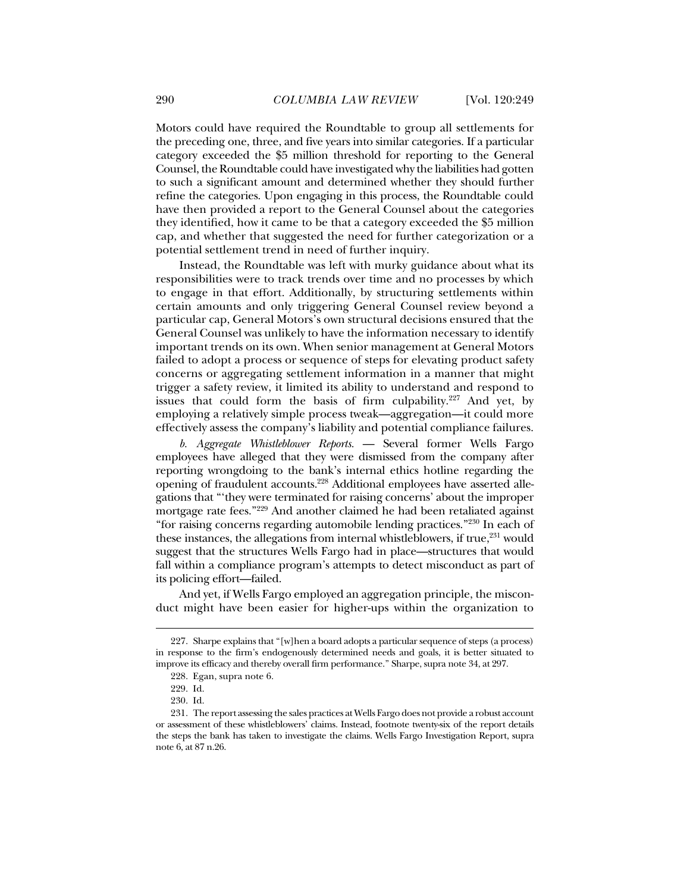Motors could have required the Roundtable to group all settlements for the preceding one, three, and five years into similar categories. If a particular category exceeded the $5 million threshold for reporting to the General Counsel, the Roundtable could have investigated why the liabilities had gotten to such a significant amount and determined whether they should further refine the categories. Upon engaging in this process, the Roundtable could have then provided a report to the General Counsel about the categories they identified, how it came to be that a category exceeded the $5 million cap, and whether that suggested the need for further categorization or a potential settlement trend in need of further inquiry.

Instead, the Roundtable was left with murky guidance about what its responsibilities were to track trends over time and no processes by which to engage in that effort. Additionally, by structuring settlements within certain amounts and only triggering General Counsel review beyond a particular cap, General Motors's own structural decisions ensured that the General Counsel was unlikely to have the information necessary to identify important trends on its own. When senior management at General Motors failed to adopt a process or sequence of steps for elevating product safety concerns or aggregating settlement information in a manner that might trigger a safety review, it limited its ability to understand and respond to issues that could form the basis of firm culpability.[227] And yet, by employing a relatively simple process tweak—aggregation—it could more effectively assess the company's liability and potential compliance failures.

*b. Aggregate Whistleblower Reports.* — Several former Wells Fargo employees have alleged that they were dismissed from the company after reporting wrongdoing to the bank's internal ethics hotline regarding the opening of fraudulent accounts.[228] Additional employees have asserted allegations that "'they were terminated for raising concerns' about the improper mortgage rate fees."[229] And another claimed he had been retaliated against "for raising concerns regarding automobile lending practices."[230] In each of these instances, the allegations from internal whistleblowers, if true,[231] would suggest that the structures Wells Fargo had in place—structures that would fall within a compliance program's attempts to detect misconduct as part of its policing effort—failed.

And yet, if Wells Fargo employed an aggregation principle, the misconduct might have been easier for higher-ups within the organization to

---

227. Sharpe explains that "[w]hen a board adopts a particular sequence of steps (a process) in response to the firm's endogenously determined needs and goals, it is better situated to improve its efficacy and thereby overall firm performance." Sharpe, supra note 34, at 297.

228. Egan, supra note 6.

229. Id.

230. Id.

231. The report assessing the sales practices at Wells Fargo does not provide a robust account or assessment of these whistleblowers' claims. Instead, footnote twenty-six of the report details the steps the bank has taken to investigate the claims. Wells Fargo Investigation Report, supra note 6, at 87 n.26.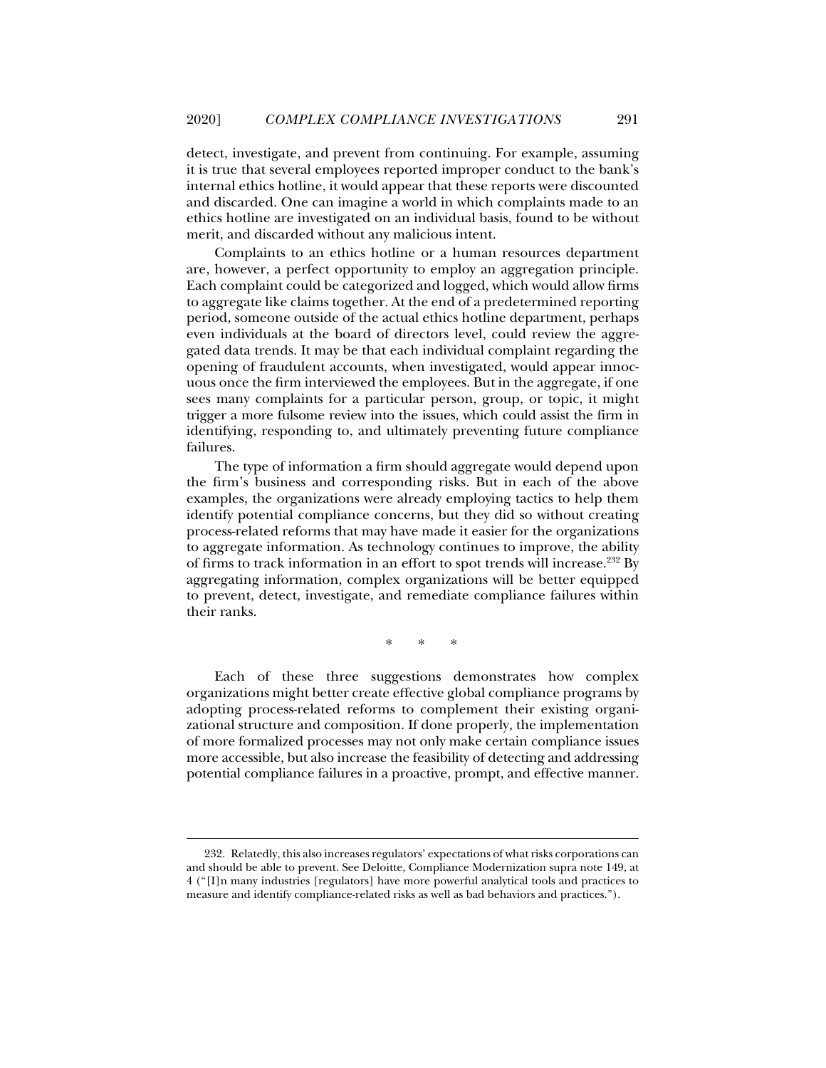detect, investigate, and prevent from continuing. For example, assuming it is true that several employees reported improper conduct to the bank's internal ethics hotline, it would appear that these reports were discounted and discarded. One can imagine a world in which complaints made to an ethics hotline are investigated on an individual basis, found to be without merit, and discarded without any malicious intent.

Complaints to an ethics hotline or a human resources department are, however, a perfect opportunity to employ an aggregation principle. Each complaint could be categorized and logged, which would allow firms to aggregate like claims together. At the end of a predetermined reporting period, someone outside of the actual ethics hotline department, perhaps even individuals at the board of directors level, could review the aggregated data trends. It may be that each individual complaint regarding the opening of fraudulent accounts, when investigated, would appear innocuous once the firm interviewed the employees. But in the aggregate, if one sees many complaints for a particular person, group, or topic, it might trigger a more fulsome review into the issues, which could assist the firm in identifying, responding to, and ultimately preventing future compliance failures.

The type of information a firm should aggregate would depend upon the firm's business and corresponding risks. But in each of the above examples, the organizations were already employing tactics to help them identify potential compliance concerns, but they did so without creating process-related reforms that may have made it easier for the organizations to aggregate information. As technology continues to improve, the ability of firms to track information in an effort to spot trends will increase.[232] By aggregating information, complex organizations will be better equipped to prevent, detect, investigate, and remediate compliance failures within their ranks.

\* \* \*

Each of these three suggestions demonstrates how complex organizations might better create effective global compliance programs by adopting process-related reforms to complement their existing organizational structure and composition. If done properly, the implementation of more formalized processes may not only make certain compliance issues more accessible, but also increase the feasibility of detecting and addressing potential compliance failures in a proactive, prompt, and effective manner.

---

232. Relatedly, this also increases regulators' expectations of what risks corporations can and should be able to prevent. See Deloitte, Compliance Modernization supra note 149, at 4 ("[I]n many industries [regulators] have more powerful analytical tools and practices to measure and identify compliance-related risks as well as bad behaviors and practices.").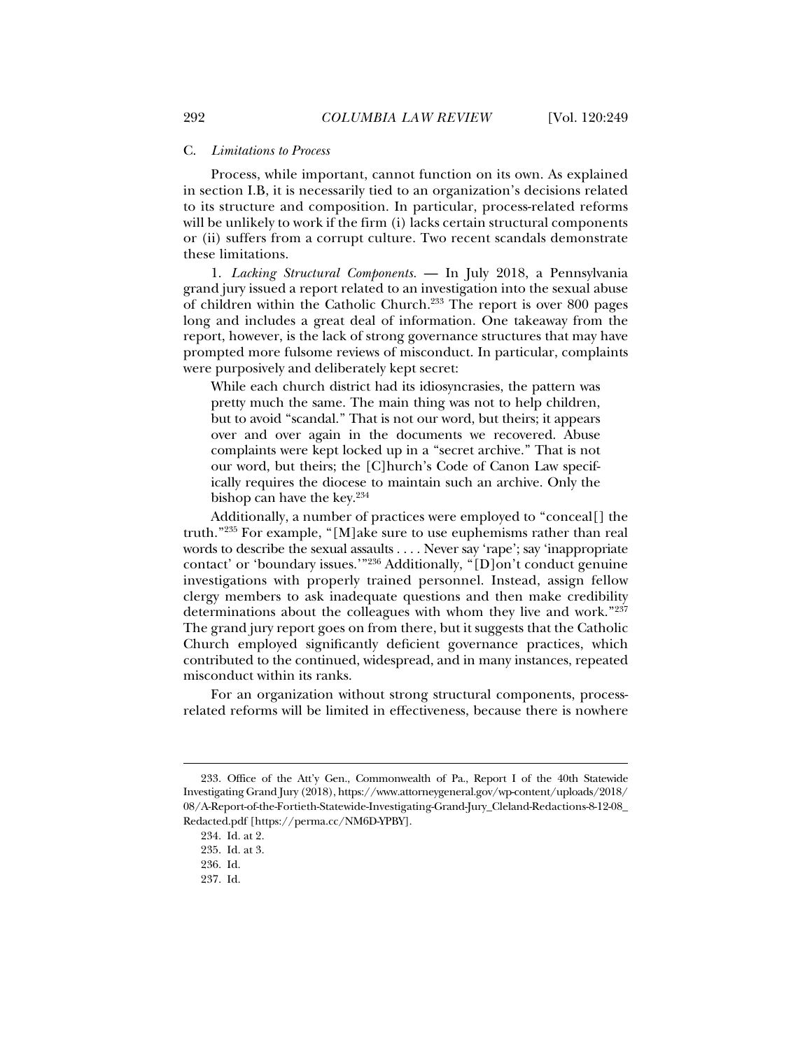### C. *Limitations to Process*

Process, while important, cannot function on its own. As explained in section I.B, it is necessarily tied to an organization's decisions related to its structure and composition. In particular, process-related reforms will be unlikely to work if the firm (i) lacks certain structural components or (ii) suffers from a corrupt culture. Two recent scandals demonstrate these limitations.

1. *Lacking Structural Components.* — In July 2018, a Pennsylvania grand jury issued a report related to an investigation into the sexual abuse of children within the Catholic Church.[233] The report is over 800 pages long and includes a great deal of information. One takeaway from the report, however, is the lack of strong governance structures that may have prompted more fulsome reviews of misconduct. In particular, complaints were purposively and deliberately kept secret:

> While each church district had its idiosyncrasies, the pattern was pretty much the same. The main thing was not to help children, but to avoid "scandal." That is not our word, but theirs; it appears over and over again in the documents we recovered. Abuse complaints were kept locked up in a "secret archive." That is not our word, but theirs; the [C]hurch's Code of Canon Law specifically requires the diocese to maintain such an archive. Only the bishop can have the key.[234]

Additionally, a number of practices were employed to "conceal[] the truth."[235] For example, "[M]ake sure to use euphemisms rather than real words to describe the sexual assaults . . . . Never say 'rape'; say 'inappropriate contact' or 'boundary issues.'"[236] Additionally, "[D]on't conduct genuine investigations with properly trained personnel. Instead, assign fellow clergy members to ask inadequate questions and then make credibility determinations about the colleagues with whom they live and work."[237] The grand jury report goes on from there, but it suggests that the Catholic Church employed significantly deficient governance practices, which contributed to the continued, widespread, and in many instances, repeated misconduct within its ranks.

For an organization without strong structural components, process-related reforms will be limited in effectiveness, because there is nowhere

---

233. Office of the Att'y Gen., Commonwealth of Pa., Report I of the 40th Statewide Investigating Grand Jury (2018), https://www.attorneygeneral.gov/wp-content/uploads/2018/08/A-Report-of-the-Fortieth-Statewide-Investigating-Grand-Jury_Cleland-Redactions-8-12-08_Redacted.pdf [https://perma.cc/NM6D-YPBY].

234. Id. at 2.

235. Id. at 3.

236. Id.

237. Id.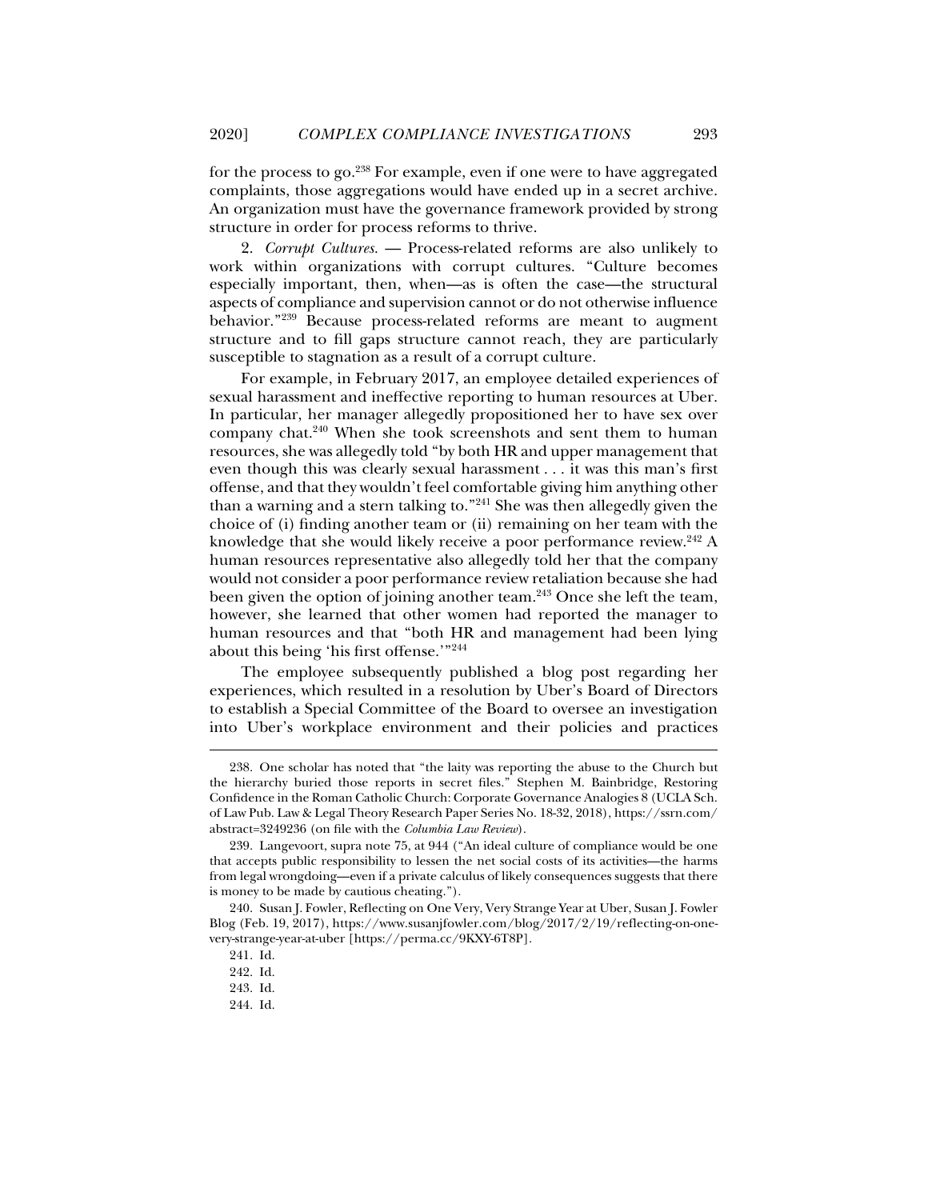for the process to go.[238] For example, even if one were to have aggregated complaints, those aggregations would have ended up in a secret archive. An organization must have the governance framework provided by strong structure in order for process reforms to thrive.

2. *Corrupt Cultures.* — Process-related reforms are also unlikely to work within organizations with corrupt cultures. "Culture becomes especially important, then, when—as is often the case—the structural aspects of compliance and supervision cannot or do not otherwise influence behavior."[239] Because process-related reforms are meant to augment structure and to fill gaps structure cannot reach, they are particularly susceptible to stagnation as a result of a corrupt culture.

For example, in February 2017, an employee detailed experiences of sexual harassment and ineffective reporting to human resources at Uber. In particular, her manager allegedly propositioned her to have sex over company chat.[240] When she took screenshots and sent them to human resources, she was allegedly told "by both HR and upper management that even though this was clearly sexual harassment . . . it was this man's first offense, and that they wouldn't feel comfortable giving him anything other than a warning and a stern talking to."[241] She was then allegedly given the choice of (i) finding another team or (ii) remaining on her team with the knowledge that she would likely receive a poor performance review.[242] A human resources representative also allegedly told her that the company would not consider a poor performance review retaliation because she had been given the option of joining another team.[243] Once she left the team, however, she learned that other women had reported the manager to human resources and that "both HR and management had been lying about this being 'his first offense.'"[244]

The employee subsequently published a blog post regarding her experiences, which resulted in a resolution by Uber's Board of Directors to establish a Special Committee of the Board to oversee an investigation into Uber's workplace environment and their policies and practices

---

238. One scholar has noted that "the laity was reporting the abuse to the Church but the hierarchy buried those reports in secret files." Stephen M. Bainbridge, Restoring Confidence in the Roman Catholic Church: Corporate Governance Analogies 8 (UCLA Sch. of Law Pub. Law & Legal Theory Research Paper Series No. 18-32, 2018), https://ssrn.com/abstract=3249236 (on file with the *Columbia Law Review*).

239. Langevoort, supra note 75, at 944 ("An ideal culture of compliance would be one that accepts public responsibility to lessen the net social costs of its activities—the harms from legal wrongdoing—even if a private calculus of likely consequences suggests that there is money to be made by cautious cheating.").

240. Susan J. Fowler, Reflecting on One Very, Very Strange Year at Uber, Susan J. Fowler Blog (Feb. 19, 2017), https://www.susanjfowler.com/blog/2017/2/19/reflecting-on-one-very-strange-year-at-uber [https://perma.cc/9KXY-6T8P].

241. Id.

242. Id.

243. Id.

244. Id.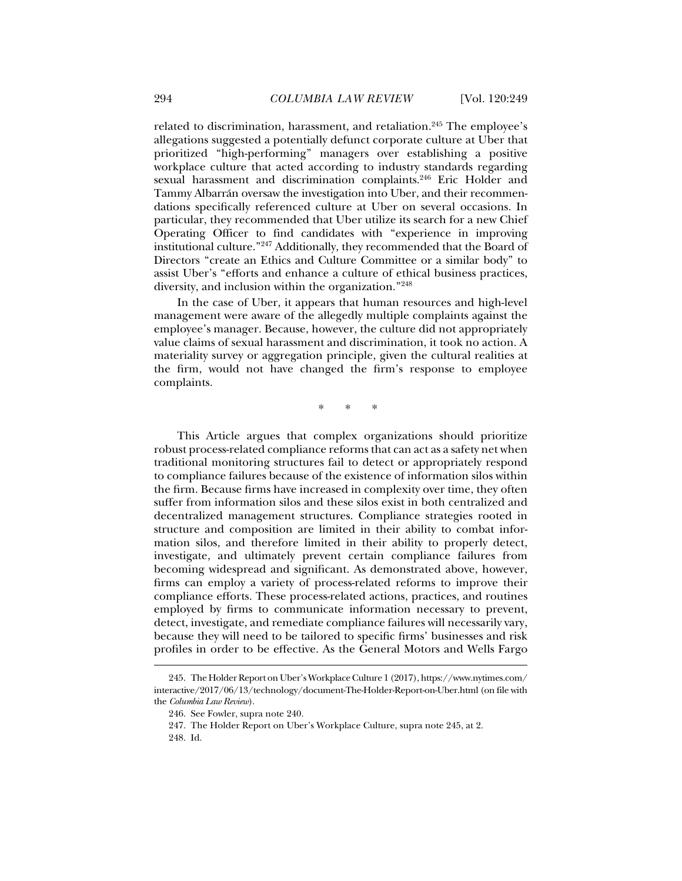related to discrimination, harassment, and retaliation.[245] The employee's allegations suggested a potentially defunct corporate culture at Uber that prioritized "high-performing" managers over establishing a positive workplace culture that acted according to industry standards regarding sexual harassment and discrimination complaints.[246] Eric Holder and Tammy Albarrán oversaw the investigation into Uber, and their recommendations specifically referenced culture at Uber on several occasions. In particular, they recommended that Uber utilize its search for a new Chief Operating Officer to find candidates with "experience in improving institutional culture."[247] Additionally, they recommended that the Board of Directors "create an Ethics and Culture Committee or a similar body" to assist Uber's "efforts and enhance a culture of ethical business practices, diversity, and inclusion within the organization."[248]

In the case of Uber, it appears that human resources and high-level management were aware of the allegedly multiple complaints against the employee's manager. Because, however, the culture did not appropriately value claims of sexual harassment and discrimination, it took no action. A materiality survey or aggregation principle, given the cultural realities at the firm, would not have changed the firm's response to employee complaints.

\* \* \*

This Article argues that complex organizations should prioritize robust process-related compliance reforms that can act as a safety net when traditional monitoring structures fail to detect or appropriately respond to compliance failures because of the existence of information silos within the firm. Because firms have increased in complexity over time, they often suffer from information silos and these silos exist in both centralized and decentralized management structures. Compliance strategies rooted in structure and composition are limited in their ability to combat information silos, and therefore limited in their ability to properly detect, investigate, and ultimately prevent certain compliance failures from becoming widespread and significant. As demonstrated above, however, firms can employ a variety of process-related reforms to improve their compliance efforts. These process-related actions, practices, and routines employed by firms to communicate information necessary to prevent, detect, investigate, and remediate compliance failures will necessarily vary, because they will need to be tailored to specific firms' businesses and risk profiles in order to be effective. As the General Motors and Wells Fargo

245. The Holder Report on Uber's Workplace Culture 1 (2017), https://www.nytimes.com/interactive/2017/06/13/technology/document-The-Holder-Report-on-Uber.html (on file with the *Columbia Law Review*).

246. See Fowler, supra note 240.

247. The Holder Report on Uber's Workplace Culture, supra note 245, at 2.

248. Id.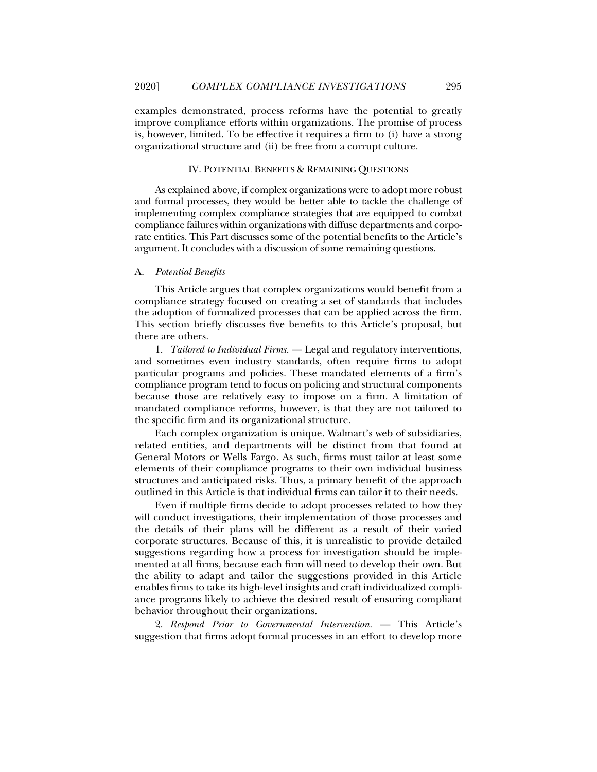examples demonstrated, process reforms have the potential to greatly improve compliance efforts within organizations. The promise of process is, however, limited. To be effective it requires a firm to (i) have a strong organizational structure and (ii) be free from a corrupt culture.

## IV. POTENTIAL BENEFITS & REMAINING QUESTIONS

As explained above, if complex organizations were to adopt more robust and formal processes, they would be better able to tackle the challenge of implementing complex compliance strategies that are equipped to combat compliance failures within organizations with diffuse departments and corporate entities. This Part discusses some of the potential benefits to the Article's argument. It concludes with a discussion of some remaining questions.

### A. *Potential Benefits*

This Article argues that complex organizations would benefit from a compliance strategy focused on creating a set of standards that includes the adoption of formalized processes that can be applied across the firm. This section briefly discusses five benefits to this Article's proposal, but there are others.

1. *Tailored to Individual Firms.* — Legal and regulatory interventions, and sometimes even industry standards, often require firms to adopt particular programs and policies. These mandated elements of a firm's compliance program tend to focus on policing and structural components because those are relatively easy to impose on a firm. A limitation of mandated compliance reforms, however, is that they are not tailored to the specific firm and its organizational structure.

Each complex organization is unique. Walmart's web of subsidiaries, related entities, and departments will be distinct from that found at General Motors or Wells Fargo. As such, firms must tailor at least some elements of their compliance programs to their own individual business structures and anticipated risks. Thus, a primary benefit of the approach outlined in this Article is that individual firms can tailor it to their needs.

Even if multiple firms decide to adopt processes related to how they will conduct investigations, their implementation of those processes and the details of their plans will be different as a result of their varied corporate structures. Because of this, it is unrealistic to provide detailed suggestions regarding how a process for investigation should be implemented at all firms, because each firm will need to develop their own. But the ability to adapt and tailor the suggestions provided in this Article enables firms to take its high-level insights and craft individualized compliance programs likely to achieve the desired result of ensuring compliant behavior throughout their organizations.

2. *Respond Prior to Governmental Intervention.* — This Article's suggestion that firms adopt formal processes in an effort to develop more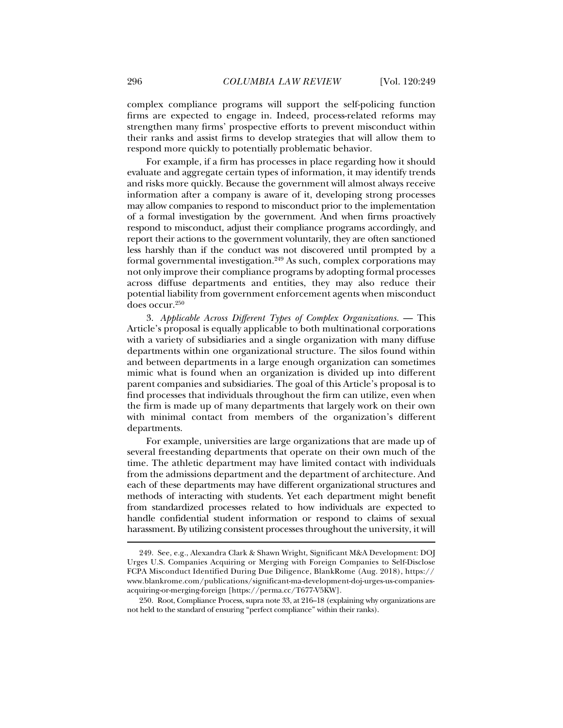complex compliance programs will support the self-policing function firms are expected to engage in. Indeed, process-related reforms may strengthen many firms' prospective efforts to prevent misconduct within their ranks and assist firms to develop strategies that will allow them to respond more quickly to potentially problematic behavior.

For example, if a firm has processes in place regarding how it should evaluate and aggregate certain types of information, it may identify trends and risks more quickly. Because the government will almost always receive information after a company is aware of it, developing strong processes may allow companies to respond to misconduct prior to the implementation of a formal investigation by the government. And when firms proactively respond to misconduct, adjust their compliance programs accordingly, and report their actions to the government voluntarily, they are often sanctioned less harshly than if the conduct was not discovered until prompted by a formal governmental investigation.[249] As such, complex corporations may not only improve their compliance programs by adopting formal processes across diffuse departments and entities, they may also reduce their potential liability from government enforcement agents when misconduct does occur.[250]

3. *Applicable Across Different Types of Complex Organizations.* — This Article's proposal is equally applicable to both multinational corporations with a variety of subsidiaries and a single organization with many diffuse departments within one organizational structure. The silos found within and between departments in a large enough organization can sometimes mimic what is found when an organization is divided up into different parent companies and subsidiaries. The goal of this Article's proposal is to find processes that individuals throughout the firm can utilize, even when the firm is made up of many departments that largely work on their own with minimal contact from members of the organization's different departments.

For example, universities are large organizations that are made up of several freestanding departments that operate on their own much of the time. The athletic department may have limited contact with individuals from the admissions department and the department of architecture. And each of these departments may have different organizational structures and methods of interacting with students. Yet each department might benefit from standardized processes related to how individuals are expected to handle confidential student information or respond to claims of sexual harassment. By utilizing consistent processes throughout the university, it will

---

249. See, e.g., Alexandra Clark & Shawn Wright, Significant M&A Development: DOJ Urges U.S. Companies Acquiring or Merging with Foreign Companies to Self-Disclose FCPA Misconduct Identified During Due Diligence, BlankRome (Aug. 2018), https://www.blankrome.com/publications/significant-ma-development-doj-urges-us-companies-acquiring-or-merging-foreign [https://perma.cc/T677-V5KW].

250. Root, Compliance Process, supra note 33, at 216–18 (explaining why organizations are not held to the standard of ensuring "perfect compliance" within their ranks).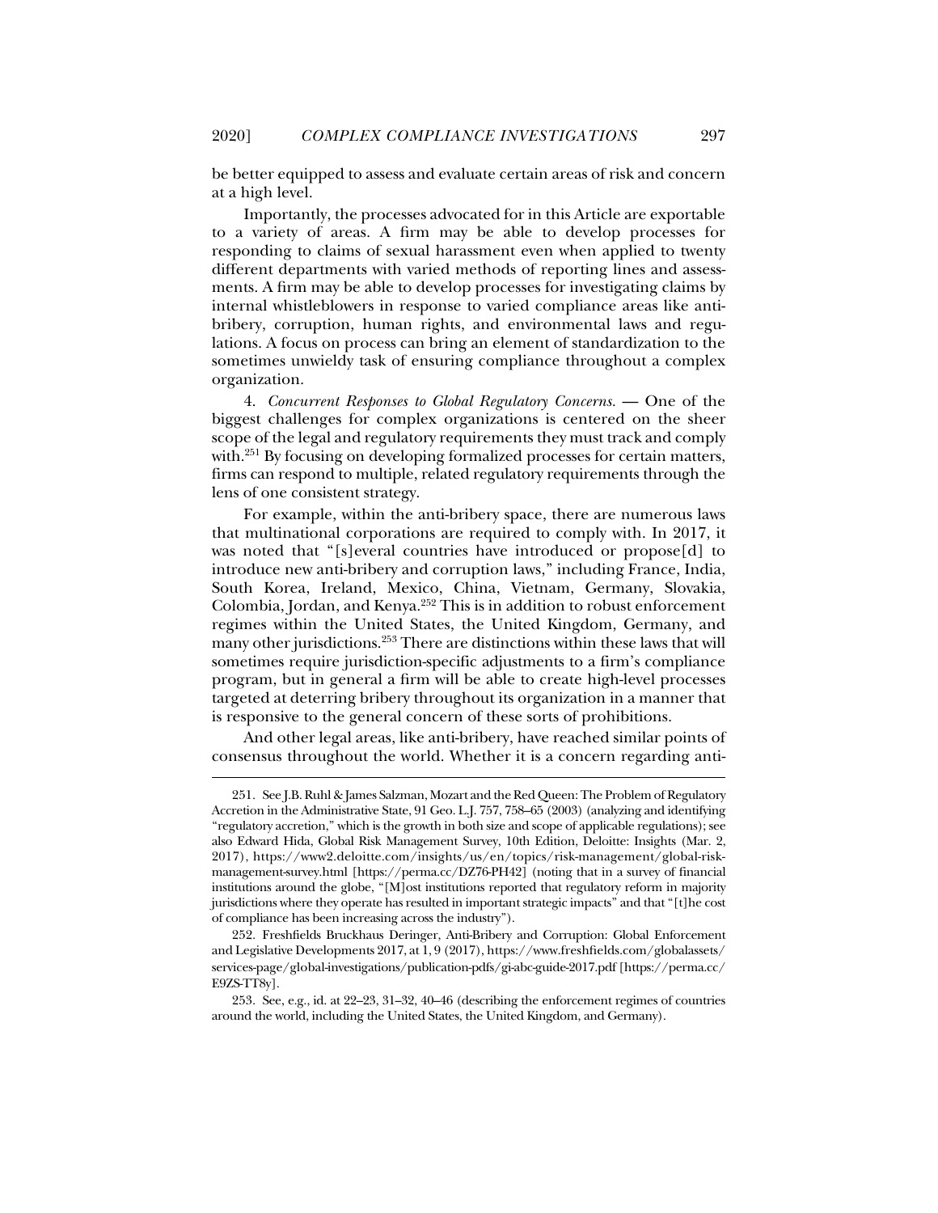be better equipped to assess and evaluate certain areas of risk and concern at a high level.

Importantly, the processes advocated for in this Article are exportable to a variety of areas. A firm may be able to develop processes for responding to claims of sexual harassment even when applied to twenty different departments with varied methods of reporting lines and assessments. A firm may be able to develop processes for investigating claims by internal whistleblowers in response to varied compliance areas like anti-bribery, corruption, human rights, and environmental laws and regulations. A focus on process can bring an element of standardization to the sometimes unwieldy task of ensuring compliance throughout a complex organization.

4. *Concurrent Responses to Global Regulatory Concerns.* — One of the biggest challenges for complex organizations is centered on the sheer scope of the legal and regulatory requirements they must track and comply with.[251] By focusing on developing formalized processes for certain matters, firms can respond to multiple, related regulatory requirements through the lens of one consistent strategy.

For example, within the anti-bribery space, there are numerous laws that multinational corporations are required to comply with. In 2017, it was noted that "[s]everal countries have introduced or propose[d] to introduce new anti-bribery and corruption laws," including France, India, South Korea, Ireland, Mexico, China, Vietnam, Germany, Slovakia, Colombia, Jordan, and Kenya.[252] This is in addition to robust enforcement regimes within the United States, the United Kingdom, Germany, and many other jurisdictions.[253] There are distinctions within these laws that will sometimes require jurisdiction-specific adjustments to a firm's compliance program, but in general a firm will be able to create high-level processes targeted at deterring bribery throughout its organization in a manner that is responsive to the general concern of these sorts of prohibitions.

And other legal areas, like anti-bribery, have reached similar points of consensus throughout the world. Whether it is a concern regarding anti-

---

251. See J.B. Ruhl & James Salzman, Mozart and the Red Queen: The Problem of Regulatory Accretion in the Administrative State, 91 Geo. L.J. 757, 758–65 (2003) (analyzing and identifying "regulatory accretion," which is the growth in both size and scope of applicable regulations); see also Edward Hida, Global Risk Management Survey, 10th Edition, Deloitte: Insights (Mar. 2, 2017), https://www2.deloitte.com/insights/us/en/topics/risk-management/global-risk-management-survey.html [https://perma.cc/DZ76-PH42] (noting that in a survey of financial institutions around the globe, "[M]ost institutions reported that regulatory reform in majority jurisdictions where they operate has resulted in important strategic impacts" and that "[t]he cost of compliance has been increasing across the industry").

252. Freshfields Bruckhaus Deringer, Anti-Bribery and Corruption: Global Enforcement and Legislative Developments 2017, at 1, 9 (2017), https://www.freshfields.com/globalassets/services-page/global-investigations/publication-pdfs/gi-abc-guide-2017.pdf [https://perma.cc/E9ZS-TT8y].

253. See, e.g., id. at 22–23, 31–32, 40–46 (describing the enforcement regimes of countries around the world, including the United States, the United Kingdom, and Germany).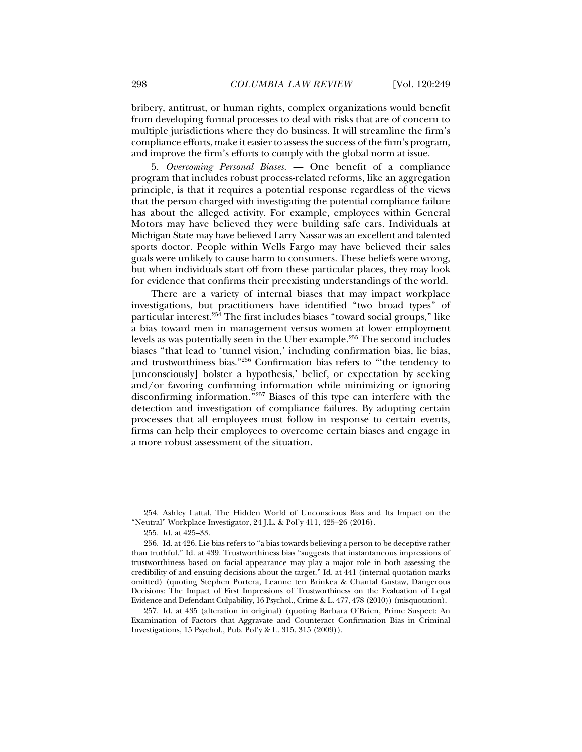bribery, antitrust, or human rights, complex organizations would benefit from developing formal processes to deal with risks that are of concern to multiple jurisdictions where they do business. It will streamline the firm's compliance efforts, make it easier to assess the success of the firm's program, and improve the firm's efforts to comply with the global norm at issue.

5. *Overcoming Personal Biases.* — One benefit of a compliance program that includes robust process-related reforms, like an aggregation principle, is that it requires a potential response regardless of the views that the person charged with investigating the potential compliance failure has about the alleged activity. For example, employees within General Motors may have believed they were building safe cars. Individuals at Michigan State may have believed Larry Nassar was an excellent and talented sports doctor. People within Wells Fargo may have believed their sales goals were unlikely to cause harm to consumers. These beliefs were wrong, but when individuals start off from these particular places, they may look for evidence that confirms their preexisting understandings of the world.

There are a variety of internal biases that may impact workplace investigations, but practitioners have identified "two broad types" of particular interest.[254] The first includes biases "toward social groups," like a bias toward men in management versus women at lower employment levels as was potentially seen in the Uber example.[255] The second includes biases "that lead to 'tunnel vision,' including confirmation bias, lie bias, and trustworthiness bias."[256] Confirmation bias refers to "'the tendency to [unconsciously] bolster a hypothesis,' belief, or expectation by seeking and/or favoring confirming information while minimizing or ignoring disconfirming information."[257] Biases of this type can interfere with the detection and investigation of compliance failures. By adopting certain processes that all employees must follow in response to certain events, firms can help their employees to overcome certain biases and engage in a more robust assessment of the situation.

---

254. Ashley Lattal, The Hidden World of Unconscious Bias and Its Impact on the "Neutral" Workplace Investigator, 24 J.L. & Pol'y 411, 425–26 (2016).

255. Id. at 425–33.

256. Id. at 426. Lie bias refers to "a bias towards believing a person to be deceptive rather than truthful." Id. at 439. Trustworthiness bias "suggests that instantaneous impressions of trustworthiness based on facial appearance may play a major role in both assessing the credibility of and ensuing decisions about the target." Id. at 441 (internal quotation marks omitted) (quoting Stephen Portera, Leanne ten Brinkea & Chantal Gustaw, Dangerous Decisions: The Impact of First Impressions of Trustworthiness on the Evaluation of Legal Evidence and Defendant Culpability, 16 Psychol., Crime & L. 477, 478 (2010)) (misquotation).

257. Id. at 435 (alteration in original) (quoting Barbara O'Brien, Prime Suspect: An Examination of Factors that Aggravate and Counteract Confirmation Bias in Criminal Investigations, 15 Psychol., Pub. Pol'y & L. 315, 315 (2009)).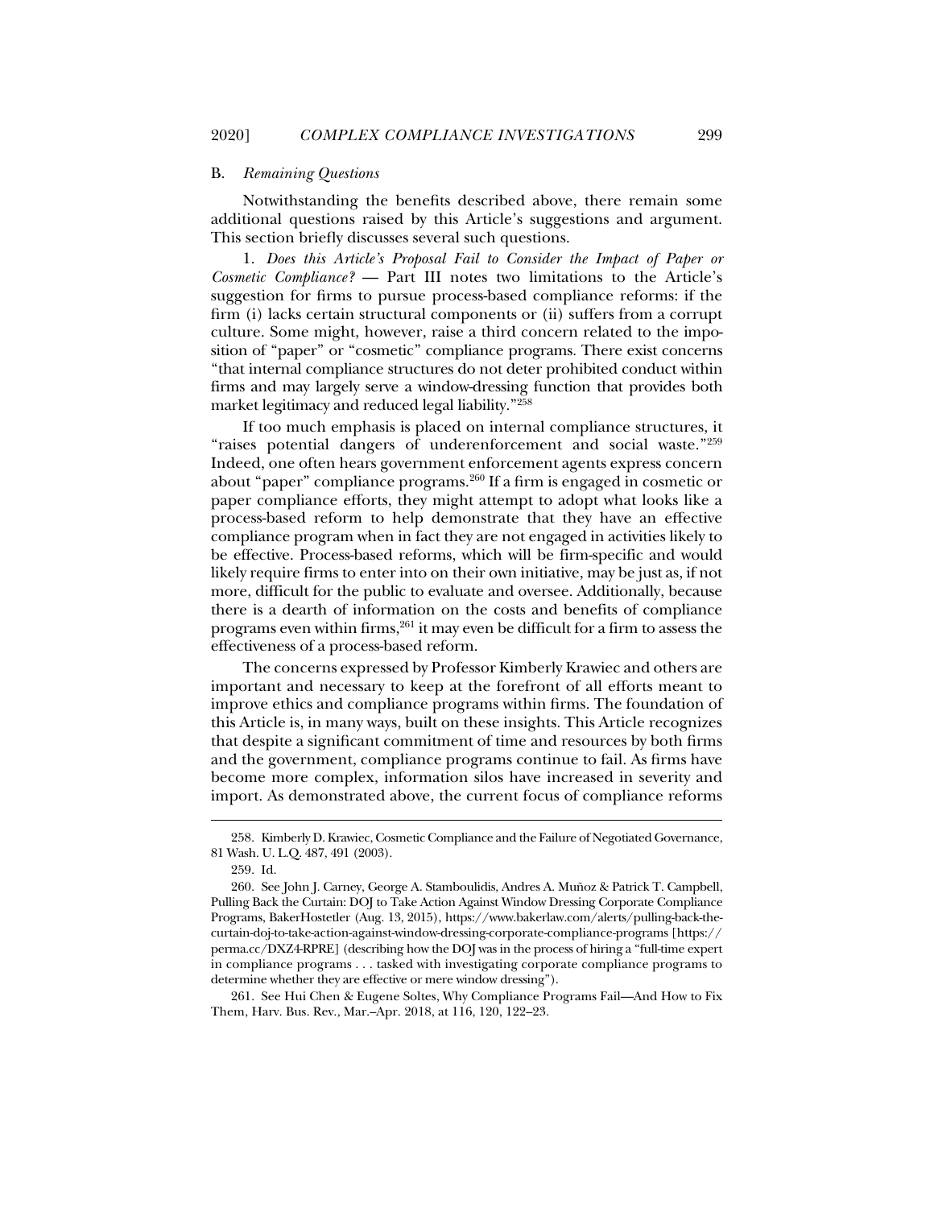### B. *Remaining Questions*

Notwithstanding the benefits described above, there remain some additional questions raised by this Article's suggestions and argument. This section briefly discusses several such questions.

1. *Does this Article's Proposal Fail to Consider the Impact of Paper or Cosmetic Compliance?* — Part III notes two limitations to the Article's suggestion for firms to pursue process-based compliance reforms: if the firm (i) lacks certain structural components or (ii) suffers from a corrupt culture. Some might, however, raise a third concern related to the imposition of "paper" or "cosmetic" compliance programs. There exist concerns "that internal compliance structures do not deter prohibited conduct within firms and may largely serve a window-dressing function that provides both market legitimacy and reduced legal liability."[258]

If too much emphasis is placed on internal compliance structures, it "raises potential dangers of underenforcement and social waste."[259] Indeed, one often hears government enforcement agents express concern about "paper" compliance programs.[260] If a firm is engaged in cosmetic or paper compliance efforts, they might attempt to adopt what looks like a process-based reform to help demonstrate that they have an effective compliance program when in fact they are not engaged in activities likely to be effective. Process-based reforms, which will be firm-specific and would likely require firms to enter into on their own initiative, may be just as, if not more, difficult for the public to evaluate and oversee. Additionally, because there is a dearth of information on the costs and benefits of compliance programs even within firms,[261] it may even be difficult for a firm to assess the effectiveness of a process-based reform.

The concerns expressed by Professor Kimberly Krawiec and others are important and necessary to keep at the forefront of all efforts meant to improve ethics and compliance programs within firms. The foundation of this Article is, in many ways, built on these insights. This Article recognizes that despite a significant commitment of time and resources by both firms and the government, compliance programs continue to fail. As firms have become more complex, information silos have increased in severity and import. As demonstrated above, the current focus of compliance reforms

---

258. Kimberly D. Krawiec, Cosmetic Compliance and the Failure of Negotiated Governance, 81 Wash. U. L.Q. 487, 491 (2003).

259. Id.

260. See John J. Carney, George A. Stamboulidis, Andres A. Muñoz & Patrick T. Campbell, Pulling Back the Curtain: DOJ to Take Action Against Window Dressing Corporate Compliance Programs, BakerHostetler (Aug. 13, 2015), https://www.bakerlaw.com/alerts/pulling-back-the-curtain-doj-to-take-action-against-window-dressing-corporate-compliance-programs [https://perma.cc/DXZ4-RPRE] (describing how the DOJ was in the process of hiring a "full-time expert in compliance programs . . . tasked with investigating corporate compliance programs to determine whether they are effective or mere window dressing").

261. See Hui Chen & Eugene Soltes, Why Compliance Programs Fail—And How to Fix Them, Harv. Bus. Rev., Mar.–Apr. 2018, at 116, 120, 122–23.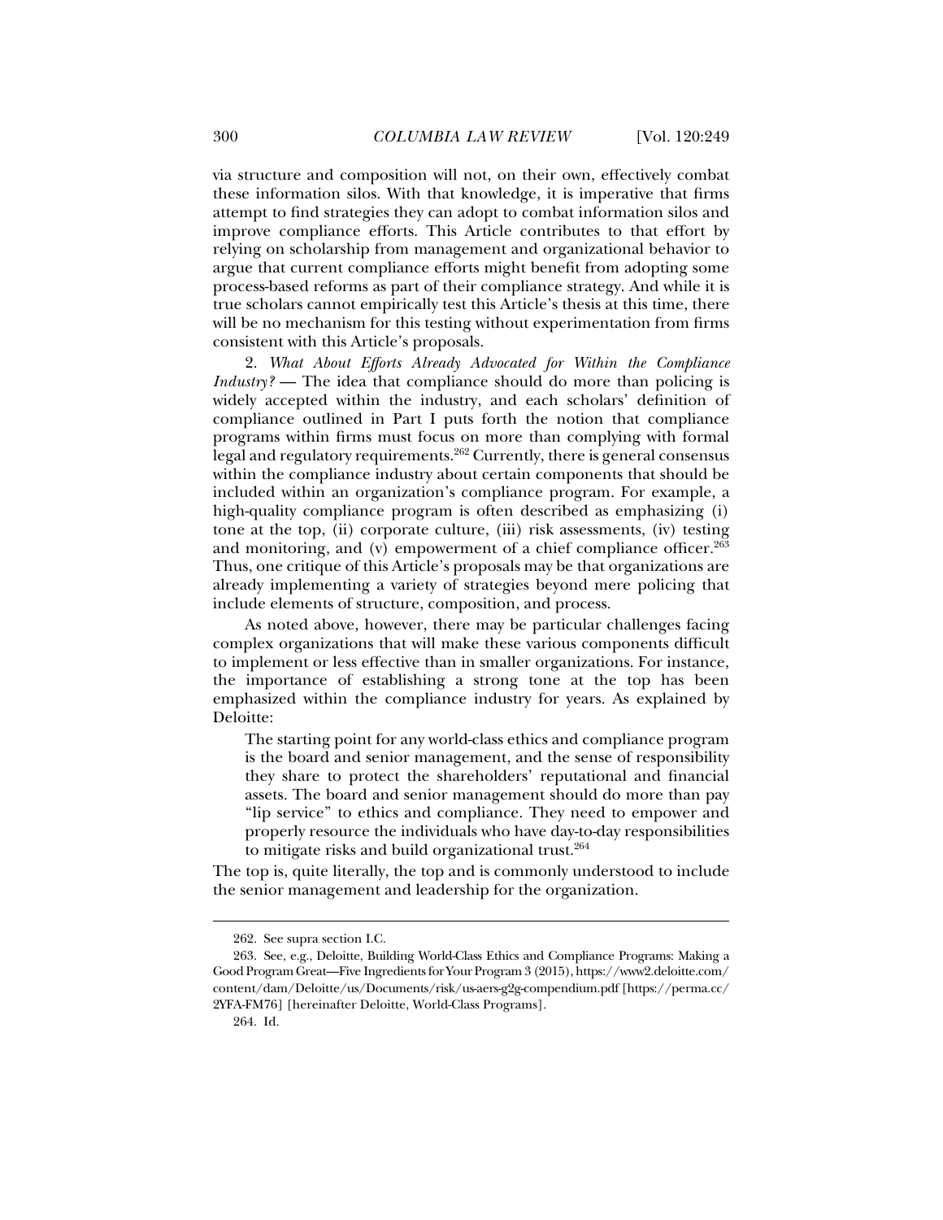via structure and composition will not, on their own, effectively combat these information silos. With that knowledge, it is imperative that firms attempt to find strategies they can adopt to combat information silos and improve compliance efforts. This Article contributes to that effort by relying on scholarship from management and organizational behavior to argue that current compliance efforts might benefit from adopting some process-based reforms as part of their compliance strategy. And while it is true scholars cannot empirically test this Article's thesis at this time, there will be no mechanism for this testing without experimentation from firms consistent with this Article's proposals.

2. *What About Efforts Already Advocated for Within the Compliance Industry?* — The idea that compliance should do more than policing is widely accepted within the industry, and each scholars' definition of compliance outlined in Part I puts forth the notion that compliance programs within firms must focus on more than complying with formal legal and regulatory requirements.[262] Currently, there is general consensus within the compliance industry about certain components that should be included within an organization's compliance program. For example, a high-quality compliance program is often described as emphasizing (i) tone at the top, (ii) corporate culture, (iii) risk assessments, (iv) testing and monitoring, and (v) empowerment of a chief compliance officer.[263] Thus, one critique of this Article's proposals may be that organizations are already implementing a variety of strategies beyond mere policing that include elements of structure, composition, and process.

As noted above, however, there may be particular challenges facing complex organizations that will make these various components difficult to implement or less effective than in smaller organizations. For instance, the importance of establishing a strong tone at the top has been emphasized within the compliance industry for years. As explained by Deloitte:

> The starting point for any world-class ethics and compliance program is the board and senior management, and the sense of responsibility they share to protect the shareholders' reputational and financial assets. The board and senior management should do more than pay "lip service" to ethics and compliance. They need to empower and properly resource the individuals who have day-to-day responsibilities to mitigate risks and build organizational trust.[264]

The top is, quite literally, the top and is commonly understood to include the senior management and leadership for the organization.

---

262. See supra section I.C.

263. See, e.g., Deloitte, Building World-Class Ethics and Compliance Programs: Making a Good Program Great—Five Ingredients for Your Program 3 (2015), https://www2.deloitte.com/content/dam/Deloitte/us/Documents/risk/us-aers-g2g-compendium.pdf [https://perma.cc/2YFA-FM76] [hereinafter Deloitte, World-Class Programs].

264. Id.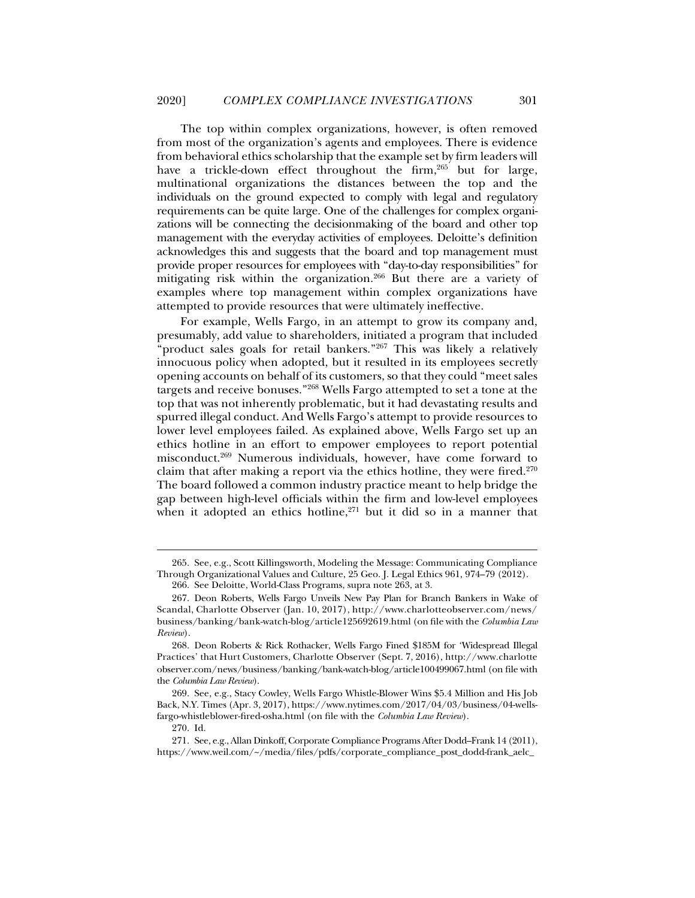The top within complex organizations, however, is often removed from most of the organization's agents and employees. There is evidence from behavioral ethics scholarship that the example set by firm leaders will have a trickle-down effect throughout the firm,[265] but for large, multinational organizations the distances between the top and the individuals on the ground expected to comply with legal and regulatory requirements can be quite large. One of the challenges for complex organizations will be connecting the decisionmaking of the board and other top management with the everyday activities of employees. Deloitte's definition acknowledges this and suggests that the board and top management must provide proper resources for employees with "day-to-day responsibilities" for mitigating risk within the organization.[266] But there are a variety of examples where top management within complex organizations have attempted to provide resources that were ultimately ineffective.

For example, Wells Fargo, in an attempt to grow its company and, presumably, add value to shareholders, initiated a program that included "product sales goals for retail bankers."[267] This was likely a relatively innocuous policy when adopted, but it resulted in its employees secretly opening accounts on behalf of its customers, so that they could "meet sales targets and receive bonuses."[268] Wells Fargo attempted to set a tone at the top that was not inherently problematic, but it had devastating results and spurred illegal conduct. And Wells Fargo's attempt to provide resources to lower level employees failed. As explained above, Wells Fargo set up an ethics hotline in an effort to empower employees to report potential misconduct.[269] Numerous individuals, however, have come forward to claim that after making a report via the ethics hotline, they were fired.[270] The board followed a common industry practice meant to help bridge the gap between high-level officials within the firm and low-level employees when it adopted an ethics hotline,[271] but it did so in a manner that

---

265. See, e.g., Scott Killingsworth, Modeling the Message: Communicating Compliance Through Organizational Values and Culture, 25 Geo. J. Legal Ethics 961, 974–79 (2012).

266. See Deloitte, World-Class Programs, supra note 263, at 3.

267. Deon Roberts, Wells Fargo Unveils New Pay Plan for Branch Bankers in Wake of Scandal, Charlotte Observer (Jan. 10, 2017), http://www.charlotteobserver.com/news/business/banking/bank-watch-blog/article125692619.html (on file with the *Columbia Law Review*).

268. Deon Roberts & Rick Rothacker, Wells Fargo Fined $185M for 'Widespread Illegal Practices' that Hurt Customers, Charlotte Observer (Sept. 7, 2016), http://www.charlotteobserver.com/news/business/banking/bank-watch-blog/article100499067.html (on file with the *Columbia Law Review*).

269. See, e.g., Stacy Cowley, Wells Fargo Whistle-Blower Wins $5.4 Million and His Job Back, N.Y. Times (Apr. 3, 2017), https://www.nytimes.com/2017/04/03/business/04-wells-fargo-whistleblower-fired-osha.html (on file with the *Columbia Law Review*).

270. Id.

271. See, e.g., Allan Dinkoff, Corporate Compliance Programs After Dodd–Frank 14 (2011), https://www.weil.com/~/media/files/pdfs/corporate_compliance_post_dodd-frank_aelc_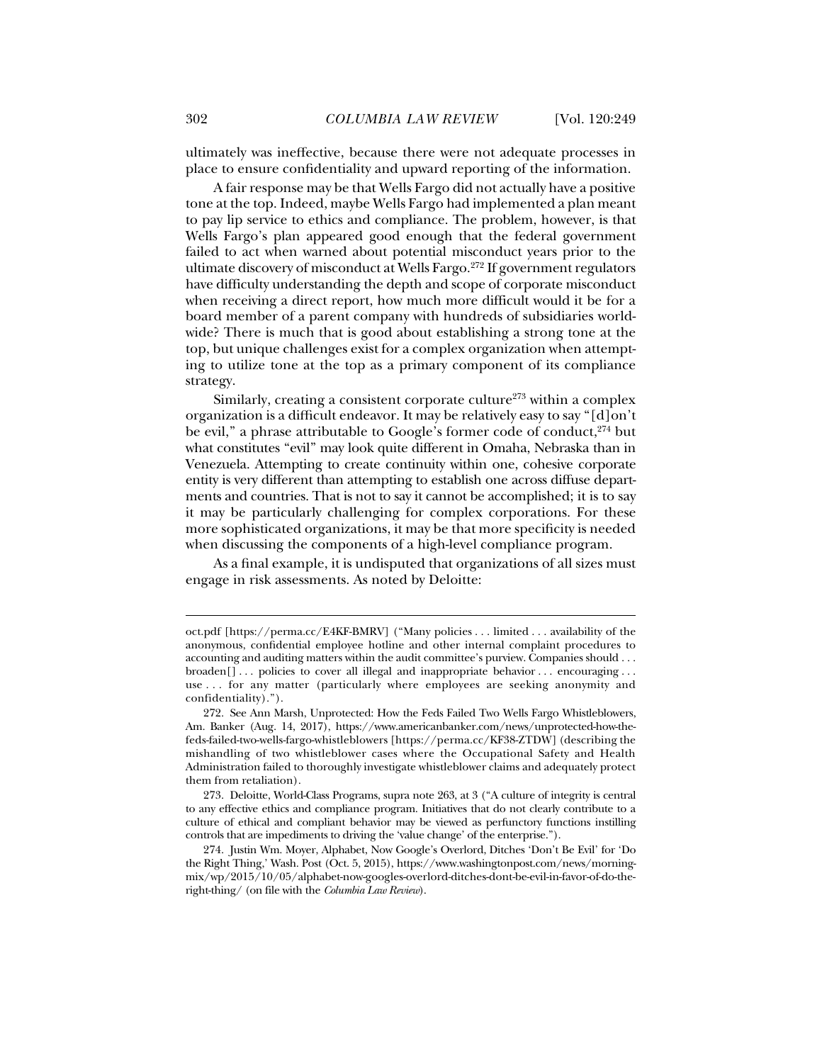ultimately was ineffective, because there were not adequate processes in place to ensure confidentiality and upward reporting of the information.

A fair response may be that Wells Fargo did not actually have a positive tone at the top. Indeed, maybe Wells Fargo had implemented a plan meant to pay lip service to ethics and compliance. The problem, however, is that Wells Fargo's plan appeared good enough that the federal government failed to act when warned about potential misconduct years prior to the ultimate discovery of misconduct at Wells Fargo.[272] If government regulators have difficulty understanding the depth and scope of corporate misconduct when receiving a direct report, how much more difficult would it be for a board member of a parent company with hundreds of subsidiaries worldwide? There is much that is good about establishing a strong tone at the top, but unique challenges exist for a complex organization when attempting to utilize tone at the top as a primary component of its compliance strategy.

Similarly, creating a consistent corporate culture[273] within a complex organization is a difficult endeavor. It may be relatively easy to say "[d]on't be evil," a phrase attributable to Google's former code of conduct,[274] but what constitutes "evil" may look quite different in Omaha, Nebraska than in Venezuela. Attempting to create continuity within one, cohesive corporate entity is very different than attempting to establish one across diffuse departments and countries. That is not to say it cannot be accomplished; it is to say it may be particularly challenging for complex corporations. For these more sophisticated organizations, it may be that more specificity is needed when discussing the components of a high-level compliance program.

As a final example, it is undisputed that organizations of all sizes must engage in risk assessments. As noted by Deloitte:

---

oct.pdf [https://perma.cc/E4KF-BMRV] ("Many policies . . . limited . . . availability of the anonymous, confidential employee hotline and other internal complaint procedures to accounting and auditing matters within the audit committee's purview. Companies should . . . broaden[] . . . policies to cover all illegal and inappropriate behavior . . . encouraging . . . use . . . for any matter (particularly where employees are seeking anonymity and confidentiality).").

272. See Ann Marsh, Unprotected: How the Feds Failed Two Wells Fargo Whistleblowers, Am. Banker (Aug. 14, 2017), https://www.americanbanker.com/news/unprotected-how-the-feds-failed-two-wells-fargo-whistleblowers [https://perma.cc/KF38-ZTDW] (describing the mishandling of two whistleblower cases where the Occupational Safety and Health Administration failed to thoroughly investigate whistleblower claims and adequately protect them from retaliation).

273. Deloitte, World-Class Programs, supra note 263, at 3 ("A culture of integrity is central to any effective ethics and compliance program. Initiatives that do not clearly contribute to a culture of ethical and compliant behavior may be viewed as perfunctory functions instilling controls that are impediments to driving the 'value change' of the enterprise.").

274. Justin Wm. Moyer, Alphabet, Now Google's Overlord, Ditches 'Don't Be Evil' for 'Do the Right Thing,' Wash. Post (Oct. 5, 2015), https://www.washingtonpost.com/news/morning-mix/wp/2015/10/05/alphabet-now-googles-overlord-ditches-dont-be-evil-in-favor-of-do-the-right-thing/ (on file with the *Columbia Law Review*).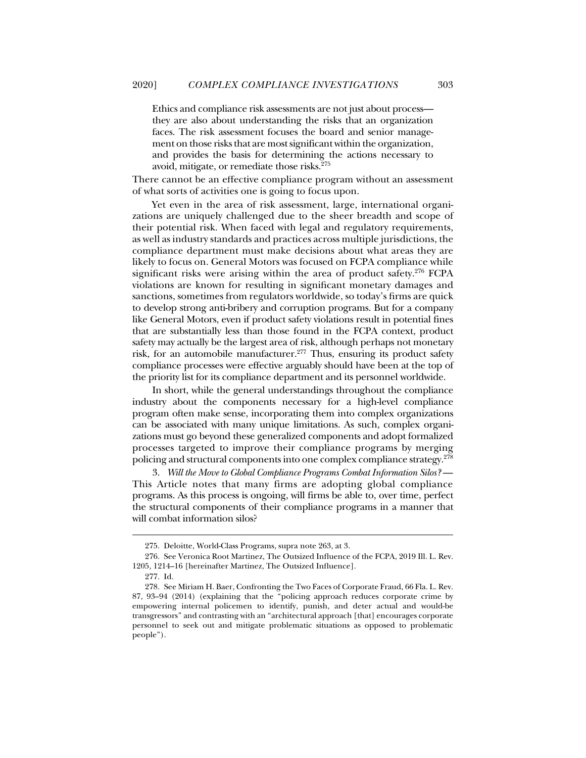> Ethics and compliance risk assessments are not just about process—they are also about understanding the risks that an organization faces. The risk assessment focuses the board and senior management on those risks that are most significant within the organization, and provides the basis for determining the actions necessary to avoid, mitigate, or remediate those risks.[275]

There cannot be an effective compliance program without an assessment of what sorts of activities one is going to focus upon.

Yet even in the area of risk assessment, large, international organizations are uniquely challenged due to the sheer breadth and scope of their potential risk. When faced with legal and regulatory requirements, as well as industry standards and practices across multiple jurisdictions, the compliance department must make decisions about what areas they are likely to focus on. General Motors was focused on FCPA compliance while significant risks were arising within the area of product safety.[276] FCPA violations are known for resulting in significant monetary damages and sanctions, sometimes from regulators worldwide, so today's firms are quick to develop strong anti-bribery and corruption programs. But for a company like General Motors, even if product safety violations result in potential fines that are substantially less than those found in the FCPA context, product safety may actually be the largest area of risk, although perhaps not monetary risk, for an automobile manufacturer.[277] Thus, ensuring its product safety compliance processes were effective arguably should have been at the top of the priority list for its compliance department and its personnel worldwide.

In short, while the general understandings throughout the compliance industry about the components necessary for a high-level compliance program often make sense, incorporating them into complex organizations can be associated with many unique limitations. As such, complex organizations must go beyond these generalized components and adopt formalized processes targeted to improve their compliance programs by merging policing and structural components into one complex compliance strategy.[278]

3. *Will the Move to Global Compliance Programs Combat Information Silos?* — This Article notes that many firms are adopting global compliance programs. As this process is ongoing, will firms be able to, over time, perfect the structural components of their compliance programs in a manner that will combat information silos?

---

275. Deloitte, World-Class Programs, supra note 263, at 3.

276. See Veronica Root Martinez, The Outsized Influence of the FCPA, 2019 Ill. L. Rev. 1205, 1214–16 [hereinafter Martinez, The Outsized Influence].

277. Id.

278. See Miriam H. Baer, Confronting the Two Faces of Corporate Fraud, 66 Fla. L. Rev. 87, 93–94 (2014) (explaining that the "policing approach reduces corporate crime by empowering internal policemen to identify, punish, and deter actual and would-be transgressors" and contrasting with an "architectural approach [that] encourages corporate personnel to seek out and mitigate problematic situations as opposed to problematic people").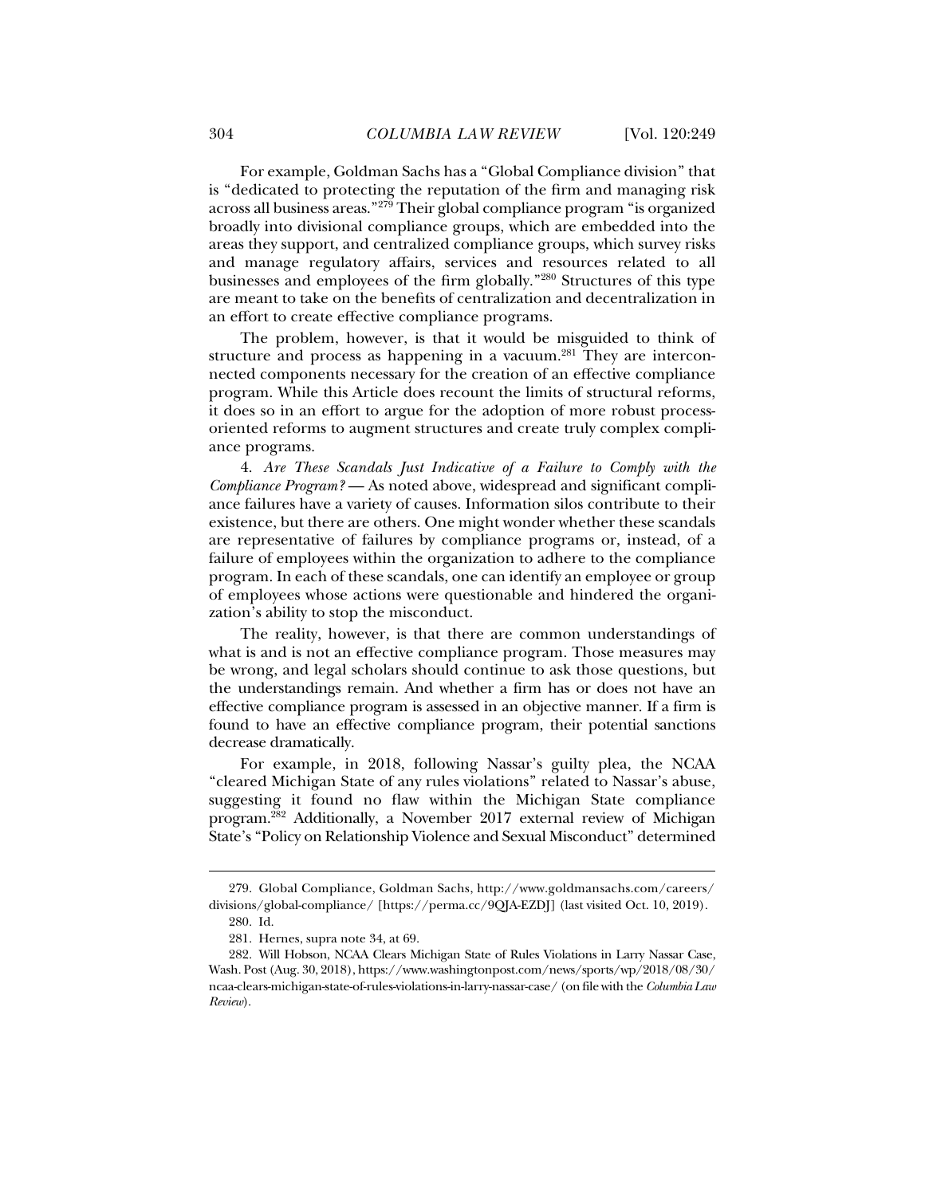For example, Goldman Sachs has a "Global Compliance division" that is "dedicated to protecting the reputation of the firm and managing risk across all business areas."[279] Their global compliance program "is organized broadly into divisional compliance groups, which are embedded into the areas they support, and centralized compliance groups, which survey risks and manage regulatory affairs, services and resources related to all businesses and employees of the firm globally."[280] Structures of this type are meant to take on the benefits of centralization and decentralization in an effort to create effective compliance programs.

The problem, however, is that it would be misguided to think of structure and process as happening in a vacuum.[281] They are interconnected components necessary for the creation of an effective compliance program. While this Article does recount the limits of structural reforms, it does so in an effort to argue for the adoption of more robust process-oriented reforms to augment structures and create truly complex compliance programs.

4. *Are These Scandals Just Indicative of a Failure to Comply with the Compliance Program?* — As noted above, widespread and significant compliance failures have a variety of causes. Information silos contribute to their existence, but there are others. One might wonder whether these scandals are representative of failures by compliance programs or, instead, of a failure of employees within the organization to adhere to the compliance program. In each of these scandals, one can identify an employee or group of employees whose actions were questionable and hindered the organization's ability to stop the misconduct.

The reality, however, is that there are common understandings of what is and is not an effective compliance program. Those measures may be wrong, and legal scholars should continue to ask those questions, but the understandings remain. And whether a firm has or does not have an effective compliance program is assessed in an objective manner. If a firm is found to have an effective compliance program, their potential sanctions decrease dramatically.

For example, in 2018, following Nassar's guilty plea, the NCAA "cleared Michigan State of any rules violations" related to Nassar's abuse, suggesting it found no flaw within the Michigan State compliance program.[282] Additionally, a November 2017 external review of Michigan State's "Policy on Relationship Violence and Sexual Misconduct" determined

---

279. Global Compliance, Goldman Sachs, http://www.goldmansachs.com/careers/divisions/global-compliance/ [https://perma.cc/9QJA-EZDJ] (last visited Oct. 10, 2019).

280. Id.

281. Hernes, supra note 34, at 69.

282. Will Hobson, NCAA Clears Michigan State of Rules Violations in Larry Nassar Case, Wash. Post (Aug. 30, 2018), https://www.washingtonpost.com/news/sports/wp/2018/08/30/ncaa-clears-michigan-state-of-rules-violations-in-larry-nassar-case/ (on file with the *Columbia Law Review*).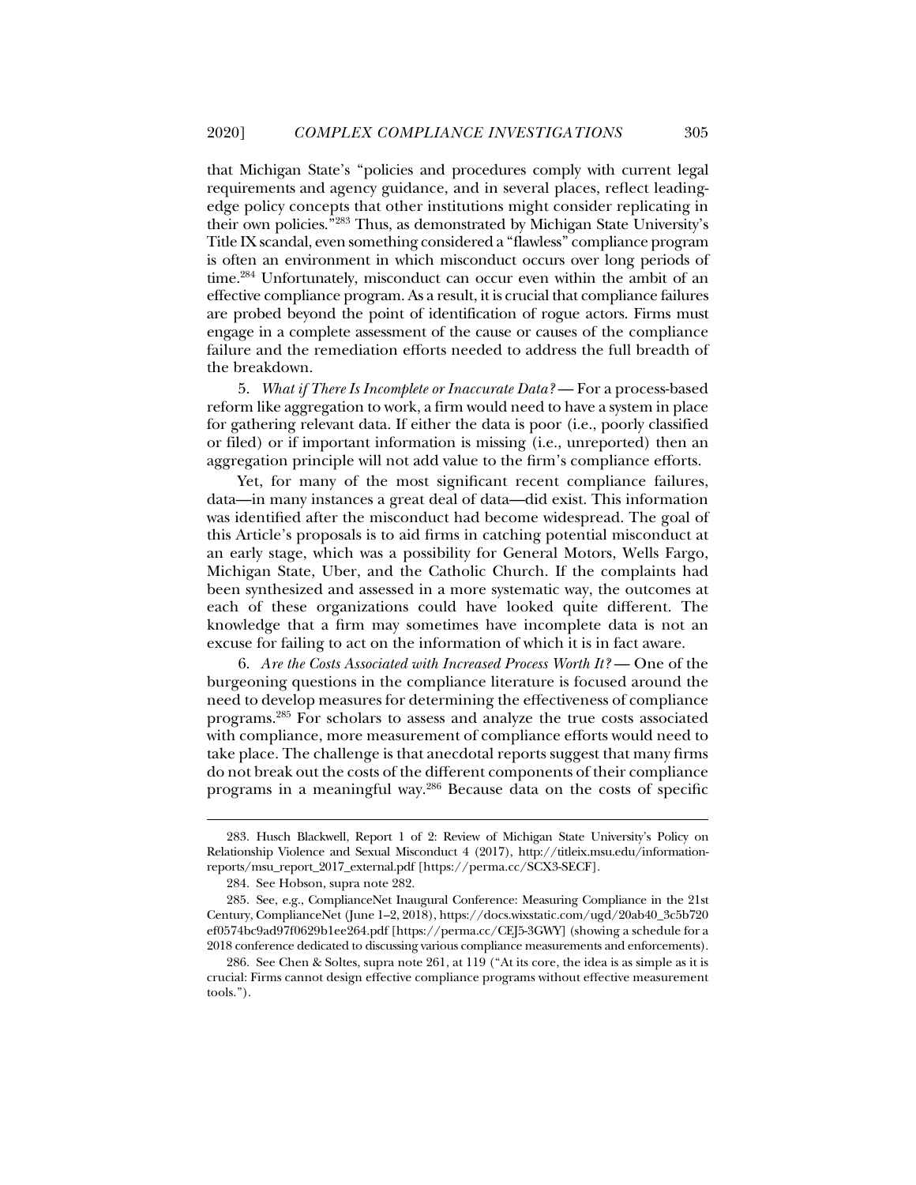that Michigan State's "policies and procedures comply with current legal requirements and agency guidance, and in several places, reflect leading-edge policy concepts that other institutions might consider replicating in their own policies."[283] Thus, as demonstrated by Michigan State University's Title IX scandal, even something considered a "flawless" compliance program is often an environment in which misconduct occurs over long periods of time.[284] Unfortunately, misconduct can occur even within the ambit of an effective compliance program. As a result, it is crucial that compliance failures are probed beyond the point of identification of rogue actors. Firms must engage in a complete assessment of the cause or causes of the compliance failure and the remediation efforts needed to address the full breadth of the breakdown.

5. *What if There Is Incomplete or Inaccurate Data?* — For a process-based reform like aggregation to work, a firm would need to have a system in place for gathering relevant data. If either the data is poor (i.e., poorly classified or filed) or if important information is missing (i.e., unreported) then an aggregation principle will not add value to the firm's compliance efforts.

Yet, for many of the most significant recent compliance failures, data—in many instances a great deal of data—did exist. This information was identified after the misconduct had become widespread. The goal of this Article's proposals is to aid firms in catching potential misconduct at an early stage, which was a possibility for General Motors, Wells Fargo, Michigan State, Uber, and the Catholic Church. If the complaints had been synthesized and assessed in a more systematic way, the outcomes at each of these organizations could have looked quite different. The knowledge that a firm may sometimes have incomplete data is not an excuse for failing to act on the information of which it is in fact aware.

6. *Are the Costs Associated with Increased Process Worth It?* — One of the burgeoning questions in the compliance literature is focused around the need to develop measures for determining the effectiveness of compliance programs.[285] For scholars to assess and analyze the true costs associated with compliance, more measurement of compliance efforts would need to take place. The challenge is that anecdotal reports suggest that many firms do not break out the costs of the different components of their compliance programs in a meaningful way.[286] Because data on the costs of specific

---

283. Husch Blackwell, Report 1 of 2: Review of Michigan State University's Policy on Relationship Violence and Sexual Misconduct 4 (2017), http://titleix.msu.edu/information-reports/msu_report_2017_external.pdf [https://perma.cc/SCX3-SECF].

284. See Hobson, supra note 282.

285. See, e.g., ComplianceNet Inaugural Conference: Measuring Compliance in the 21st Century, ComplianceNet (June 1–2, 2018), https://docs.wixstatic.com/ugd/20ab40_3c5b720ef0574bc9ad97f0629b1ee264.pdf [https://perma.cc/CEJ5-3GWY] (showing a schedule for a 2018 conference dedicated to discussing various compliance measurements and enforcements).

286. See Chen & Soltes, supra note 261, at 119 ("At its core, the idea is as simple as it is crucial: Firms cannot design effective compliance programs without effective measurement tools.").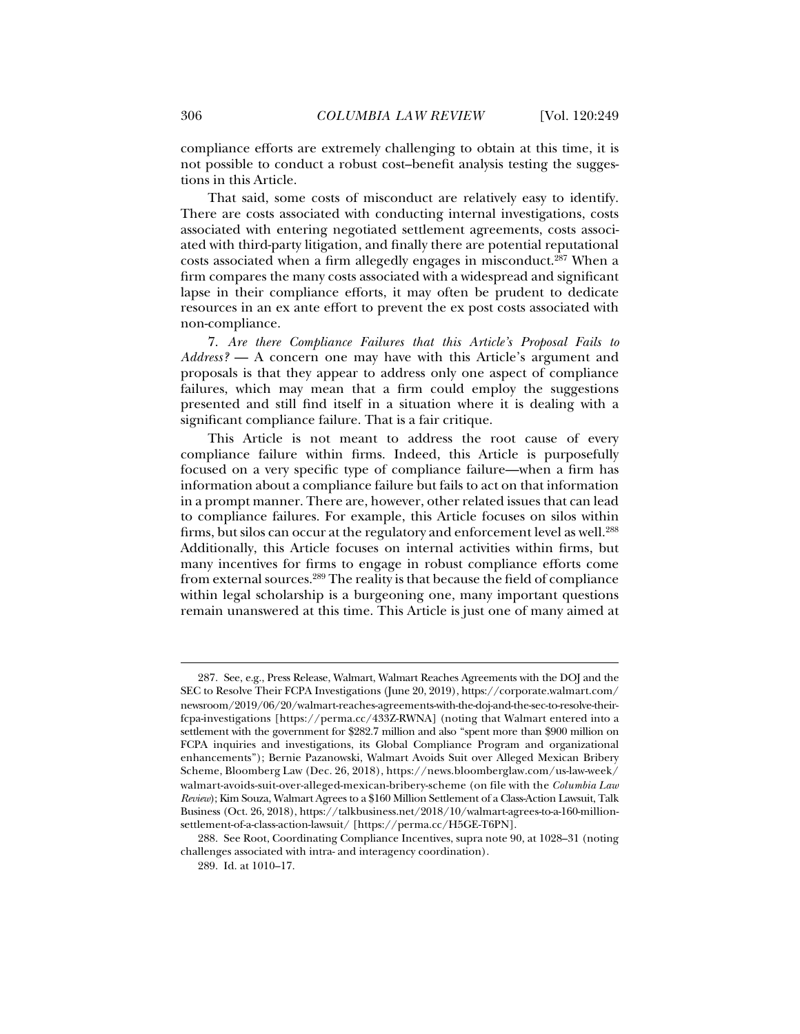compliance efforts are extremely challenging to obtain at this time, it is not possible to conduct a robust cost–benefit analysis testing the suggestions in this Article.

That said, some costs of misconduct are relatively easy to identify. There are costs associated with conducting internal investigations, costs associated with entering negotiated settlement agreements, costs associated with third-party litigation, and finally there are potential reputational costs associated when a firm allegedly engages in misconduct.[287] When a firm compares the many costs associated with a widespread and significant lapse in their compliance efforts, it may often be prudent to dedicate resources in an ex ante effort to prevent the ex post costs associated with non-compliance.

7. *Are there Compliance Failures that this Article's Proposal Fails to Address?* — A concern one may have with this Article's argument and proposals is that they appear to address only one aspect of compliance failures, which may mean that a firm could employ the suggestions presented and still find itself in a situation where it is dealing with a significant compliance failure. That is a fair critique.

This Article is not meant to address the root cause of every compliance failure within firms. Indeed, this Article is purposefully focused on a very specific type of compliance failure—when a firm has information about a compliance failure but fails to act on that information in a prompt manner. There are, however, other related issues that can lead to compliance failures. For example, this Article focuses on silos within firms, but silos can occur at the regulatory and enforcement level as well.[288] Additionally, this Article focuses on internal activities within firms, but many incentives for firms to engage in robust compliance efforts come from external sources.[289] The reality is that because the field of compliance within legal scholarship is a burgeoning one, many important questions remain unanswered at this time. This Article is just one of many aimed at

---

287. See, e.g., Press Release, Walmart, Walmart Reaches Agreements with the DOJ and the SEC to Resolve Their FCPA Investigations (June 20, 2019), https://corporate.walmart.com/newsroom/2019/06/20/walmart-reaches-agreements-with-the-doj-and-the-sec-to-resolve-their-fcpa-investigations [https://perma.cc/433Z-RWNA] (noting that Walmart entered into a settlement with the government for $282.7 million and also "spent more than $900 million on FCPA inquiries and investigations, its Global Compliance Program and organizational enhancements"); Bernie Pazanowski, Walmart Avoids Suit over Alleged Mexican Bribery Scheme, Bloomberg Law (Dec. 26, 2018), https://news.bloomberglaw.com/us-law-week/walmart-avoids-suit-over-alleged-mexican-bribery-scheme (on file with the *Columbia Law Review*); Kim Souza, Walmart Agrees to a $160 Million Settlement of a Class-Action Lawsuit, Talk Business (Oct. 26, 2018), https://talkbusiness.net/2018/10/walmart-agrees-to-a-160-million-settlement-of-a-class-action-lawsuit/ [https://perma.cc/H5GE-T6PN].

288. See Root, Coordinating Compliance Incentives, supra note 90, at 1028–31 (noting challenges associated with intra- and interagency coordination).

289. Id. at 1010–17.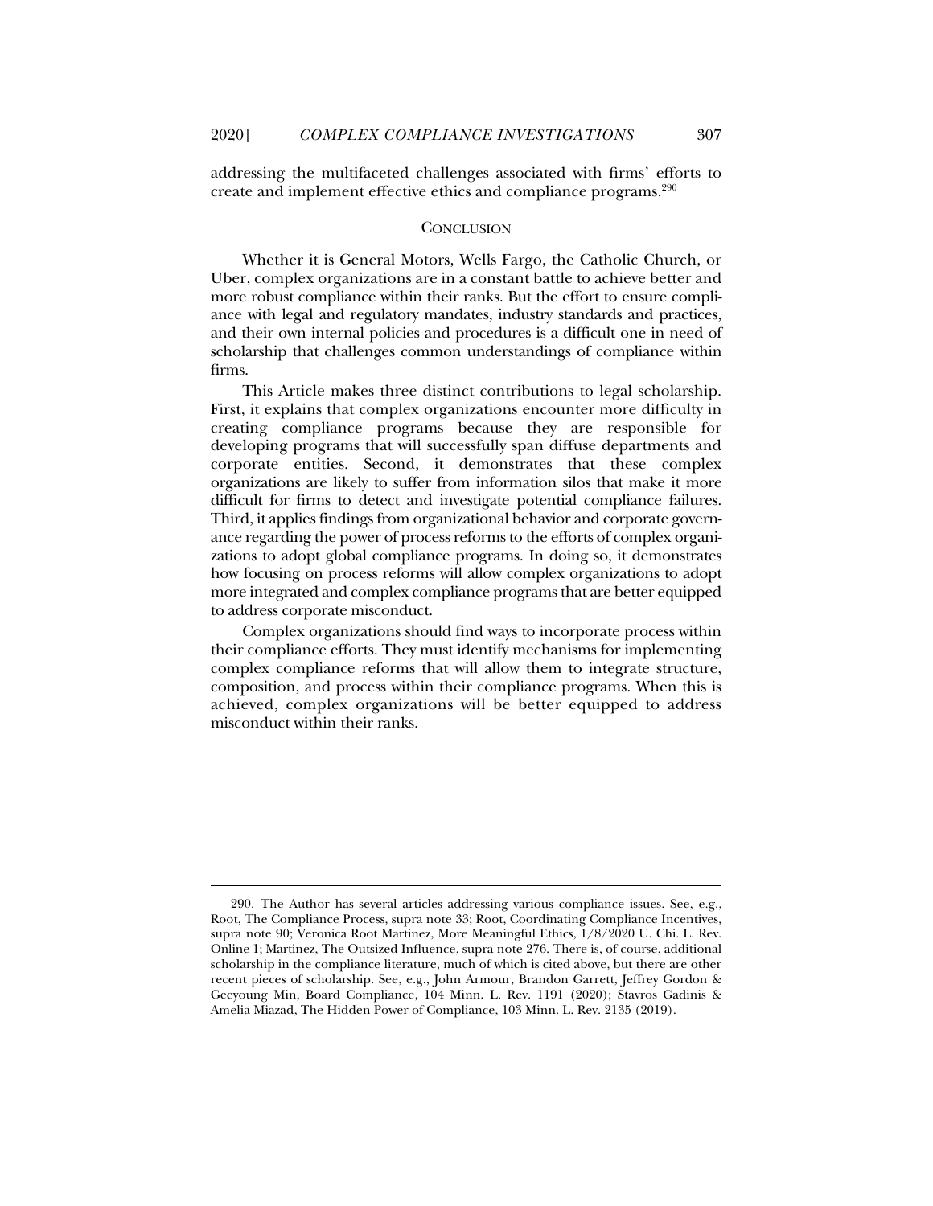addressing the multifaceted challenges associated with firms' efforts to create and implement effective ethics and compliance programs.[290]

## CONCLUSION

Whether it is General Motors, Wells Fargo, the Catholic Church, or Uber, complex organizations are in a constant battle to achieve better and more robust compliance within their ranks. But the effort to ensure compliance with legal and regulatory mandates, industry standards and practices, and their own internal policies and procedures is a difficult one in need of scholarship that challenges common understandings of compliance within firms.

This Article makes three distinct contributions to legal scholarship. First, it explains that complex organizations encounter more difficulty in creating compliance programs because they are responsible for developing programs that will successfully span diffuse departments and corporate entities. Second, it demonstrates that these complex organizations are likely to suffer from information silos that make it more difficult for firms to detect and investigate potential compliance failures. Third, it applies findings from organizational behavior and corporate governance regarding the power of process reforms to the efforts of complex organizations to adopt global compliance programs. In doing so, it demonstrates how focusing on process reforms will allow complex organizations to adopt more integrated and complex compliance programs that are better equipped to address corporate misconduct.

Complex organizations should find ways to incorporate process within their compliance efforts. They must identify mechanisms for implementing complex compliance reforms that will allow them to integrate structure, composition, and process within their compliance programs. When this is achieved, complex organizations will be better equipped to address misconduct within their ranks.

---

290. The Author has several articles addressing various compliance issues. See, e.g., Root, The Compliance Process, supra note 33; Root, Coordinating Compliance Incentives, supra note 90; Veronica Root Martinez, More Meaningful Ethics, 1/8/2020 U. Chi. L. Rev. Online 1; Martinez, The Outsized Influence, supra note 276. There is, of course, additional scholarship in the compliance literature, much of which is cited above, but there are other recent pieces of scholarship. See, e.g., John Armour, Brandon Garrett, Jeffrey Gordon & Geeyoung Min, Board Compliance, 104 Minn. L. Rev. 1191 (2020); Stavros Gadinis & Amelia Miazad, The Hidden Power of Compliance, 103 Minn. L. Rev. 2135 (2019).